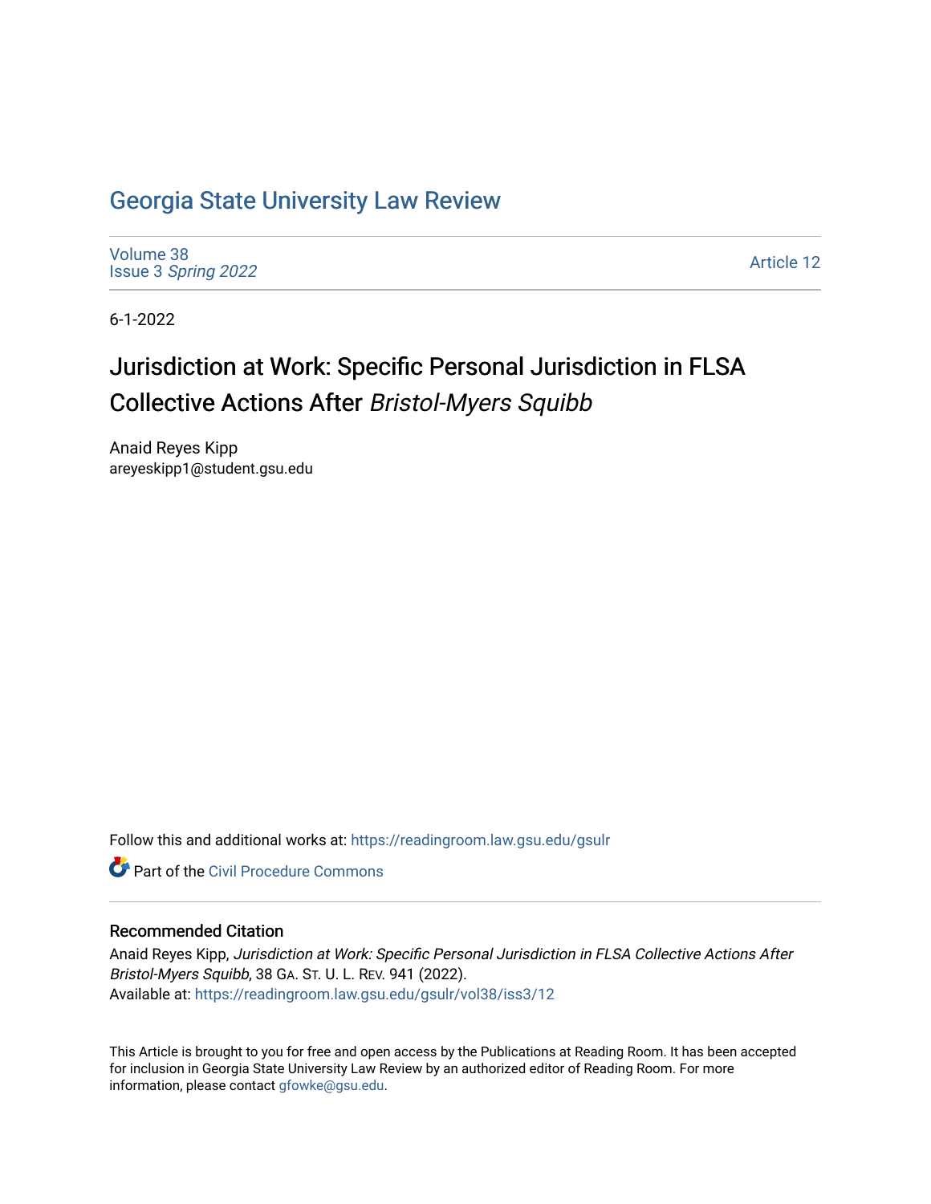# Georgia State University Law Review

Volume 38
Issue 3 *Spring 2022*

Article 12

6-1-2022

## Jurisdiction at Work: Specific Personal Jurisdiction in FLSA Collective Actions After *Bristol-Myers Squibb*

Anaid Reyes Kipp
areyeskipp1@student.gsu.edu

Follow this and additional works at: https://readingroom.law.gsu.edu/gsulr

Part of the Civil Procedure Commons

### Recommended Citation

Anaid Reyes Kipp, *Jurisdiction at Work: Specific Personal Jurisdiction in FLSA Collective Actions After Bristol-Myers Squibb*, 38 GA. ST. U. L. REV. 941 (2022).
Available at: https://readingroom.law.gsu.edu/gsulr/vol38/iss3/12

This Article is brought to you for free and open access by the Publications at Reading Room. It has been accepted for inclusion in Georgia State University Law Review by an authorized editor of Reading Room. For more information, please contact gfowke@gsu.edu.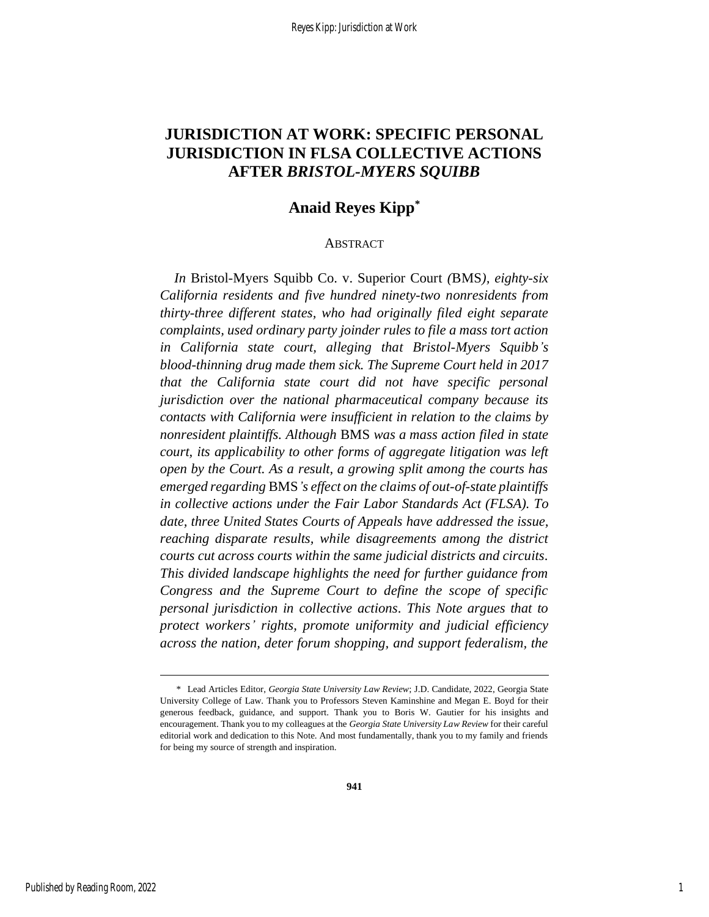# JURISDICTION AT WORK: SPECIFIC PERSONAL JURISDICTION IN FLSA COLLECTIVE ACTIONS AFTER *BRISTOL-MYERS SQUIBB*

## Anaid Reyes Kipp*

### ABSTRACT

*In* Bristol-Myers Squibb Co. v. Superior Court *(*BMS*), eighty-six California residents and five hundred ninety-two nonresidents from thirty-three different states, who had originally filed eight separate complaints, used ordinary party joinder rules to file a mass tort action in California state court, alleging that Bristol-Myers Squibb's blood-thinning drug made them sick. The Supreme Court held in 2017 that the California state court did not have specific personal jurisdiction over the national pharmaceutical company because its contacts with California were insufficient in relation to the claims by nonresident plaintiffs. Although* BMS *was a mass action filed in state court, its applicability to other forms of aggregate litigation was left open by the Court. As a result, a growing split among the courts has emerged regarding* BMS*'s effect on the claims of out-of-state plaintiffs in collective actions under the Fair Labor Standards Act (FLSA). To date, three United States Courts of Appeals have addressed the issue, reaching disparate results, while disagreements among the district courts cut across courts within the same judicial districts and circuits. This divided landscape highlights the need for further guidance from Congress and the Supreme Court to define the scope of specific personal jurisdiction in collective actions. This Note argues that to protect workers' rights, promote uniformity and judicial efficiency across the nation, deter forum shopping, and support federalism, the*

---

\* Lead Articles Editor, *Georgia State University Law Review*; J.D. Candidate, 2022, Georgia State University College of Law. Thank you to Professors Steven Kaminshine and Megan E. Boyd for their generous feedback, guidance, and support. Thank you to Boris W. Gautier for his insights and encouragement. Thank you to my colleagues at the *Georgia State University Law Review* for their careful editorial work and dedication to this Note. And most fundamentally, thank you to my family and friends for being my source of strength and inspiration.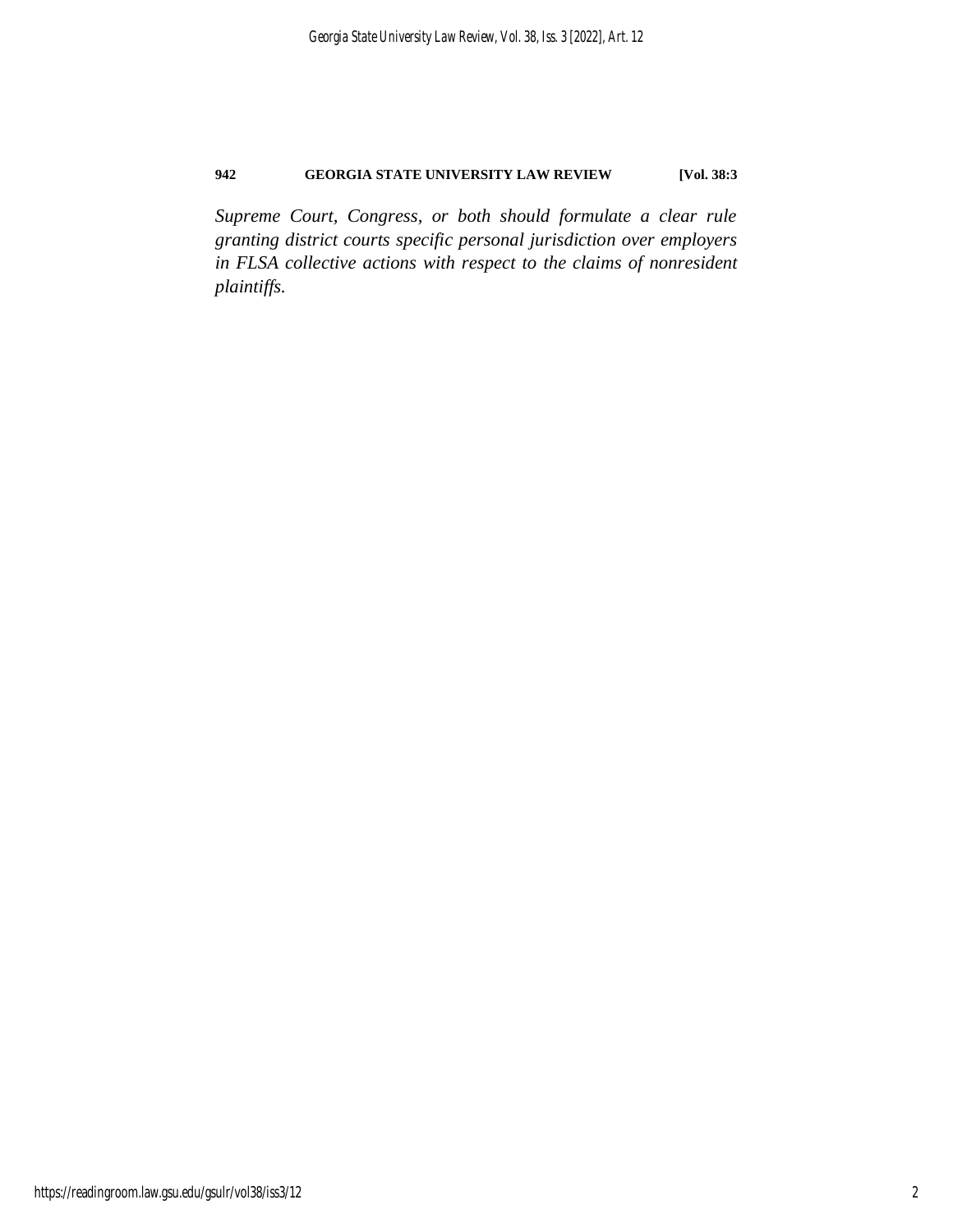*Supreme Court, Congress, or both should formulate a clear rule granting district courts specific personal jurisdiction over employers in FLSA collective actions with respect to the claims of nonresident plaintiffs.*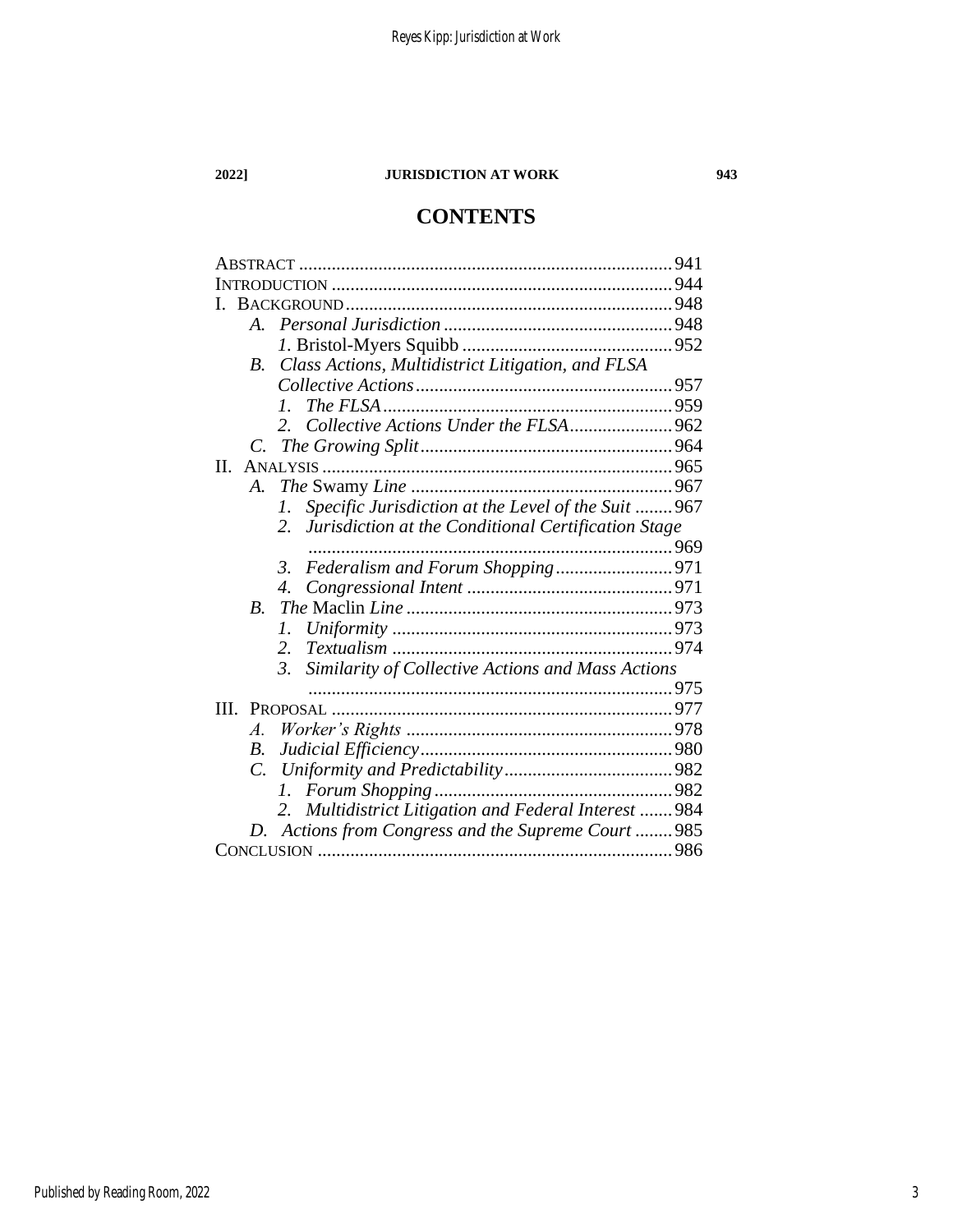## CONTENTS

ABSTRACT ............................................................................... 941
INTRODUCTION ........................................................................ 944
I. BACKGROUND ....................................................................... 948
   *A. Personal Jurisdiction* ................................................. 948
      *1.* Bristol-Myers Squibb ............................................ 952
   *B. Class Actions, Multidistrict Litigation, and FLSA Collective Actions* ........................................................ 957
      *1. The FLSA* ............................................................ 959
      *2. Collective Actions Under the FLSA* ...................... 962
   *C. The Growing Split* ...................................................... 964
II. ANALYSIS ............................................................................ 965
   *A. The* Swamy *Line* ........................................................ 967
      *1. Specific Jurisdiction at the Level of the Suit* ........ 967
      *2. Jurisdiction at the Conditional Certification Stage* ............................................................................. 969
      *3. Federalism and Forum Shopping* ......................... 971
      *4. Congressional Intent* ........................................... 971
   *B. The* Maclin *Line* ......................................................... 973
      *1. Uniformity* ............................................................ 973
      *2. Textualism* ............................................................ 974
      *3. Similarity of Collective Actions and Mass Actions* ............................................................................. 975
III. PROPOSAL ......................................................................... 977
   *A. Worker's Rights* ......................................................... 978
   *B. Judicial Efficiency* ...................................................... 980
   *C. Uniformity and Predictability* .................................... 982
      *1. Forum Shopping* ................................................... 982
      *2. Multidistrict Litigation and Federal Interest* ........ 984
   *D. Actions from Congress and the Supreme Court* ........ 985
CONCLUSION ........................................................................... 986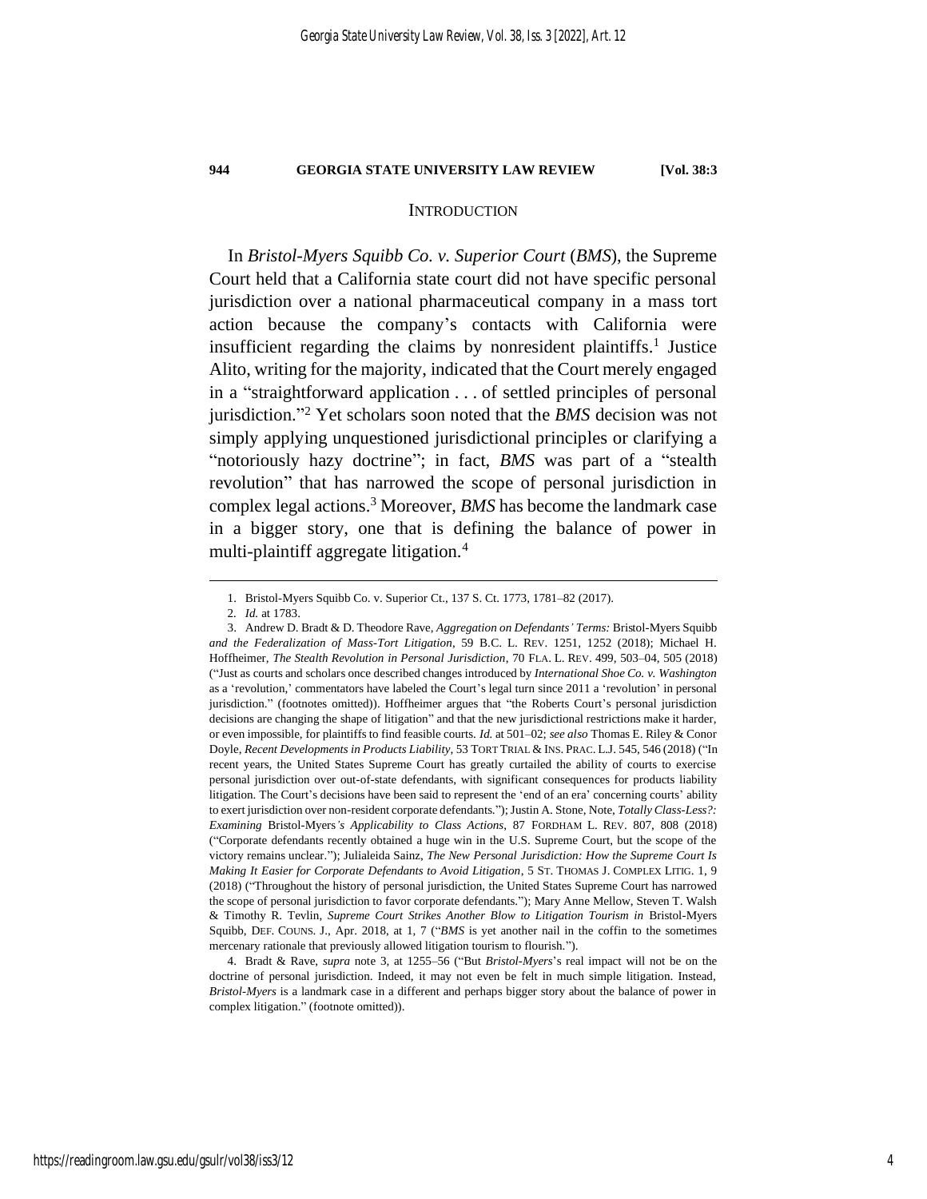## INTRODUCTION

In *Bristol-Myers Squibb Co. v. Superior Court* (*BMS*), the Supreme Court held that a California state court did not have specific personal jurisdiction over a national pharmaceutical company in a mass tort action because the company's contacts with California were insufficient regarding the claims by nonresident plaintiffs.[1] Justice Alito, writing for the majority, indicated that the Court merely engaged in a "straightforward application . . . of settled principles of personal jurisdiction."[2] Yet scholars soon noted that the *BMS* decision was not simply applying unquestioned jurisdictional principles or clarifying a "notoriously hazy doctrine"; in fact, *BMS* was part of a "stealth revolution" that has narrowed the scope of personal jurisdiction in complex legal actions.[3] Moreover, *BMS* has become the landmark case in a bigger story, one that is defining the balance of power in multi-plaintiff aggregate litigation.[4]

---

1. Bristol-Myers Squibb Co. v. Superior Ct., 137 S. Ct. 1773, 1781–82 (2017).

2. *Id.* at 1783.

3. Andrew D. Bradt & D. Theodore Rave, *Aggregation on Defendants' Terms:* Bristol-Myers Squibb *and the Federalization of Mass-Tort Litigation*, 59 B.C. L. REV. 1251, 1252 (2018); Michael H. Hoffheimer, *The Stealth Revolution in Personal Jurisdiction*, 70 FLA. L. REV. 499, 503–04, 505 (2018) ("Just as courts and scholars once described changes introduced by *International Shoe Co. v. Washington* as a 'revolution,' commentators have labeled the Court's legal turn since 2011 a 'revolution' in personal jurisdiction." (footnotes omitted)). Hoffheimer argues that "the Roberts Court's personal jurisdiction decisions are changing the shape of litigation" and that the new jurisdictional restrictions make it harder, or even impossible, for plaintiffs to find feasible courts. *Id.* at 501–02; *see also* Thomas E. Riley & Conor Doyle, *Recent Developments in Products Liability*, 53 TORT TRIAL & INS. PRAC. L.J. 545, 546 (2018) ("In recent years, the United States Supreme Court has greatly curtailed the ability of courts to exercise personal jurisdiction over out-of-state defendants, with significant consequences for products liability litigation. The Court's decisions have been said to represent the 'end of an era' concerning courts' ability to exert jurisdiction over non-resident corporate defendants."); Justin A. Stone, Note, *Totally Class-Less?: Examining* Bristol-Myers*'s Applicability to Class Actions*, 87 FORDHAM L. REV. 807, 808 (2018) ("Corporate defendants recently obtained a huge win in the U.S. Supreme Court, but the scope of the victory remains unclear."); Julialeida Sainz, *The New Personal Jurisdiction: How the Supreme Court Is Making It Easier for Corporate Defendants to Avoid Litigation*, 5 ST. THOMAS J. COMPLEX LITIG. 1, 9 (2018) ("Throughout the history of personal jurisdiction, the United States Supreme Court has narrowed the scope of personal jurisdiction to favor corporate defendants."); Mary Anne Mellow, Steven T. Walsh & Timothy R. Tevlin, *Supreme Court Strikes Another Blow to Litigation Tourism in* Bristol-Myers Squibb, DEF. COUNS. J., Apr. 2018, at 1, 7 ("*BMS* is yet another nail in the coffin to the sometimes mercenary rationale that previously allowed litigation tourism to flourish.").

4. Bradt & Rave, *supra* note 3, at 1255–56 ("But *Bristol-Myers*'s real impact will not be on the doctrine of personal jurisdiction. Indeed, it may not even be felt in much simple litigation. Instead, *Bristol-Myers* is a landmark case in a different and perhaps bigger story about the balance of power in complex litigation." (footnote omitted)).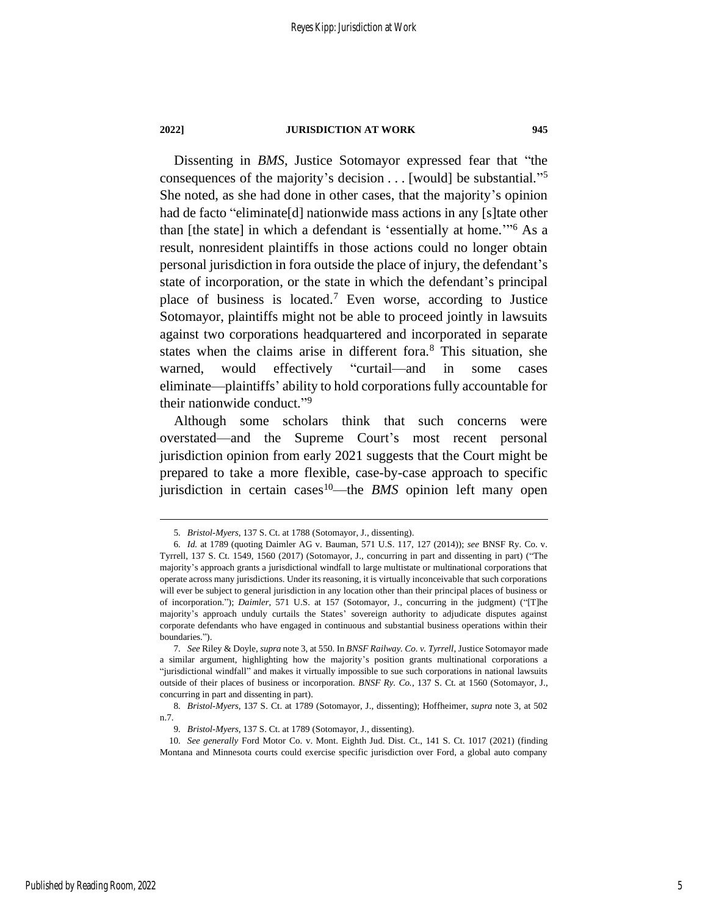Dissenting in *BMS*, Justice Sotomayor expressed fear that "the consequences of the majority's decision . . . [would] be substantial."[5] She noted, as she had done in other cases, that the majority's opinion had de facto "eliminate[d] nationwide mass actions in any [s]tate other than [the state] in which a defendant is 'essentially at home.'"[6] As a result, nonresident plaintiffs in those actions could no longer obtain personal jurisdiction in fora outside the place of injury, the defendant's state of incorporation, or the state in which the defendant's principal place of business is located.[7] Even worse, according to Justice Sotomayor, plaintiffs might not be able to proceed jointly in lawsuits against two corporations headquartered and incorporated in separate states when the claims arise in different fora.[8] This situation, she warned, would effectively "curtail—and in some cases eliminate—plaintiffs' ability to hold corporations fully accountable for their nationwide conduct."[9]

Although some scholars think that such concerns were overstated—and the Supreme Court's most recent personal jurisdiction opinion from early 2021 suggests that the Court might be prepared to take a more flexible, case-by-case approach to specific jurisdiction in certain cases[10]—the *BMS* opinion left many open

---

5. *Bristol-Myers*, 137 S. Ct. at 1788 (Sotomayor, J., dissenting).

6. *Id.* at 1789 (quoting Daimler AG v. Bauman, 571 U.S. 117, 127 (2014)); *see* BNSF Ry. Co. v. Tyrrell, 137 S. Ct. 1549, 1560 (2017) (Sotomayor, J., concurring in part and dissenting in part) ("The majority's approach grants a jurisdictional windfall to large multistate or multinational corporations that operate across many jurisdictions. Under its reasoning, it is virtually inconceivable that such corporations will ever be subject to general jurisdiction in any location other than their principal places of business or of incorporation."); *Daimler*, 571 U.S. at 157 (Sotomayor, J., concurring in the judgment) ("[T]he majority's approach unduly curtails the States' sovereign authority to adjudicate disputes against corporate defendants who have engaged in continuous and substantial business operations within their boundaries.").

7. *See* Riley & Doyle, *supra* note 3, at 550. In *BNSF Railway. Co. v. Tyrrell*, Justice Sotomayor made a similar argument, highlighting how the majority's position grants multinational corporations a "jurisdictional windfall" and makes it virtually impossible to sue such corporations in national lawsuits outside of their places of business or incorporation. *BNSF Ry. Co.*, 137 S. Ct. at 1560 (Sotomayor, J., concurring in part and dissenting in part).

8. *Bristol-Myers*, 137 S. Ct. at 1789 (Sotomayor, J., dissenting); Hoffheimer, *supra* note 3, at 502 n.7.

9. *Bristol-Myers*, 137 S. Ct. at 1789 (Sotomayor, J., dissenting).

10. *See generally* Ford Motor Co. v. Mont. Eighth Jud. Dist. Ct., 141 S. Ct. 1017 (2021) (finding Montana and Minnesota courts could exercise specific jurisdiction over Ford, a global auto company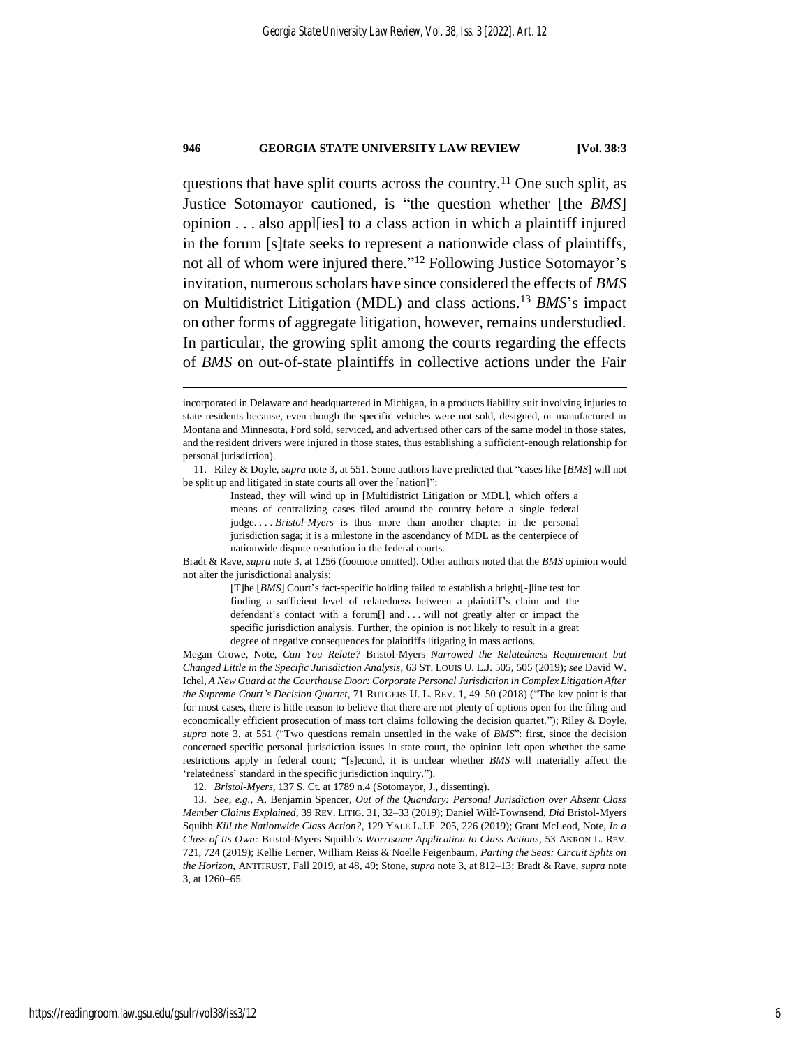questions that have split courts across the country.[11] One such split, as Justice Sotomayor cautioned, is "the question whether [the *BMS*] opinion . . . also appl[ies] to a class action in which a plaintiff injured in the forum [s]tate seeks to represent a nationwide class of plaintiffs, not all of whom were injured there."[12] Following Justice Sotomayor's invitation, numerous scholars have since considered the effects of *BMS* on Multidistrict Litigation (MDL) and class actions.[13] *BMS*'s impact on other forms of aggregate litigation, however, remains understudied. In particular, the growing split among the courts regarding the effects of *BMS* on out-of-state plaintiffs in collective actions under the Fair

---

incorporated in Delaware and headquartered in Michigan, in a products liability suit involving injuries to state residents because, even though the specific vehicles were not sold, designed, or manufactured in Montana and Minnesota, Ford sold, serviced, and advertised other cars of the same model in those states, and the resident drivers were injured in those states, thus establishing a sufficient-enough relationship for personal jurisdiction).

11. Riley & Doyle, *supra* note 3, at 551. Some authors have predicted that "cases like [*BMS*] will not be split up and litigated in state courts all over the [nation]":

> Instead, they will wind up in [Multidistrict Litigation or MDL], which offers a means of centralizing cases filed around the country before a single federal judge. . . . *Bristol-Myers* is thus more than another chapter in the personal jurisdiction saga; it is a milestone in the ascendancy of MDL as the centerpiece of nationwide dispute resolution in the federal courts.

Bradt & Rave, *supra* note 3, at 1256 (footnote omitted). Other authors noted that the *BMS* opinion would not alter the jurisdictional analysis:

> [T]he [*BMS*] Court's fact-specific holding failed to establish a bright[-]line test for finding a sufficient level of relatedness between a plaintiff's claim and the defendant's contact with a forum[] and . . . will not greatly alter or impact the specific jurisdiction analysis. Further, the opinion is not likely to result in a great degree of negative consequences for plaintiffs litigating in mass actions.

Megan Crowe, Note, *Can You Relate?* Bristol-Myers *Narrowed the Relatedness Requirement but Changed Little in the Specific Jurisdiction Analysis*, 63 ST. LOUIS U. L.J. 505, 505 (2019); *see* David W. Ichel, *A New Guard at the Courthouse Door: Corporate Personal Jurisdiction in Complex Litigation After the Supreme Court's Decision Quartet*, 71 RUTGERS U. L. REV. 1, 49–50 (2018) ("The key point is that for most cases, there is little reason to believe that there are not plenty of options open for the filing and economically efficient prosecution of mass tort claims following the decision quartet."); Riley & Doyle, *supra* note 3, at 551 ("Two questions remain unsettled in the wake of *BMS*": first, since the decision concerned specific personal jurisdiction issues in state court, the opinion left open whether the same restrictions apply in federal court; "[s]econd, it is unclear whether *BMS* will materially affect the 'relatedness' standard in the specific jurisdiction inquiry.").

12. *Bristol-Myers*, 137 S. Ct. at 1789 n.4 (Sotomayor, J., dissenting).

13. *See, e.g.*, A. Benjamin Spencer, *Out of the Quandary: Personal Jurisdiction over Absent Class Member Claims Explained*, 39 REV. LITIG. 31, 32–33 (2019); Daniel Wilf-Townsend, *Did* Bristol-Myers Squibb *Kill the Nationwide Class Action?*, 129 YALE L.J.F. 205, 226 (2019); Grant McLeod, Note, *In a Class of Its Own:* Bristol-Myers Squibb*'s Worrisome Application to Class Actions*, 53 AKRON L. REV. 721, 724 (2019); Kellie Lerner, William Reiss & Noelle Feigenbaum, *Parting the Seas: Circuit Splits on the Horizon*, ANTITRUST, Fall 2019, at 48, 49; Stone, *supra* note 3, at 812–13; Bradt & Rave, *supra* note 3, at 1260–65.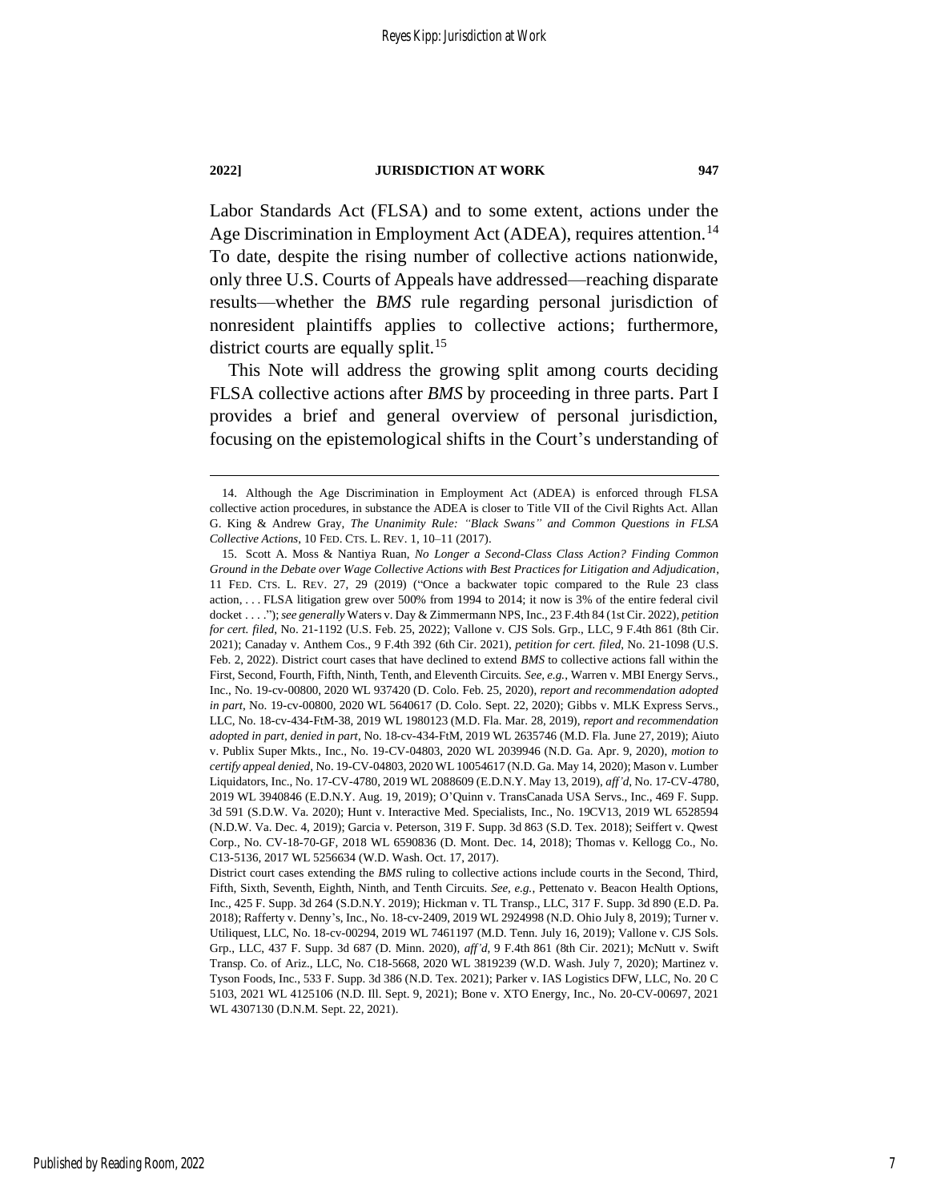Labor Standards Act (FLSA) and to some extent, actions under the Age Discrimination in Employment Act (ADEA), requires attention.[14] To date, despite the rising number of collective actions nationwide, only three U.S. Courts of Appeals have addressed—reaching disparate results—whether the *BMS* rule regarding personal jurisdiction of nonresident plaintiffs applies to collective actions; furthermore, district courts are equally split.[15]

This Note will address the growing split among courts deciding FLSA collective actions after *BMS* by proceeding in three parts. Part I provides a brief and general overview of personal jurisdiction, focusing on the epistemological shifts in the Court's understanding of

---

14. Although the Age Discrimination in Employment Act (ADEA) is enforced through FLSA collective action procedures, in substance the ADEA is closer to Title VII of the Civil Rights Act. Allan G. King & Andrew Gray, *The Unanimity Rule: "Black Swans" and Common Questions in FLSA Collective Actions*, 10 FED. CTS. L. REV. 1, 10–11 (2017).

15. Scott A. Moss & Nantiya Ruan, *No Longer a Second-Class Class Action? Finding Common Ground in the Debate over Wage Collective Actions with Best Practices for Litigation and Adjudication*, 11 FED. CTS. L. REV. 27, 29 (2019) ("Once a backwater topic compared to the Rule 23 class action, . . . FLSA litigation grew over 500% from 1994 to 2014; it now is 3% of the entire federal civil docket . . . ."); *see generally* Waters v. Day & Zimmermann NPS, Inc., 23 F.4th 84 (1st Cir. 2022), *petition for cert. filed*, No. 21-1192 (U.S. Feb. 25, 2022); Vallone v. CJS Sols. Grp., LLC, 9 F.4th 861 (8th Cir. 2021); Canaday v. Anthem Cos., 9 F.4th 392 (6th Cir. 2021), *petition for cert. filed*, No. 21-1098 (U.S. Feb. 2, 2022). District court cases that have declined to extend *BMS* to collective actions fall within the First, Second, Fourth, Fifth, Ninth, Tenth, and Eleventh Circuits. *See, e.g.*, Warren v. MBI Energy Servs., Inc., No. 19-cv-00800, 2020 WL 937420 (D. Colo. Feb. 25, 2020), *report and recommendation adopted in part*, No. 19-cv-00800, 2020 WL 5640617 (D. Colo. Sept. 22, 2020); Gibbs v. MLK Express Servs., LLC, No. 18-cv-434-FtM-38, 2019 WL 1980123 (M.D. Fla. Mar. 28, 2019), *report and recommendation adopted in part, denied in part*, No. 18-cv-434-FtM, 2019 WL 2635746 (M.D. Fla. June 27, 2019); Aiuto v. Publix Super Mkts., Inc., No. 19-CV-04803, 2020 WL 2039946 (N.D. Ga. Apr. 9, 2020), *motion to certify appeal denied*, No. 19-CV-04803, 2020 WL 10054617 (N.D. Ga. May 14, 2020); Mason v. Lumber Liquidators, Inc., No. 17-CV-4780, 2019 WL 2088609 (E.D.N.Y. May 13, 2019), *aff'd*, No. 17-CV-4780, 2019 WL 3940846 (E.D.N.Y. Aug. 19, 2019); O'Quinn v. TransCanada USA Servs., Inc., 469 F. Supp. 3d 591 (S.D.W. Va. 2020); Hunt v. Interactive Med. Specialists, Inc., No. 19CV13, 2019 WL 6528594 (N.D.W. Va. Dec. 4, 2019); Garcia v. Peterson, 319 F. Supp. 3d 863 (S.D. Tex. 2018); Seiffert v. Qwest Corp., No. CV-18-70-GF, 2018 WL 6590836 (D. Mont. Dec. 14, 2018); Thomas v. Kellogg Co., No. C13-5136, 2017 WL 5256634 (W.D. Wash. Oct. 17, 2017).

District court cases extending the *BMS* ruling to collective actions include courts in the Second, Third, Fifth, Sixth, Seventh, Eighth, Ninth, and Tenth Circuits. *See, e.g.*, Pettenato v. Beacon Health Options, Inc., 425 F. Supp. 3d 264 (S.D.N.Y. 2019); Hickman v. TL Transp., LLC, 317 F. Supp. 3d 890 (E.D. Pa. 2018); Rafferty v. Denny's, Inc., No. 18-cv-2409, 2019 WL 2924998 (N.D. Ohio July 8, 2019); Turner v. Utiliquest, LLC, No. 18-cv-00294, 2019 WL 7461197 (M.D. Tenn. July 16, 2019); Vallone v. CJS Sols. Grp., LLC, 437 F. Supp. 3d 687 (D. Minn. 2020), *aff'd*, 9 F.4th 861 (8th Cir. 2021); McNutt v. Swift Transp. Co. of Ariz., LLC, No. C18-5668, 2020 WL 3819239 (W.D. Wash. July 7, 2020); Martinez v. Tyson Foods, Inc., 533 F. Supp. 3d 386 (N.D. Tex. 2021); Parker v. IAS Logistics DFW, LLC, No. 20 C 5103, 2021 WL 4125106 (N.D. Ill. Sept. 9, 2021); Bone v. XTO Energy, Inc., No. 20-CV-00697, 2021 WL 4307130 (D.N.M. Sept. 22, 2021).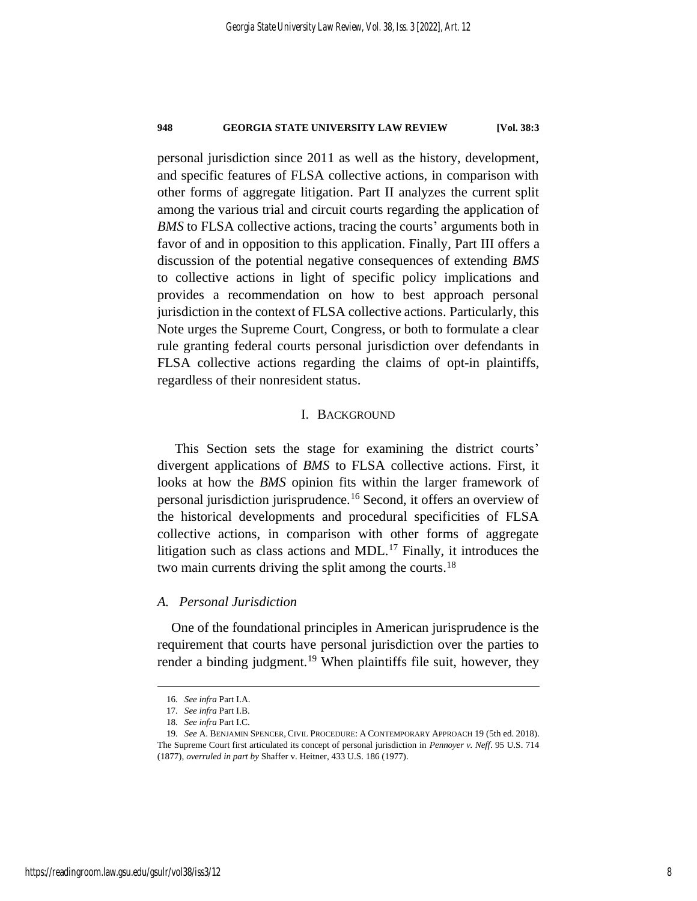personal jurisdiction since 2011 as well as the history, development, and specific features of FLSA collective actions, in comparison with other forms of aggregate litigation. Part II analyzes the current split among the various trial and circuit courts regarding the application of *BMS* to FLSA collective actions, tracing the courts' arguments both in favor of and in opposition to this application. Finally, Part III offers a discussion of the potential negative consequences of extending *BMS* to collective actions in light of specific policy implications and provides a recommendation on how to best approach personal jurisdiction in the context of FLSA collective actions. Particularly, this Note urges the Supreme Court, Congress, or both to formulate a clear rule granting federal courts personal jurisdiction over defendants in FLSA collective actions regarding the claims of opt-in plaintiffs, regardless of their nonresident status.

## I. Background

This Section sets the stage for examining the district courts' divergent applications of *BMS* to FLSA collective actions. First, it looks at how the *BMS* opinion fits within the larger framework of personal jurisdiction jurisprudence.[16] Second, it offers an overview of the historical developments and procedural specificities of FLSA collective actions, in comparison with other forms of aggregate litigation such as class actions and MDL.[17] Finally, it introduces the two main currents driving the split among the courts.[18]

### *A. Personal Jurisdiction*

One of the foundational principles in American jurisprudence is the requirement that courts have personal jurisdiction over the parties to render a binding judgment.[19] When plaintiffs file suit, however, they

---

16. *See infra* Part I.A.

17. *See infra* Part I.B.

18. *See infra* Part I.C.

19. *See* A. Benjamin Spencer, Civil Procedure: A Contemporary Approach 19 (5th ed. 2018). The Supreme Court first articulated its concept of personal jurisdiction in *Pennoyer v. Neff*. 95 U.S. 714 (1877), *overruled in part by* Shaffer v. Heitner, 433 U.S. 186 (1977).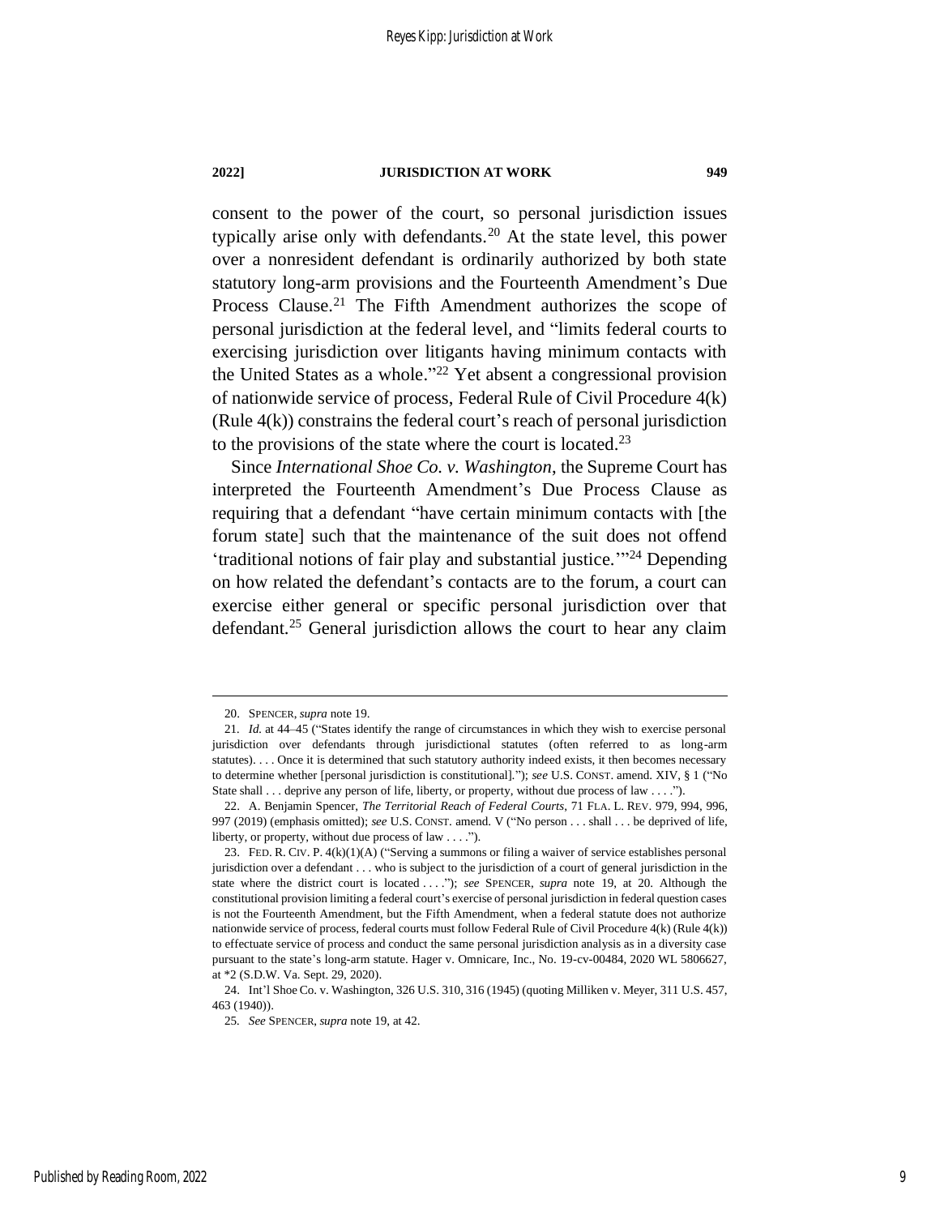consent to the power of the court, so personal jurisdiction issues typically arise only with defendants.[20] At the state level, this power over a nonresident defendant is ordinarily authorized by both state statutory long-arm provisions and the Fourteenth Amendment's Due Process Clause.[21] The Fifth Amendment authorizes the scope of personal jurisdiction at the federal level, and "limits federal courts to exercising jurisdiction over litigants having minimum contacts with the United States as a whole."[22] Yet absent a congressional provision of nationwide service of process, Federal Rule of Civil Procedure 4(k) (Rule 4(k)) constrains the federal court's reach of personal jurisdiction to the provisions of the state where the court is located.[23]

Since *International Shoe Co. v. Washington*, the Supreme Court has interpreted the Fourteenth Amendment's Due Process Clause as requiring that a defendant "have certain minimum contacts with [the forum state] such that the maintenance of the suit does not offend 'traditional notions of fair play and substantial justice.'"[24] Depending on how related the defendant's contacts are to the forum, a court can exercise either general or specific personal jurisdiction over that defendant.[25] General jurisdiction allows the court to hear any claim

---

20. SPENCER, *supra* note 19.

21. *Id.* at 44–45 ("States identify the range of circumstances in which they wish to exercise personal jurisdiction over defendants through jurisdictional statutes (often referred to as long-arm statutes). . . . Once it is determined that such statutory authority indeed exists, it then becomes necessary to determine whether [personal jurisdiction is constitutional]."); *see* U.S. CONST. amend. XIV, § 1 ("No State shall . . . deprive any person of life, liberty, or property, without due process of law . . . .").

22. A. Benjamin Spencer, *The Territorial Reach of Federal Courts*, 71 FLA. L. REV. 979, 994, 996, 997 (2019) (emphasis omitted); *see* U.S. CONST. amend. V ("No person . . . shall . . . be deprived of life, liberty, or property, without due process of law . . . .").

23. FED. R. CIV. P. 4(k)(1)(A) ("Serving a summons or filing a waiver of service establishes personal jurisdiction over a defendant . . . who is subject to the jurisdiction of a court of general jurisdiction in the state where the district court is located . . . ."); *see* SPENCER, *supra* note 19, at 20. Although the constitutional provision limiting a federal court's exercise of personal jurisdiction in federal question cases is not the Fourteenth Amendment, but the Fifth Amendment, when a federal statute does not authorize nationwide service of process, federal courts must follow Federal Rule of Civil Procedure 4(k) (Rule 4(k)) to effectuate service of process and conduct the same personal jurisdiction analysis as in a diversity case pursuant to the state's long-arm statute. Hager v. Omnicare, Inc., No. 19-cv-00484, 2020 WL 5806627, at *2 (S.D.W. Va. Sept. 29, 2020).

24. Int'l Shoe Co. v. Washington, 326 U.S. 310, 316 (1945) (quoting Milliken v. Meyer, 311 U.S. 457, 463 (1940)).

25. *See* SPENCER, *supra* note 19, at 42.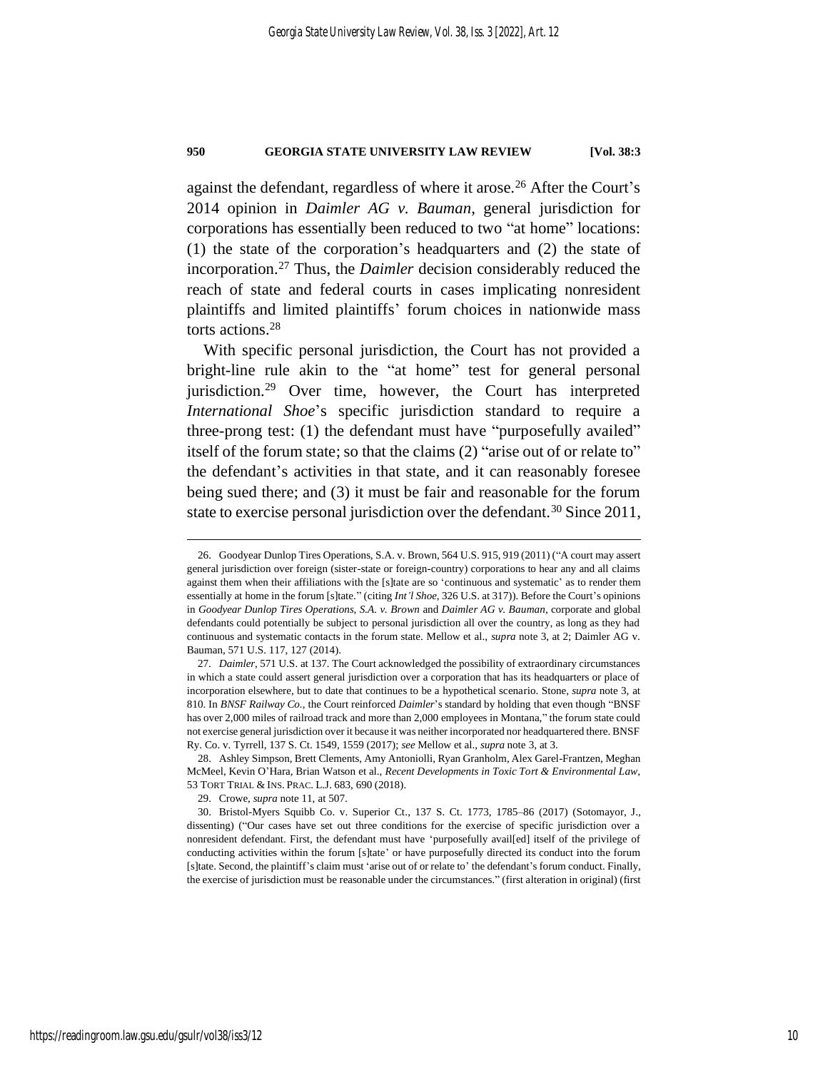against the defendant, regardless of where it arose.[26] After the Court's 2014 opinion in *Daimler AG v. Bauman*, general jurisdiction for corporations has essentially been reduced to two "at home" locations: (1) the state of the corporation's headquarters and (2) the state of incorporation.[27] Thus, the *Daimler* decision considerably reduced the reach of state and federal courts in cases implicating nonresident plaintiffs and limited plaintiffs' forum choices in nationwide mass torts actions.[28]

With specific personal jurisdiction, the Court has not provided a bright-line rule akin to the "at home" test for general personal jurisdiction.[29] Over time, however, the Court has interpreted *International Shoe*'s specific jurisdiction standard to require a three-prong test: (1) the defendant must have "purposefully availed" itself of the forum state; so that the claims (2) "arise out of or relate to" the defendant's activities in that state, and it can reasonably foresee being sued there; and (3) it must be fair and reasonable for the forum state to exercise personal jurisdiction over the defendant.[30] Since 2011,

---

26. Goodyear Dunlop Tires Operations, S.A. v. Brown, 564 U.S. 915, 919 (2011) ("A court may assert general jurisdiction over foreign (sister-state or foreign-country) corporations to hear any and all claims against them when their affiliations with the [s]tate are so 'continuous and systematic' as to render them essentially at home in the forum [s]tate." (citing *Int'l Shoe*, 326 U.S. at 317)). Before the Court's opinions in *Goodyear Dunlop Tires Operations, S.A. v. Brown* and *Daimler AG v. Bauman*, corporate and global defendants could potentially be subject to personal jurisdiction all over the country, as long as they had continuous and systematic contacts in the forum state. Mellow et al., *supra* note 3, at 2; Daimler AG v. Bauman, 571 U.S. 117, 127 (2014).

27. *Daimler*, 571 U.S. at 137. The Court acknowledged the possibility of extraordinary circumstances in which a state could assert general jurisdiction over a corporation that has its headquarters or place of incorporation elsewhere, but to date that continues to be a hypothetical scenario. Stone, *supra* note 3, at 810. In *BNSF Railway Co.*, the Court reinforced *Daimler*'s standard by holding that even though "BNSF has over 2,000 miles of railroad track and more than 2,000 employees in Montana," the forum state could not exercise general jurisdiction over it because it was neither incorporated nor headquartered there. BNSF Ry. Co. v. Tyrrell, 137 S. Ct. 1549, 1559 (2017); *see* Mellow et al., *supra* note 3, at 3.

28. Ashley Simpson, Brett Clements, Amy Antoniolli, Ryan Granholm, Alex Garel-Frantzen, Meghan McMeel, Kevin O'Hara, Brian Watson et al., *Recent Developments in Toxic Tort & Environmental Law*, 53 TORT TRIAL & INS. PRAC. L.J. 683, 690 (2018).

29. Crowe, *supra* note 11, at 507.

30. Bristol-Myers Squibb Co. v. Superior Ct., 137 S. Ct. 1773, 1785–86 (2017) (Sotomayor, J., dissenting) ("Our cases have set out three conditions for the exercise of specific jurisdiction over a nonresident defendant. First, the defendant must have 'purposefully avail[ed] itself of the privilege of conducting activities within the forum [s]tate' or have purposefully directed its conduct into the forum [s]tate. Second, the plaintiff's claim must 'arise out of or relate to' the defendant's forum conduct. Finally, the exercise of jurisdiction must be reasonable under the circumstances." (first alteration in original) (first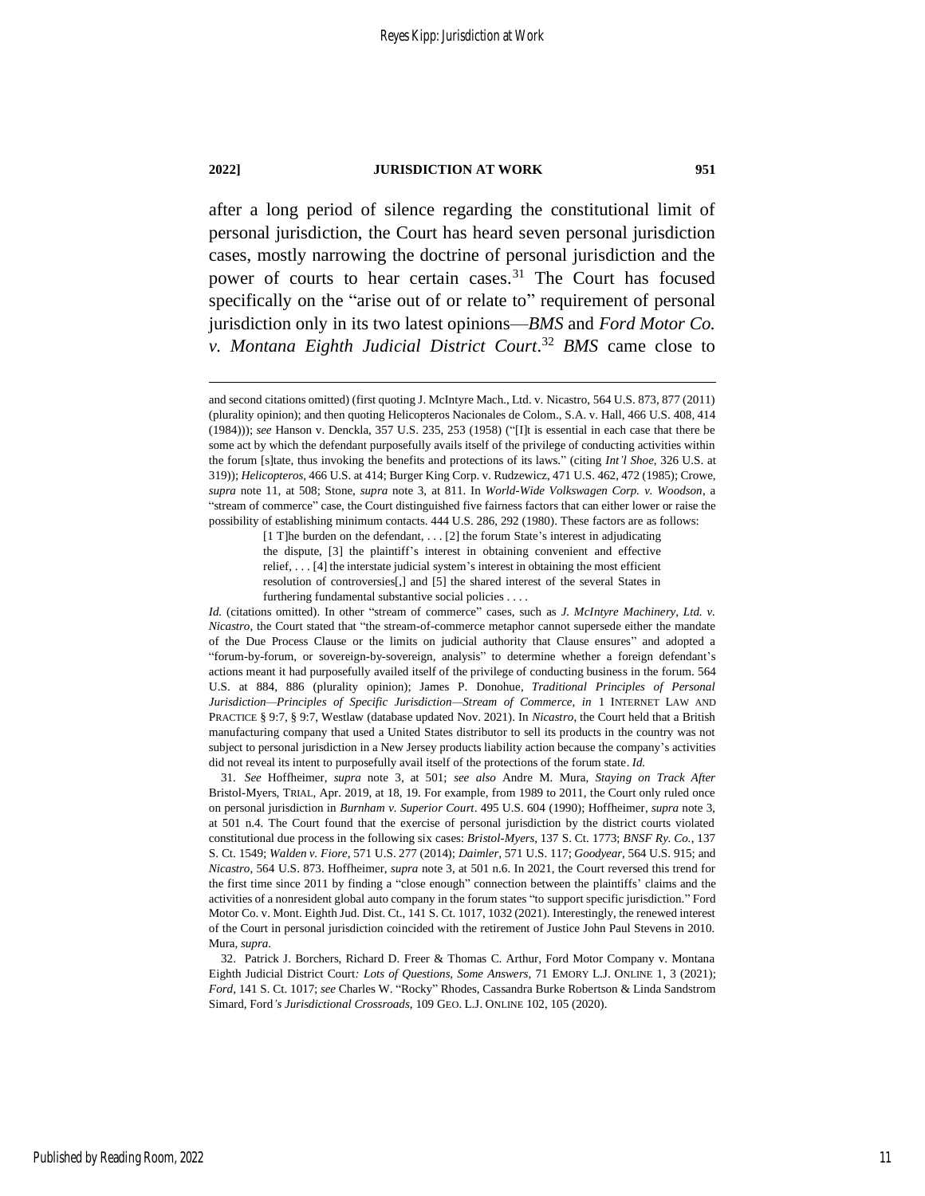after a long period of silence regarding the constitutional limit of personal jurisdiction, the Court has heard seven personal jurisdiction cases, mostly narrowing the doctrine of personal jurisdiction and the power of courts to hear certain cases.[31] The Court has focused specifically on the "arise out of or relate to" requirement of personal jurisdiction only in its two latest opinions—*BMS* and *Ford Motor Co. v. Montana Eighth Judicial District Court*.[32] *BMS* came close to

---

and second citations omitted) (first quoting J. McIntyre Mach., Ltd. v. Nicastro, 564 U.S. 873, 877 (2011) (plurality opinion); and then quoting Helicopteros Nacionales de Colom., S.A. v. Hall, 466 U.S. 408, 414 (1984))); *see* Hanson v. Denckla, 357 U.S. 235, 253 (1958) ("[I]t is essential in each case that there be some act by which the defendant purposefully avails itself of the privilege of conducting activities within the forum [s]tate, thus invoking the benefits and protections of its laws." (citing *Int'l Shoe*, 326 U.S. at 319)); *Helicopteros*, 466 U.S. at 414; Burger King Corp. v. Rudzewicz, 471 U.S. 462, 472 (1985); Crowe, *supra* note 11, at 508; Stone, *supra* note 3, at 811. In *World-Wide Volkswagen Corp. v. Woodson*, a "stream of commerce" case, the Court distinguished five fairness factors that can either lower or raise the possibility of establishing minimum contacts. 444 U.S. 286, 292 (1980). These factors are as follows:

> [1 T]he burden on the defendant, . . . [2] the forum State's interest in adjudicating the dispute, [3] the plaintiff's interest in obtaining convenient and effective relief, . . . [4] the interstate judicial system's interest in obtaining the most efficient resolution of controversies[,] and [5] the shared interest of the several States in furthering fundamental substantive social policies . . . .

*Id.* (citations omitted). In other "stream of commerce" cases, such as *J. McIntyre Machinery, Ltd. v. Nicastro*, the Court stated that "the stream-of-commerce metaphor cannot supersede either the mandate of the Due Process Clause or the limits on judicial authority that Clause ensures" and adopted a "forum-by-forum, or sovereign-by-sovereign, analysis" to determine whether a foreign defendant's actions meant it had purposefully availed itself of the privilege of conducting business in the forum. 564 U.S. at 884, 886 (plurality opinion); James P. Donohue, *Traditional Principles of Personal Jurisdiction—Principles of Specific Jurisdiction—Stream of Commerce*, *in* 1 INTERNET LAW AND PRACTICE § 9:7, § 9:7, Westlaw (database updated Nov. 2021). In *Nicastro*, the Court held that a British manufacturing company that used a United States distributor to sell its products in the country was not subject to personal jurisdiction in a New Jersey products liability action because the company's activities did not reveal its intent to purposefully avail itself of the protections of the forum state. *Id.*

31. *See* Hoffheimer, *supra* note 3, at 501; *see also* Andre M. Mura, *Staying on Track After* Bristol-Myers, TRIAL, Apr. 2019, at 18, 19. For example, from 1989 to 2011, the Court only ruled once on personal jurisdiction in *Burnham v. Superior Court*. 495 U.S. 604 (1990); Hoffheimer, *supra* note 3, at 501 n.4. The Court found that the exercise of personal jurisdiction by the district courts violated constitutional due process in the following six cases: *Bristol-Myers*, 137 S. Ct. 1773; *BNSF Ry. Co.*, 137 S. Ct. 1549; *Walden v. Fiore*, 571 U.S. 277 (2014); *Daimler*, 571 U.S. 117; *Goodyear*, 564 U.S. 915; and *Nicastro*, 564 U.S. 873. Hoffheimer, *supra* note 3, at 501 n.6. In 2021, the Court reversed this trend for the first time since 2011 by finding a "close enough" connection between the plaintiffs' claims and the activities of a nonresident global auto company in the forum states "to support specific jurisdiction." Ford Motor Co. v. Mont. Eighth Jud. Dist. Ct., 141 S. Ct. 1017, 1032 (2021). Interestingly, the renewed interest of the Court in personal jurisdiction coincided with the retirement of Justice John Paul Stevens in 2010. Mura, *supra*.

32. Patrick J. Borchers, Richard D. Freer & Thomas C. Arthur, Ford Motor Company v. Montana Eighth Judicial District Court*: Lots of Questions, Some Answers*, 71 EMORY L.J. ONLINE 1, 3 (2021); *Ford*, 141 S. Ct. 1017; *see* Charles W. "Rocky" Rhodes, Cassandra Burke Robertson & Linda Sandstrom Simard, Ford*'s Jurisdictional Crossroads*, 109 GEO. L.J. ONLINE 102, 105 (2020).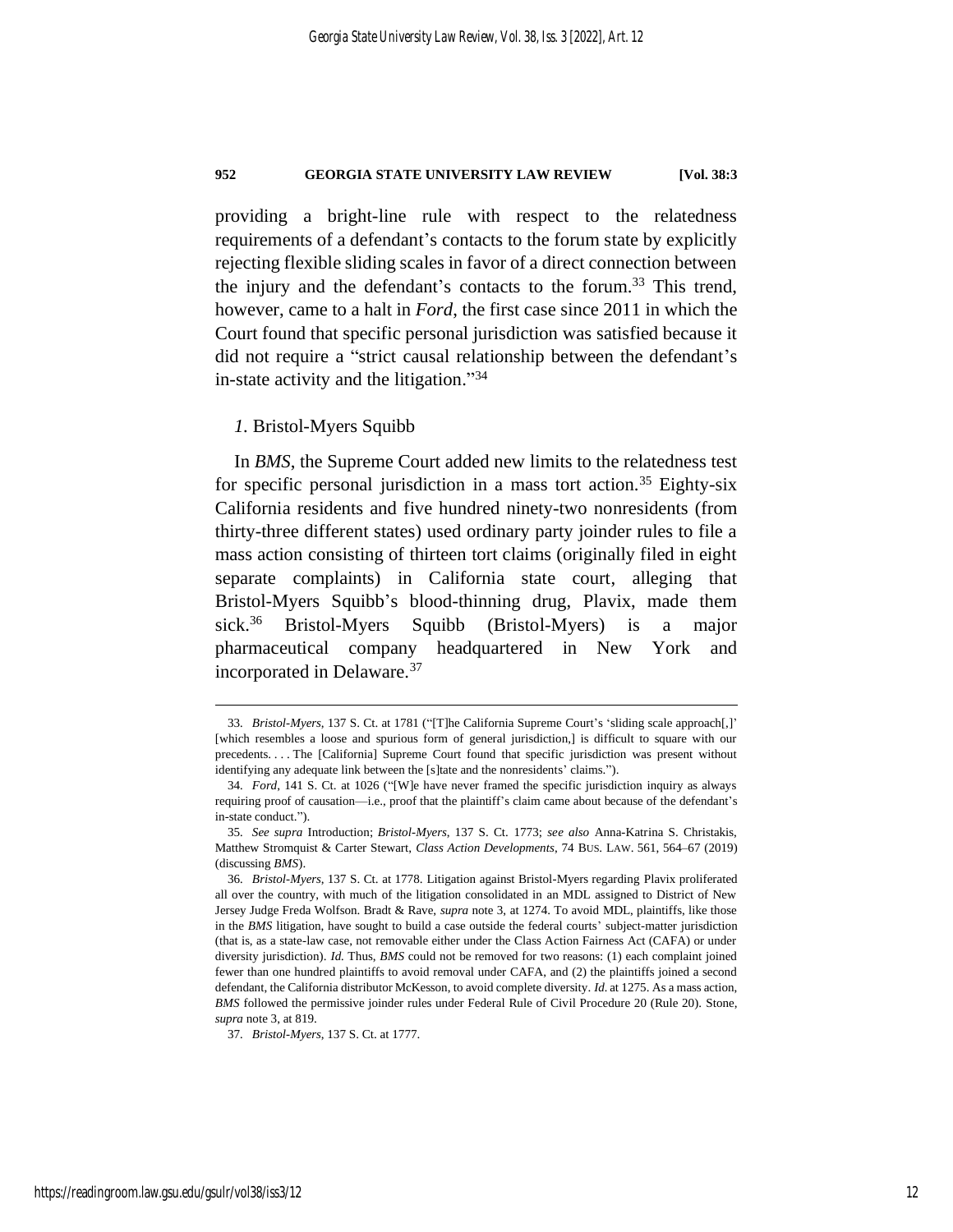providing a bright-line rule with respect to the relatedness requirements of a defendant's contacts to the forum state by explicitly rejecting flexible sliding scales in favor of a direct connection between the injury and the defendant's contacts to the forum.[33] This trend, however, came to a halt in *Ford*, the first case since 2011 in which the Court found that specific personal jurisdiction was satisfied because it did not require a "strict causal relationship between the defendant's in-state activity and the litigation."[34]

### *1.* Bristol-Myers Squibb

In *BMS*, the Supreme Court added new limits to the relatedness test for specific personal jurisdiction in a mass tort action.[35] Eighty-six California residents and five hundred ninety-two nonresidents (from thirty-three different states) used ordinary party joinder rules to file a mass action consisting of thirteen tort claims (originally filed in eight separate complaints) in California state court, alleging that Bristol-Myers Squibb's blood-thinning drug, Plavix, made them sick.[36] Bristol-Myers Squibb (Bristol-Myers) is a major pharmaceutical company headquartered in New York and incorporated in Delaware.[37]

---

33. *Bristol-Myers*, 137 S. Ct. at 1781 ("[T]he California Supreme Court's 'sliding scale approach[,]' [which resembles a loose and spurious form of general jurisdiction,] is difficult to square with our precedents. . . . The [California] Supreme Court found that specific jurisdiction was present without identifying any adequate link between the [s]tate and the nonresidents' claims.").

34. *Ford*, 141 S. Ct. at 1026 ("[W]e have never framed the specific jurisdiction inquiry as always requiring proof of causation—i.e., proof that the plaintiff's claim came about because of the defendant's in-state conduct.").

35. *See supra* Introduction; *Bristol-Myers*, 137 S. Ct. 1773; *see also* Anna-Katrina S. Christakis, Matthew Stromquist & Carter Stewart, *Class Action Developments*, 74 BUS. LAW. 561, 564–67 (2019) (discussing *BMS*).

36. *Bristol-Myers*, 137 S. Ct. at 1778. Litigation against Bristol-Myers regarding Plavix proliferated all over the country, with much of the litigation consolidated in an MDL assigned to District of New Jersey Judge Freda Wolfson. Bradt & Rave, *supra* note 3, at 1274. To avoid MDL, plaintiffs, like those in the *BMS* litigation, have sought to build a case outside the federal courts' subject-matter jurisdiction (that is, as a state-law case, not removable either under the Class Action Fairness Act (CAFA) or under diversity jurisdiction). *Id.* Thus, *BMS* could not be removed for two reasons: (1) each complaint joined fewer than one hundred plaintiffs to avoid removal under CAFA, and (2) the plaintiffs joined a second defendant, the California distributor McKesson, to avoid complete diversity. *Id.* at 1275. As a mass action, *BMS* followed the permissive joinder rules under Federal Rule of Civil Procedure 20 (Rule 20). Stone, *supra* note 3, at 819.

37. *Bristol-Myers*, 137 S. Ct. at 1777.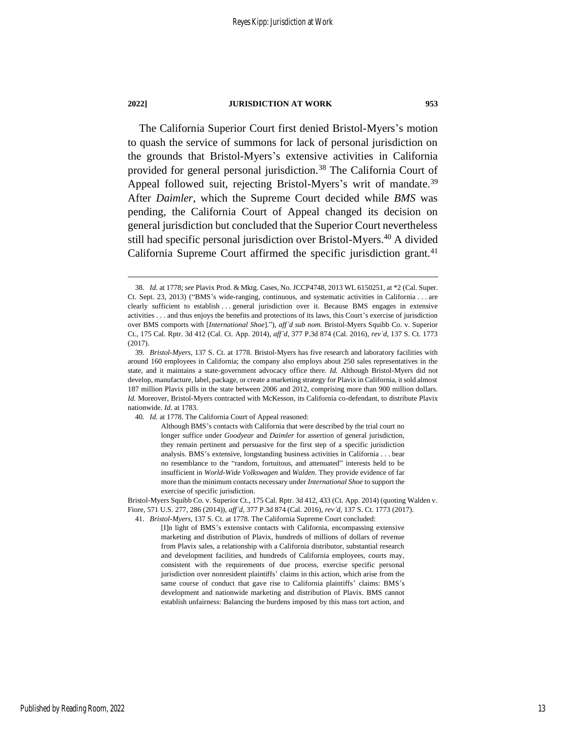The California Superior Court first denied Bristol-Myers's motion to quash the service of summons for lack of personal jurisdiction on the grounds that Bristol-Myers's extensive activities in California provided for general personal jurisdiction.[38] The California Court of Appeal followed suit, rejecting Bristol-Myers's writ of mandate.[39] After *Daimler*, which the Supreme Court decided while *BMS* was pending, the California Court of Appeal changed its decision on general jurisdiction but concluded that the Superior Court nevertheless still had specific personal jurisdiction over Bristol-Myers.[40] A divided California Supreme Court affirmed the specific jurisdiction grant.[41]

---

38. *Id.* at 1778; *see* Plavix Prod. & Mktg. Cases, No. JCCP4748, 2013 WL 6150251, at *2 (Cal. Super. Ct. Sept. 23, 2013) ("BMS's wide-ranging, continuous, and systematic activities in California . . . are clearly sufficient to establish . . . general jurisdiction over it. Because BMS engages in extensive activities . . . and thus enjoys the benefits and protections of its laws, this Court's exercise of jurisdiction over BMS comports with [*International Shoe*]."), *aff'd sub nom.* Bristol-Myers Squibb Co. v. Superior Ct., 175 Cal. Rptr. 3d 412 (Cal. Ct. App. 2014), *aff'd*, 377 P.3d 874 (Cal. 2016), *rev'd*, 137 S. Ct. 1773 (2017).

39. *Bristol-Myers*, 137 S. Ct. at 1778. Bristol-Myers has five research and laboratory facilities with around 160 employees in California; the company also employs about 250 sales representatives in the state, and it maintains a state-government advocacy office there. *Id.* Although Bristol-Myers did not develop, manufacture, label, package, or create a marketing strategy for Plavix in California, it sold almost 187 million Plavix pills in the state between 2006 and 2012, comprising more than 900 million dollars. *Id.* Moreover, Bristol-Myers contracted with McKesson, its California co-defendant, to distribute Plavix nationwide. *Id.* at 1783.

40. *Id.* at 1778. The California Court of Appeal reasoned:

> Although BMS's contacts with California that were described by the trial court no longer suffice under *Goodyear* and *Daimler* for assertion of general jurisdiction, they remain pertinent and persuasive for the first step of a specific jurisdiction analysis. BMS's extensive, longstanding business activities in California . . . bear no resemblance to the "random, fortuitous, and attenuated" interests held to be insufficient in *World-Wide Volkswagen* and *Walden*. They provide evidence of far more than the minimum contacts necessary under *International Shoe* to support the exercise of specific jurisdiction.

Bristol-Myers Squibb Co. v. Superior Ct., 175 Cal. Rptr. 3d 412, 433 (Ct. App. 2014) (quoting Walden v. Fiore, 571 U.S. 277, 286 (2014)), *aff'd*, 377 P.3d 874 (Cal. 2016), *rev'd*, 137 S. Ct. 1773 (2017).

41. *Bristol-Myers*, 137 S. Ct. at 1778. The California Supreme Court concluded:

> [I]n light of BMS's extensive contacts with California, encompassing extensive marketing and distribution of Plavix, hundreds of millions of dollars of revenue from Plavix sales, a relationship with a California distributor, substantial research and development facilities, and hundreds of California employees, courts may, consistent with the requirements of due process, exercise specific personal jurisdiction over nonresident plaintiffs' claims in this action, which arise from the same course of conduct that gave rise to California plaintiffs' claims: BMS's development and nationwide marketing and distribution of Plavix. BMS cannot establish unfairness: Balancing the burdens imposed by this mass tort action, and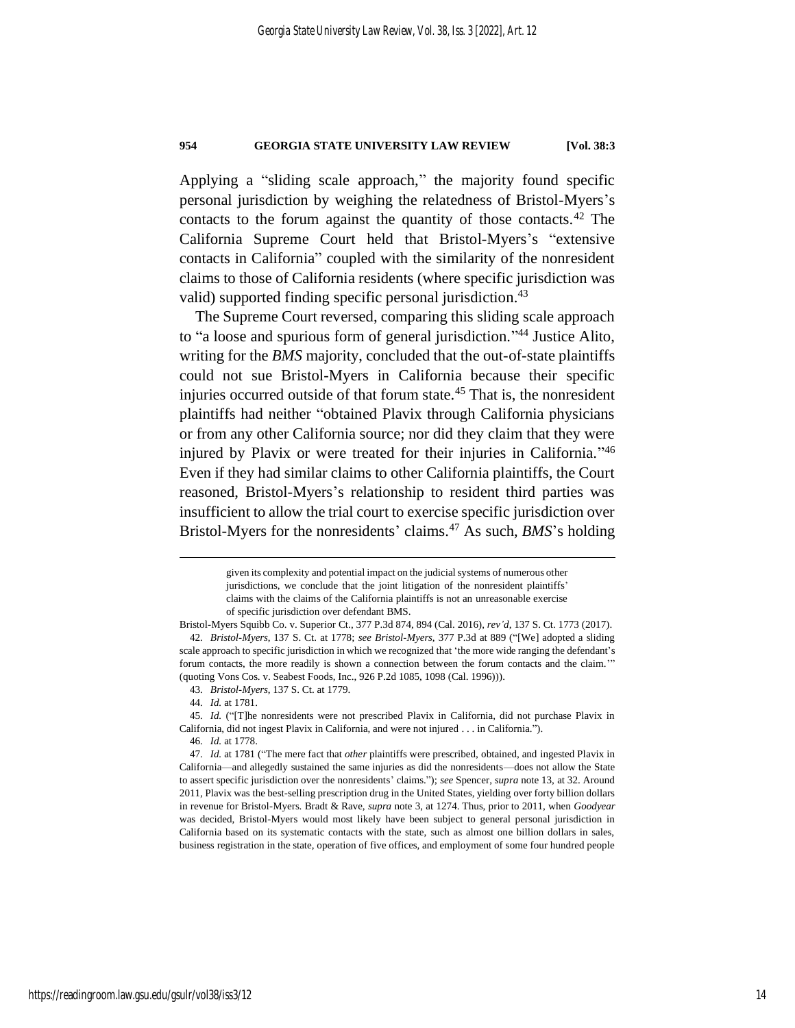Applying a "sliding scale approach," the majority found specific personal jurisdiction by weighing the relatedness of Bristol-Myers's contacts to the forum against the quantity of those contacts.[42] The California Supreme Court held that Bristol-Myers's "extensive contacts in California" coupled with the similarity of the nonresident claims to those of California residents (where specific jurisdiction was valid) supported finding specific personal jurisdiction.[43]

The Supreme Court reversed, comparing this sliding scale approach to "a loose and spurious form of general jurisdiction."[44] Justice Alito, writing for the *BMS* majority, concluded that the out-of-state plaintiffs could not sue Bristol-Myers in California because their specific injuries occurred outside of that forum state.[45] That is, the nonresident plaintiffs had neither "obtained Plavix through California physicians or from any other California source; nor did they claim that they were injured by Plavix or were treated for their injuries in California."[46] Even if they had similar claims to other California plaintiffs, the Court reasoned, Bristol-Myers's relationship to resident third parties was insufficient to allow the trial court to exercise specific jurisdiction over Bristol-Myers for the nonresidents' claims.[47] As such, *BMS*'s holding

---

> given its complexity and potential impact on the judicial systems of numerous other jurisdictions, we conclude that the joint litigation of the nonresident plaintiffs' claims with the claims of the California plaintiffs is not an unreasonable exercise of specific jurisdiction over defendant BMS.

Bristol-Myers Squibb Co. v. Superior Ct., 377 P.3d 874, 894 (Cal. 2016), *rev'd*, 137 S. Ct. 1773 (2017).

42. *Bristol-Myers*, 137 S. Ct. at 1778; *see Bristol-Myers*, 377 P.3d at 889 ("[We] adopted a sliding scale approach to specific jurisdiction in which we recognized that 'the more wide ranging the defendant's forum contacts, the more readily is shown a connection between the forum contacts and the claim.'" (quoting Vons Cos. v. Seabest Foods, Inc., 926 P.2d 1085, 1098 (Cal. 1996))).

43. *Bristol-Myers*, 137 S. Ct. at 1779.

44. *Id.* at 1781.

45. *Id.* ("[T]he nonresidents were not prescribed Plavix in California, did not purchase Plavix in California, did not ingest Plavix in California, and were not injured . . . in California.").

46. *Id.* at 1778.

47. *Id.* at 1781 ("The mere fact that *other* plaintiffs were prescribed, obtained, and ingested Plavix in California—and allegedly sustained the same injuries as did the nonresidents—does not allow the State to assert specific jurisdiction over the nonresidents' claims."); *see* Spencer, *supra* note 13, at 32. Around 2011, Plavix was the best-selling prescription drug in the United States, yielding over forty billion dollars in revenue for Bristol-Myers. Bradt & Rave, *supra* note 3, at 1274. Thus, prior to 2011, when *Goodyear* was decided, Bristol-Myers would most likely have been subject to general personal jurisdiction in California based on its systematic contacts with the state, such as almost one billion dollars in sales, business registration in the state, operation of five offices, and employment of some four hundred people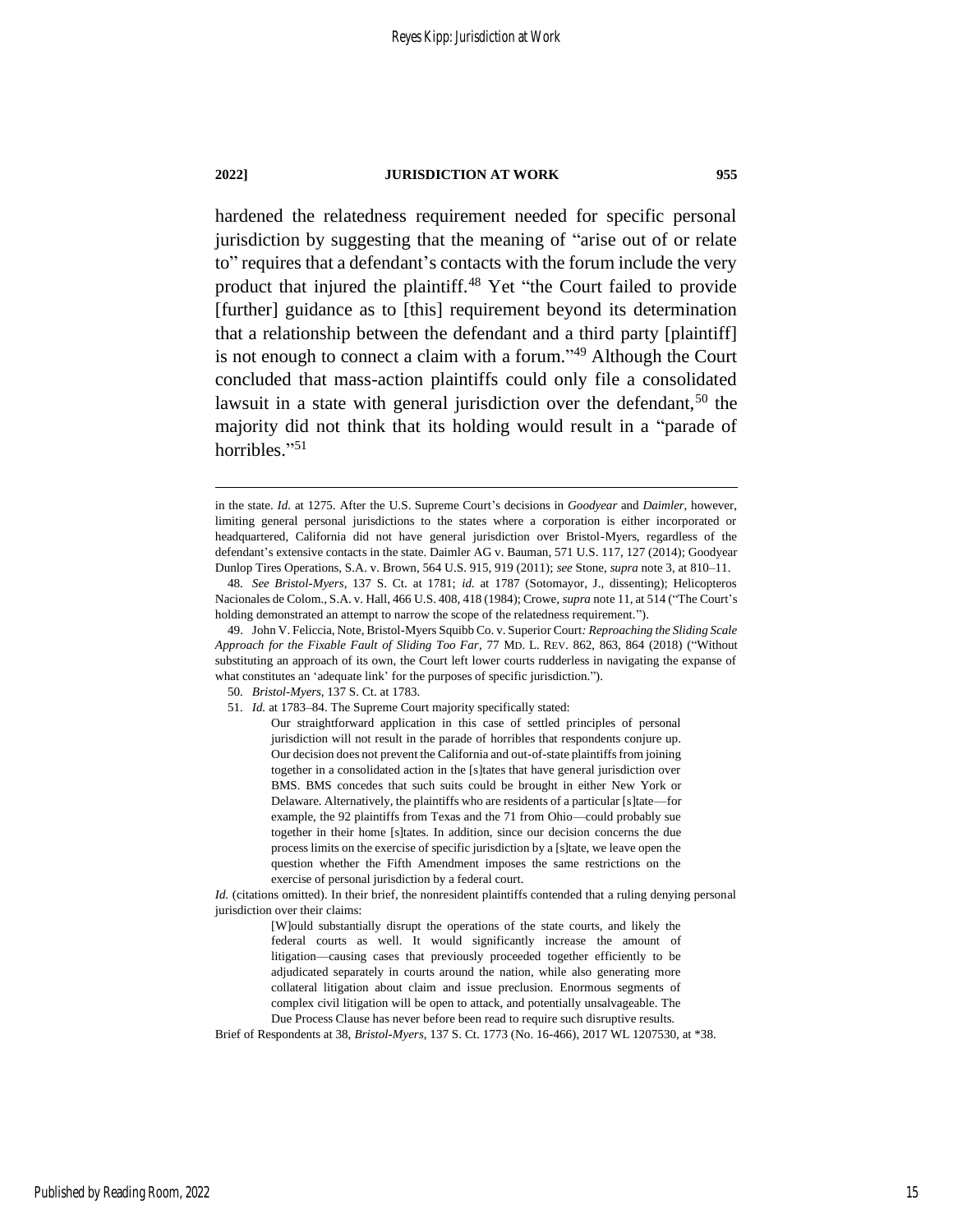hardened the relatedness requirement needed for specific personal jurisdiction by suggesting that the meaning of "arise out of or relate to" requires that a defendant's contacts with the forum include the very product that injured the plaintiff.[48] Yet "the Court failed to provide [further] guidance as to [this] requirement beyond its determination that a relationship between the defendant and a third party [plaintiff] is not enough to connect a claim with a forum."[49] Although the Court concluded that mass-action plaintiffs could only file a consolidated lawsuit in a state with general jurisdiction over the defendant,[50] the majority did not think that its holding would result in a "parade of horribles."[51]

---

in the state. *Id.* at 1275. After the U.S. Supreme Court's decisions in *Goodyear* and *Daimler*, however, limiting general personal jurisdictions to the states where a corporation is either incorporated or headquartered, California did not have general jurisdiction over Bristol-Myers, regardless of the defendant's extensive contacts in the state. Daimler AG v. Bauman, 571 U.S. 117, 127 (2014); Goodyear Dunlop Tires Operations, S.A. v. Brown, 564 U.S. 915, 919 (2011); *see* Stone, *supra* note 3, at 810–11.

48. *See Bristol-Myers*, 137 S. Ct. at 1781; *id.* at 1787 (Sotomayor, J., dissenting); Helicopteros Nacionales de Colom., S.A. v. Hall, 466 U.S. 408, 418 (1984); Crowe, *supra* note 11, at 514 ("The Court's holding demonstrated an attempt to narrow the scope of the relatedness requirement.").

49. John V. Feliccia, Note, Bristol-Myers Squibb Co. v. Superior Court*: Reproaching the Sliding Scale Approach for the Fixable Fault of Sliding Too Far*, 77 MD. L. REV. 862, 863, 864 (2018) ("Without substituting an approach of its own, the Court left lower courts rudderless in navigating the expanse of what constitutes an 'adequate link' for the purposes of specific jurisdiction.").

50. *Bristol-Myers*, 137 S. Ct. at 1783.

51. *Id.* at 1783–84. The Supreme Court majority specifically stated:

> Our straightforward application in this case of settled principles of personal jurisdiction will not result in the parade of horribles that respondents conjure up. Our decision does not prevent the California and out-of-state plaintiffs from joining together in a consolidated action in the [s]tates that have general jurisdiction over BMS. BMS concedes that such suits could be brought in either New York or Delaware. Alternatively, the plaintiffs who are residents of a particular [s]tate—for example, the 92 plaintiffs from Texas and the 71 from Ohio—could probably sue together in their home [s]tates. In addition, since our decision concerns the due process limits on the exercise of specific jurisdiction by a [s]tate, we leave open the question whether the Fifth Amendment imposes the same restrictions on the exercise of personal jurisdiction by a federal court.

*Id.* (citations omitted). In their brief, the nonresident plaintiffs contended that a ruling denying personal jurisdiction over their claims:

> [W]ould substantially disrupt the operations of the state courts, and likely the federal courts as well. It would significantly increase the amount of litigation—causing cases that previously proceeded together efficiently to be adjudicated separately in courts around the nation, while also generating more collateral litigation about claim and issue preclusion. Enormous segments of complex civil litigation will be open to attack, and potentially unsalvageable. The Due Process Clause has never before been read to require such disruptive results.

Brief of Respondents at 38, *Bristol-Myers*, 137 S. Ct. 1773 (No. 16-466), 2017 WL 1207530, at *38.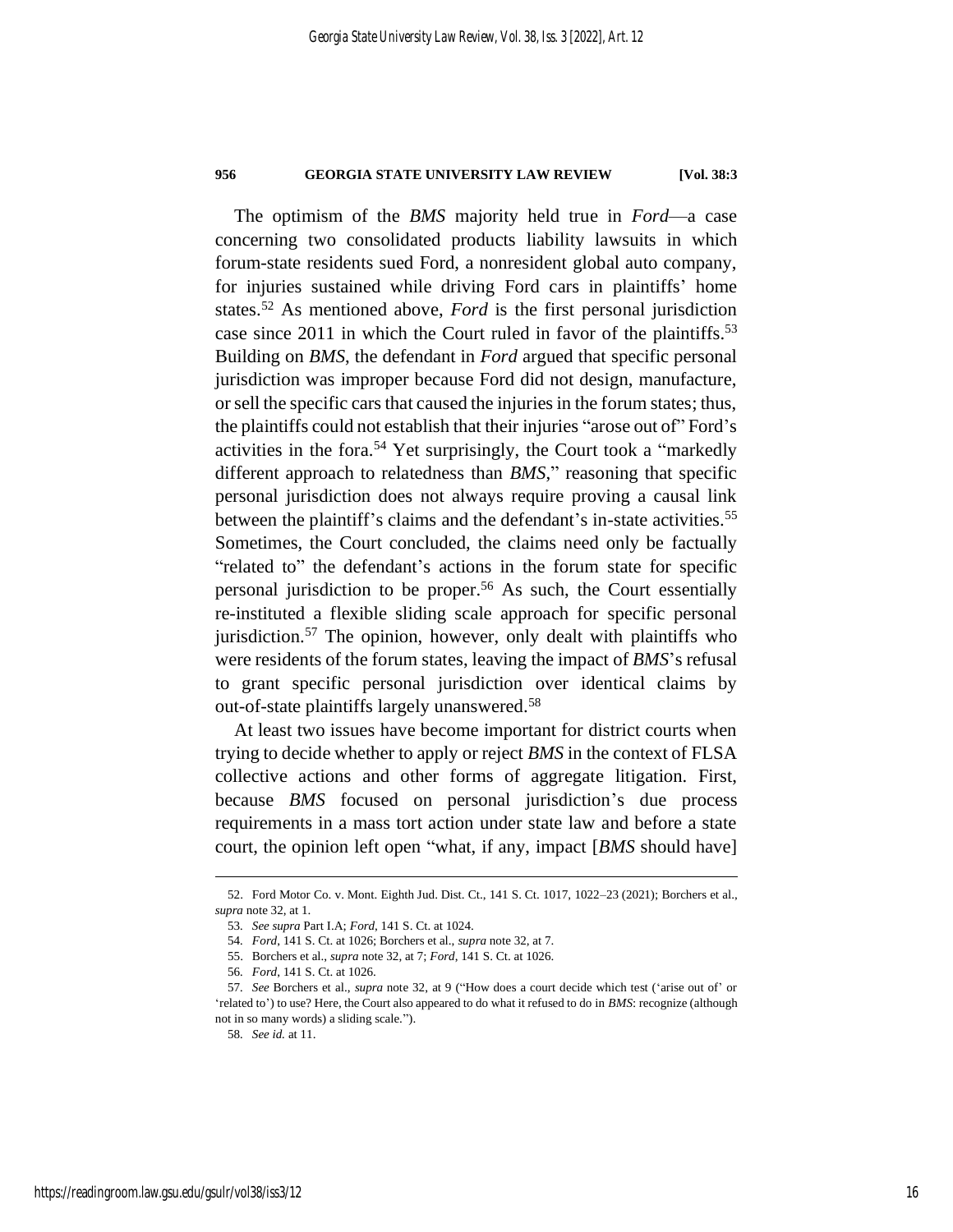The optimism of the *BMS* majority held true in *Ford*—a case concerning two consolidated products liability lawsuits in which forum-state residents sued Ford, a nonresident global auto company, for injuries sustained while driving Ford cars in plaintiffs' home states.[52] As mentioned above, *Ford* is the first personal jurisdiction case since 2011 in which the Court ruled in favor of the plaintiffs.[53] Building on *BMS*, the defendant in *Ford* argued that specific personal jurisdiction was improper because Ford did not design, manufacture, or sell the specific cars that caused the injuries in the forum states; thus, the plaintiffs could not establish that their injuries "arose out of" Ford's activities in the fora.[54] Yet surprisingly, the Court took a "markedly different approach to relatedness than *BMS*," reasoning that specific personal jurisdiction does not always require proving a causal link between the plaintiff's claims and the defendant's in-state activities.[55] Sometimes, the Court concluded, the claims need only be factually "related to" the defendant's actions in the forum state for specific personal jurisdiction to be proper.[56] As such, the Court essentially re-instituted a flexible sliding scale approach for specific personal jurisdiction.[57] The opinion, however, only dealt with plaintiffs who were residents of the forum states, leaving the impact of *BMS*'s refusal to grant specific personal jurisdiction over identical claims by out-of-state plaintiffs largely unanswered.[58]

At least two issues have become important for district courts when trying to decide whether to apply or reject *BMS* in the context of FLSA collective actions and other forms of aggregate litigation. First, because *BMS* focused on personal jurisdiction's due process requirements in a mass tort action under state law and before a state court, the opinion left open "what, if any, impact [*BMS* should have]

---

52. Ford Motor Co. v. Mont. Eighth Jud. Dist. Ct., 141 S. Ct. 1017, 1022–23 (2021); Borchers et al., *supra* note 32, at 1.

53. *See supra* Part I.A; *Ford*, 141 S. Ct. at 1024.

54. *Ford*, 141 S. Ct. at 1026; Borchers et al., *supra* note 32, at 7.

55. Borchers et al., *supra* note 32, at 7; *Ford*, 141 S. Ct. at 1026.

56. *Ford*, 141 S. Ct. at 1026.

57. *See* Borchers et al., *supra* note 32, at 9 ("How does a court decide which test ('arise out of' or 'related to') to use? Here, the Court also appeared to do what it refused to do in *BMS*: recognize (although not in so many words) a sliding scale.").

58. *See id.* at 11.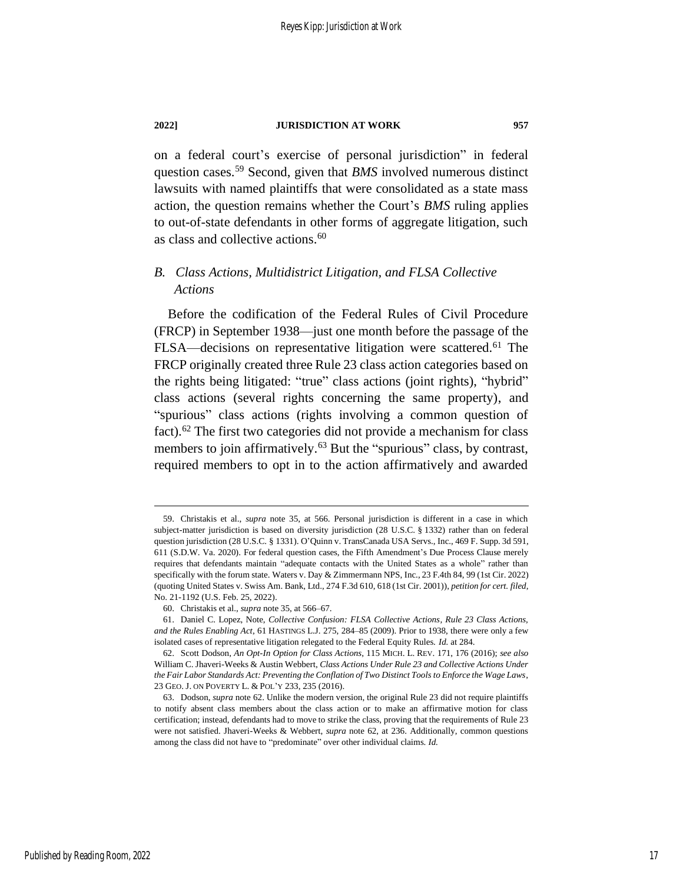on a federal court's exercise of personal jurisdiction" in federal question cases.[59] Second, given that *BMS* involved numerous distinct lawsuits with named plaintiffs that were consolidated as a state mass action, the question remains whether the Court's *BMS* ruling applies to out-of-state defendants in other forms of aggregate litigation, such as class and collective actions.[60]

### B. *Class Actions, Multidistrict Litigation, and FLSA Collective Actions*

Before the codification of the Federal Rules of Civil Procedure (FRCP) in September 1938—just one month before the passage of the FLSA—decisions on representative litigation were scattered.[61] The FRCP originally created three Rule 23 class action categories based on the rights being litigated: "true" class actions (joint rights), "hybrid" class actions (several rights concerning the same property), and "spurious" class actions (rights involving a common question of fact).[62] The first two categories did not provide a mechanism for class members to join affirmatively.[63] But the "spurious" class, by contrast, required members to opt in to the action affirmatively and awarded

---

59. Christakis et al., *supra* note 35, at 566. Personal jurisdiction is different in a case in which subject-matter jurisdiction is based on diversity jurisdiction (28 U.S.C. § 1332) rather than on federal question jurisdiction (28 U.S.C. § 1331). O'Quinn v. TransCanada USA Servs., Inc., 469 F. Supp. 3d 591, 611 (S.D.W. Va. 2020). For federal question cases, the Fifth Amendment's Due Process Clause merely requires that defendants maintain "adequate contacts with the United States as a whole" rather than specifically with the forum state. Waters v. Day & Zimmermann NPS, Inc., 23 F.4th 84, 99 (1st Cir. 2022) (quoting United States v. Swiss Am. Bank, Ltd., 274 F.3d 610, 618 (1st Cir. 2001)), *petition for cert. filed*, No. 21-1192 (U.S. Feb. 25, 2022).

60. Christakis et al., *supra* note 35, at 566–67.

61. Daniel C. Lopez, Note, *Collective Confusion: FLSA Collective Actions, Rule 23 Class Actions, and the Rules Enabling Act*, 61 HASTINGS L.J. 275, 284–85 (2009). Prior to 1938, there were only a few isolated cases of representative litigation relegated to the Federal Equity Rules. *Id.* at 284.

62. Scott Dodson, *An Opt-In Option for Class Actions*, 115 MICH. L. REV. 171, 176 (2016); *see also* William C. Jhaveri-Weeks & Austin Webbert, *Class Actions Under Rule 23 and Collective Actions Under the Fair Labor Standards Act: Preventing the Conflation of Two Distinct Tools to Enforce the Wage Laws*, 23 GEO. J. ON POVERTY L. & POL'Y 233, 235 (2016).

63. Dodson, *supra* note 62. Unlike the modern version, the original Rule 23 did not require plaintiffs to notify absent class members about the class action or to make an affirmative motion for class certification; instead, defendants had to move to strike the class, proving that the requirements of Rule 23 were not satisfied. Jhaveri-Weeks & Webbert, *supra* note 62, at 236. Additionally, common questions among the class did not have to "predominate" over other individual claims. *Id.*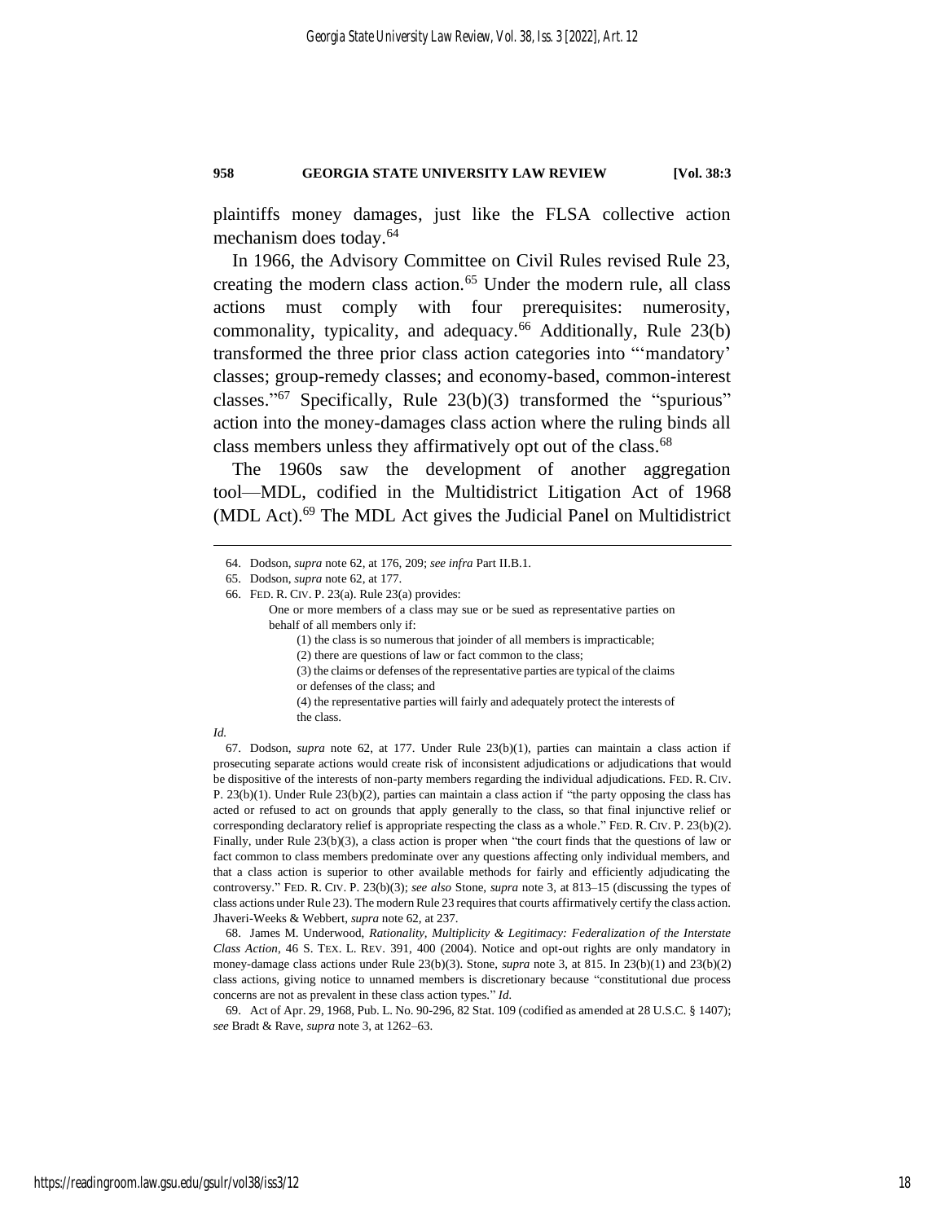plaintiffs money damages, just like the FLSA collective action mechanism does today.[64]

In 1966, the Advisory Committee on Civil Rules revised Rule 23, creating the modern class action.[65] Under the modern rule, all class actions must comply with four prerequisites: numerosity, commonality, typicality, and adequacy.[66] Additionally, Rule 23(b) transformed the three prior class action categories into "'mandatory' classes; group-remedy classes; and economy-based, common-interest classes."[67] Specifically, Rule 23(b)(3) transformed the "spurious" action into the money-damages class action where the ruling binds all class members unless they affirmatively opt out of the class.[68]

The 1960s saw the development of another aggregation tool—MDL, codified in the Multidistrict Litigation Act of 1968 (MDL Act).[69] The MDL Act gives the Judicial Panel on Multidistrict

---

64. Dodson, *supra* note 62, at 176, 209; *see infra* Part II.B.1.

65. Dodson, *supra* note 62, at 177.

66. FED. R. CIV. P. 23(a). Rule 23(a) provides:

> One or more members of a class may sue or be sued as representative parties on behalf of all members only if:
>
> (1) the class is so numerous that joinder of all members is impracticable;
>
> (2) there are questions of law or fact common to the class;
>
> (3) the claims or defenses of the representative parties are typical of the claims or defenses of the class; and
>
> (4) the representative parties will fairly and adequately protect the interests of the class.

*Id.*

67. Dodson, *supra* note 62, at 177. Under Rule 23(b)(1), parties can maintain a class action if prosecuting separate actions would create risk of inconsistent adjudications or adjudications that would be dispositive of the interests of non-party members regarding the individual adjudications. FED. R. CIV. P. 23(b)(1). Under Rule 23(b)(2), parties can maintain a class action if "the party opposing the class has acted or refused to act on grounds that apply generally to the class, so that final injunctive relief or corresponding declaratory relief is appropriate respecting the class as a whole." FED. R. CIV. P. 23(b)(2). Finally, under Rule 23(b)(3), a class action is proper when "the court finds that the questions of law or fact common to class members predominate over any questions affecting only individual members, and that a class action is superior to other available methods for fairly and efficiently adjudicating the controversy." FED. R. CIV. P. 23(b)(3); *see also* Stone, *supra* note 3, at 813–15 (discussing the types of class actions under Rule 23). The modern Rule 23 requires that courts affirmatively certify the class action. Jhaveri-Weeks & Webbert, *supra* note 62, at 237.

68. James M. Underwood, *Rationality, Multiplicity & Legitimacy: Federalization of the Interstate Class Action*, 46 S. TEX. L. REV. 391, 400 (2004). Notice and opt-out rights are only mandatory in money-damage class actions under Rule 23(b)(3). Stone, *supra* note 3, at 815. In 23(b)(1) and 23(b)(2) class actions, giving notice to unnamed members is discretionary because "constitutional due process concerns are not as prevalent in these class action types." *Id.*

69. Act of Apr. 29, 1968, Pub. L. No. 90-296, 82 Stat. 109 (codified as amended at 28 U.S.C. § 1407); *see* Bradt & Rave, *supra* note 3, at 1262–63.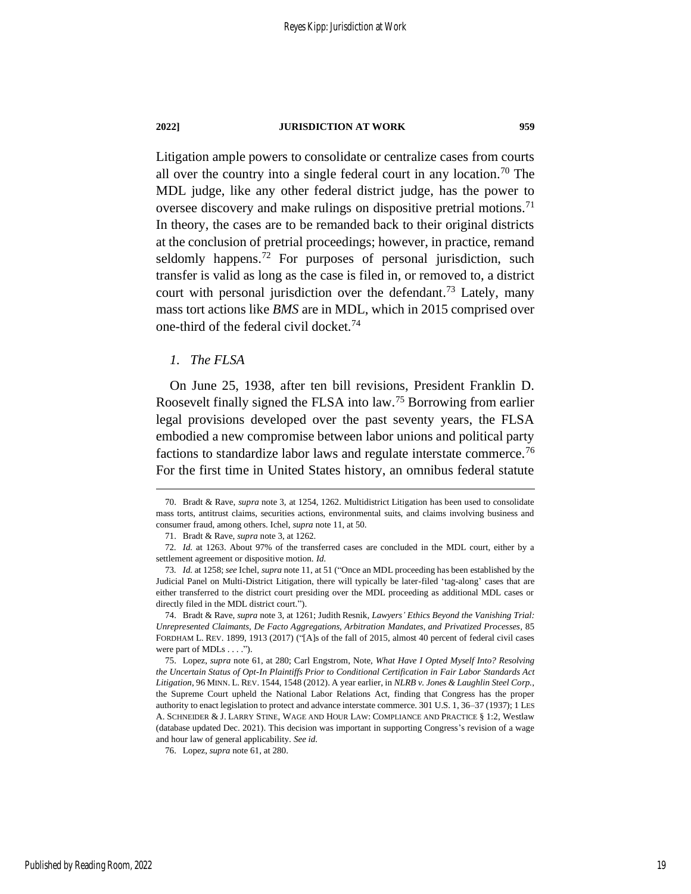Litigation ample powers to consolidate or centralize cases from courts all over the country into a single federal court in any location.[70] The MDL judge, like any other federal district judge, has the power to oversee discovery and make rulings on dispositive pretrial motions.[71] In theory, the cases are to be remanded back to their original districts at the conclusion of pretrial proceedings; however, in practice, remand seldomly happens.[72] For purposes of personal jurisdiction, such transfer is valid as long as the case is filed in, or removed to, a district court with personal jurisdiction over the defendant.[73] Lately, many mass tort actions like *BMS* are in MDL, which in 2015 comprised over one-third of the federal civil docket.[74]

### *1. The FLSA*

On June 25, 1938, after ten bill revisions, President Franklin D. Roosevelt finally signed the FLSA into law.[75] Borrowing from earlier legal provisions developed over the past seventy years, the FLSA embodied a new compromise between labor unions and political party factions to standardize labor laws and regulate interstate commerce.[76] For the first time in United States history, an omnibus federal statute

---

70. Bradt & Rave, *supra* note 3, at 1254, 1262. Multidistrict Litigation has been used to consolidate mass torts, antitrust claims, securities actions, environmental suits, and claims involving business and consumer fraud, among others. Ichel, *supra* note 11, at 50.

71. Bradt & Rave, *supra* note 3, at 1262.

72. *Id.* at 1263. About 97% of the transferred cases are concluded in the MDL court, either by a settlement agreement or dispositive motion. *Id.*

73. *Id.* at 1258; *see* Ichel, *supra* note 11, at 51 ("Once an MDL proceeding has been established by the Judicial Panel on Multi-District Litigation, there will typically be later-filed 'tag-along' cases that are either transferred to the district court presiding over the MDL proceeding as additional MDL cases or directly filed in the MDL district court.").

74. Bradt & Rave, *supra* note 3, at 1261; Judith Resnik, *Lawyers' Ethics Beyond the Vanishing Trial: Unrepresented Claimants, De Facto Aggregations, Arbitration Mandates, and Privatized Processes*, 85 FORDHAM L. REV. 1899, 1913 (2017) ("[A]s of the fall of 2015, almost 40 percent of federal civil cases were part of MDLs . . . .").

75. Lopez, *supra* note 61, at 280; Carl Engstrom, Note, *What Have I Opted Myself Into? Resolving the Uncertain Status of Opt-In Plaintiffs Prior to Conditional Certification in Fair Labor Standards Act Litigation*, 96 MINN. L. REV. 1544, 1548 (2012). A year earlier, in *NLRB v. Jones & Laughlin Steel Corp.*, the Supreme Court upheld the National Labor Relations Act, finding that Congress has the proper authority to enact legislation to protect and advance interstate commerce. 301 U.S. 1, 36–37 (1937); 1 LES A. SCHNEIDER & J. LARRY STINE, WAGE AND HOUR LAW: COMPLIANCE AND PRACTICE § 1:2, Westlaw (database updated Dec. 2021). This decision was important in supporting Congress's revision of a wage and hour law of general applicability. *See id.*

76. Lopez, *supra* note 61, at 280.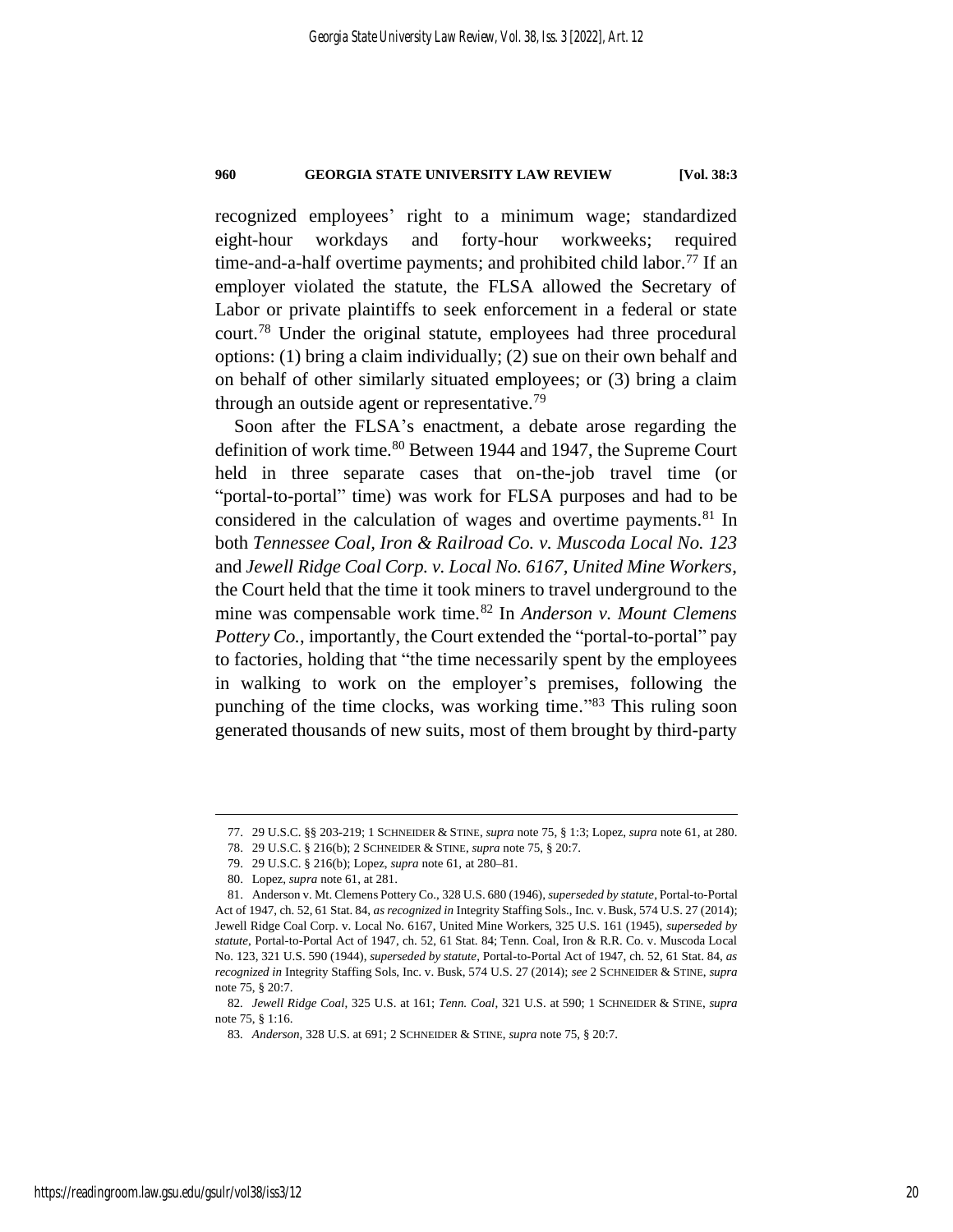recognized employees' right to a minimum wage; standardized eight-hour workdays and forty-hour workweeks; required time-and-a-half overtime payments; and prohibited child labor.[77] If an employer violated the statute, the FLSA allowed the Secretary of Labor or private plaintiffs to seek enforcement in a federal or state court.[78] Under the original statute, employees had three procedural options: (1) bring a claim individually; (2) sue on their own behalf and on behalf of other similarly situated employees; or (3) bring a claim through an outside agent or representative.[79]

Soon after the FLSA's enactment, a debate arose regarding the definition of work time.[80] Between 1944 and 1947, the Supreme Court held in three separate cases that on-the-job travel time (or "portal-to-portal" time) was work for FLSA purposes and had to be considered in the calculation of wages and overtime payments.[81] In both *Tennessee Coal, Iron & Railroad Co. v. Muscoda Local No. 123* and *Jewell Ridge Coal Corp. v. Local No. 6167, United Mine Workers*, the Court held that the time it took miners to travel underground to the mine was compensable work time.[82] In *Anderson v. Mount Clemens Pottery Co.*, importantly, the Court extended the "portal-to-portal" pay to factories, holding that "the time necessarily spent by the employees in walking to work on the employer's premises, following the punching of the time clocks, was working time."[83] This ruling soon generated thousands of new suits, most of them brought by third-party

---

77. 29 U.S.C. §§ 203-219; 1 SCHNEIDER & STINE, *supra* note 75, § 1:3; Lopez, *supra* note 61, at 280.

78. 29 U.S.C. § 216(b); 2 SCHNEIDER & STINE, *supra* note 75, § 20:7.

79. 29 U.S.C. § 216(b); Lopez, *supra* note 61, at 280–81.

80. Lopez, *supra* note 61, at 281.

81. Anderson v. Mt. Clemens Pottery Co., 328 U.S. 680 (1946), *superseded by statute*, Portal-to-Portal Act of 1947, ch. 52, 61 Stat. 84, *as recognized in* Integrity Staffing Sols., Inc. v. Busk, 574 U.S. 27 (2014); Jewell Ridge Coal Corp. v. Local No. 6167, United Mine Workers, 325 U.S. 161 (1945), *superseded by statute*, Portal-to-Portal Act of 1947, ch. 52, 61 Stat. 84; Tenn. Coal, Iron & R.R. Co. v. Muscoda Local No. 123, 321 U.S. 590 (1944), *superseded by statute*, Portal-to-Portal Act of 1947, ch. 52, 61 Stat. 84, *as recognized in* Integrity Staffing Sols, Inc. v. Busk, 574 U.S. 27 (2014); *see* 2 SCHNEIDER & STINE, *supra* note 75, § 20:7.

82. *Jewell Ridge Coal*, 325 U.S. at 161; *Tenn. Coal*, 321 U.S. at 590; 1 SCHNEIDER & STINE, *supra* note 75, § 1:16.

83. *Anderson*, 328 U.S. at 691; 2 SCHNEIDER & STINE, *supra* note 75, § 20:7.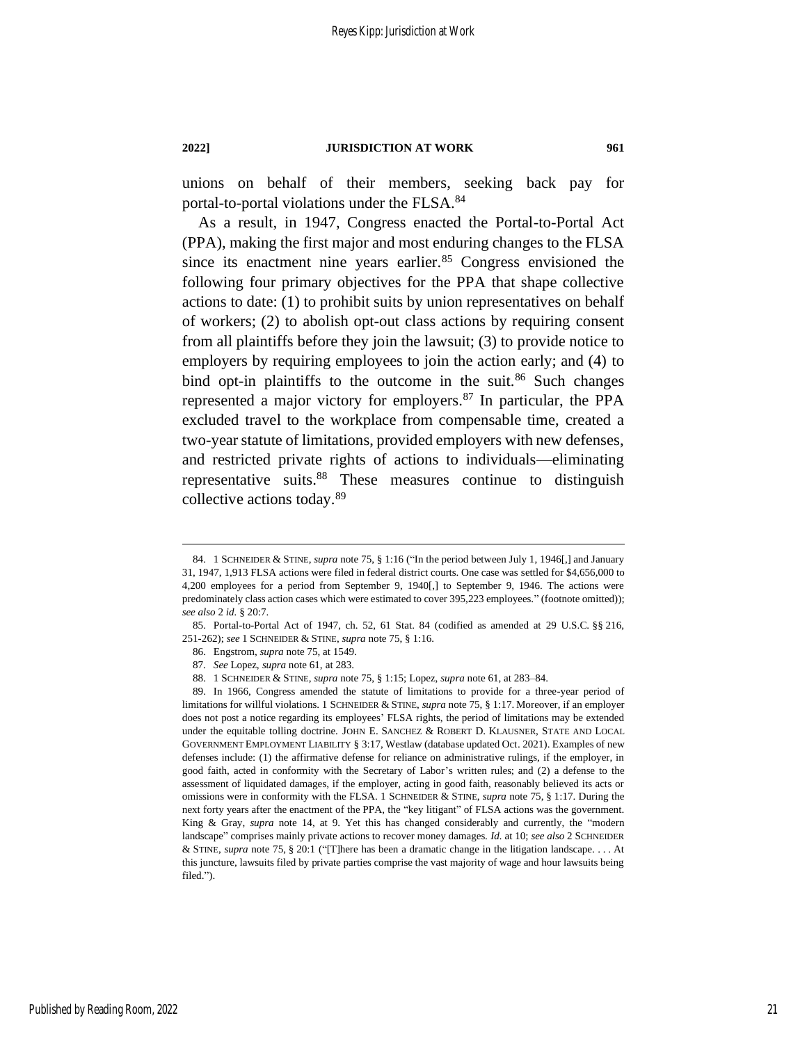unions on behalf of their members, seeking back pay for portal-to-portal violations under the FLSA.[84]

As a result, in 1947, Congress enacted the Portal-to-Portal Act (PPA), making the first major and most enduring changes to the FLSA since its enactment nine years earlier.[85] Congress envisioned the following four primary objectives for the PPA that shape collective actions to date: (1) to prohibit suits by union representatives on behalf of workers; (2) to abolish opt-out class actions by requiring consent from all plaintiffs before they join the lawsuit; (3) to provide notice to employers by requiring employees to join the action early; and (4) to bind opt-in plaintiffs to the outcome in the suit.[86] Such changes represented a major victory for employers.[87] In particular, the PPA excluded travel to the workplace from compensable time, created a two-year statute of limitations, provided employers with new defenses, and restricted private rights of actions to individuals—eliminating representative suits.[88] These measures continue to distinguish collective actions today.[89]

---

84. 1 SCHNEIDER & STINE, *supra* note 75, § 1:16 ("In the period between July 1, 1946[,] and January 31, 1947, 1,913 FLSA actions were filed in federal district courts. One case was settled for $4,656,000 to 4,200 employees for a period from September 9, 1940[,] to September 9, 1946. The actions were predominately class action cases which were estimated to cover 395,223 employees." (footnote omitted)); *see also* 2 *id.* § 20:7.

85. Portal-to-Portal Act of 1947, ch. 52, 61 Stat. 84 (codified as amended at 29 U.S.C. §§ 216, 251-262); *see* 1 SCHNEIDER & STINE, *supra* note 75, § 1:16.

86. Engstrom, *supra* note 75, at 1549.

87. *See* Lopez, *supra* note 61, at 283.

88. 1 SCHNEIDER & STINE, *supra* note 75, § 1:15; Lopez, *supra* note 61, at 283–84.

89. In 1966, Congress amended the statute of limitations to provide for a three-year period of limitations for willful violations. 1 SCHNEIDER & STINE, *supra* note 75, § 1:17. Moreover, if an employer does not post a notice regarding its employees' FLSA rights, the period of limitations may be extended under the equitable tolling doctrine. JOHN E. SANCHEZ & ROBERT D. KLAUSNER, STATE AND LOCAL GOVERNMENT EMPLOYMENT LIABILITY § 3:17, Westlaw (database updated Oct. 2021). Examples of new defenses include: (1) the affirmative defense for reliance on administrative rulings, if the employer, in good faith, acted in conformity with the Secretary of Labor's written rules; and (2) a defense to the assessment of liquidated damages, if the employer, acting in good faith, reasonably believed its acts or omissions were in conformity with the FLSA. 1 SCHNEIDER & STINE, *supra* note 75, § 1:17. During the next forty years after the enactment of the PPA, the "key litigant" of FLSA actions was the government. King & Gray, *supra* note 14, at 9. Yet this has changed considerably and currently, the "modern landscape" comprises mainly private actions to recover money damages. *Id.* at 10; *see also* 2 SCHNEIDER & STINE, *supra* note 75, § 20:1 ("[T]here has been a dramatic change in the litigation landscape. . . . At this juncture, lawsuits filed by private parties comprise the vast majority of wage and hour lawsuits being filed.").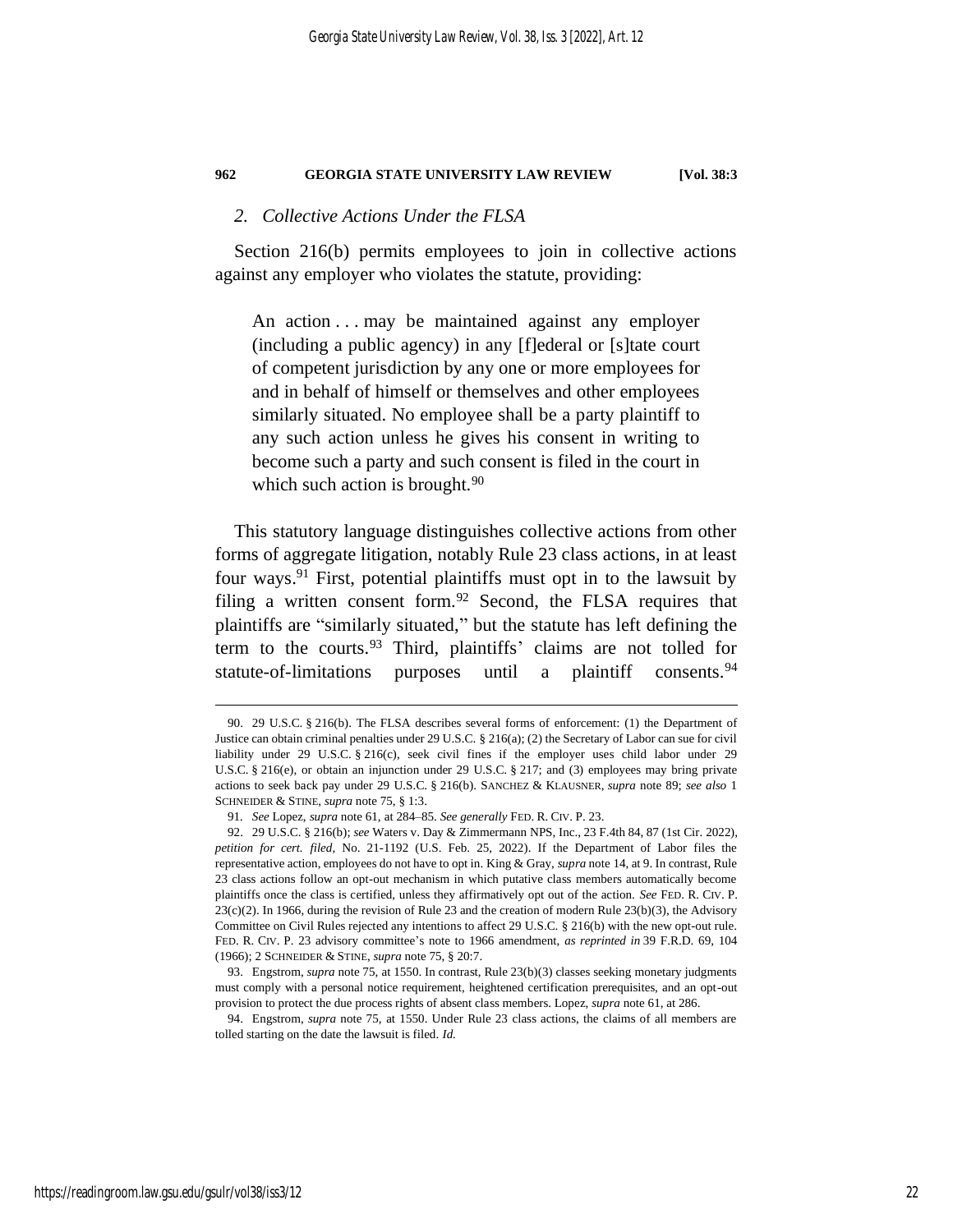### *2. Collective Actions Under the FLSA*

Section 216(b) permits employees to join in collective actions against any employer who violates the statute, providing:

> An action . . . may be maintained against any employer (including a public agency) in any [f]ederal or [s]tate court of competent jurisdiction by any one or more employees for and in behalf of himself or themselves and other employees similarly situated. No employee shall be a party plaintiff to any such action unless he gives his consent in writing to become such a party and such consent is filed in the court in which such action is brought.[90]

This statutory language distinguishes collective actions from other forms of aggregate litigation, notably Rule 23 class actions, in at least four ways.[91] First, potential plaintiffs must opt in to the lawsuit by filing a written consent form.[92] Second, the FLSA requires that plaintiffs are "similarly situated," but the statute has left defining the term to the courts.[93] Third, plaintiffs' claims are not tolled for statute-of-limitations purposes until a plaintiff consents.[94]

---

90. 29 U.S.C. § 216(b). The FLSA describes several forms of enforcement: (1) the Department of Justice can obtain criminal penalties under 29 U.S.C. § 216(a); (2) the Secretary of Labor can sue for civil liability under 29 U.S.C. § 216(c), seek civil fines if the employer uses child labor under 29 U.S.C. § 216(e), or obtain an injunction under 29 U.S.C. § 217; and (3) employees may bring private actions to seek back pay under 29 U.S.C. § 216(b). SANCHEZ & KLAUSNER, *supra* note 89; *see also* 1 SCHNEIDER & STINE, *supra* note 75, § 1:3.

91. *See* Lopez, *supra* note 61, at 284–85. *See generally* FED. R. CIV. P. 23.

92. 29 U.S.C. § 216(b); *see* Waters v. Day & Zimmermann NPS, Inc., 23 F.4th 84, 87 (1st Cir. 2022), *petition for cert. filed*, No. 21-1192 (U.S. Feb. 25, 2022). If the Department of Labor files the representative action, employees do not have to opt in. King & Gray, *supra* note 14, at 9. In contrast, Rule 23 class actions follow an opt-out mechanism in which putative class members automatically become plaintiffs once the class is certified, unless they affirmatively opt out of the action. *See* FED. R. CIV. P. 23(c)(2). In 1966, during the revision of Rule 23 and the creation of modern Rule 23(b)(3), the Advisory Committee on Civil Rules rejected any intentions to affect 29 U.S.C. § 216(b) with the new opt-out rule. FED. R. CIV. P. 23 advisory committee's note to 1966 amendment, *as reprinted in* 39 F.R.D. 69, 104 (1966); 2 SCHNEIDER & STINE, *supra* note 75, § 20:7.

93. Engstrom, *supra* note 75, at 1550. In contrast, Rule 23(b)(3) classes seeking monetary judgments must comply with a personal notice requirement, heightened certification prerequisites, and an opt-out provision to protect the due process rights of absent class members. Lopez, *supra* note 61, at 286.

94. Engstrom, *supra* note 75, at 1550. Under Rule 23 class actions, the claims of all members are tolled starting on the date the lawsuit is filed. *Id.*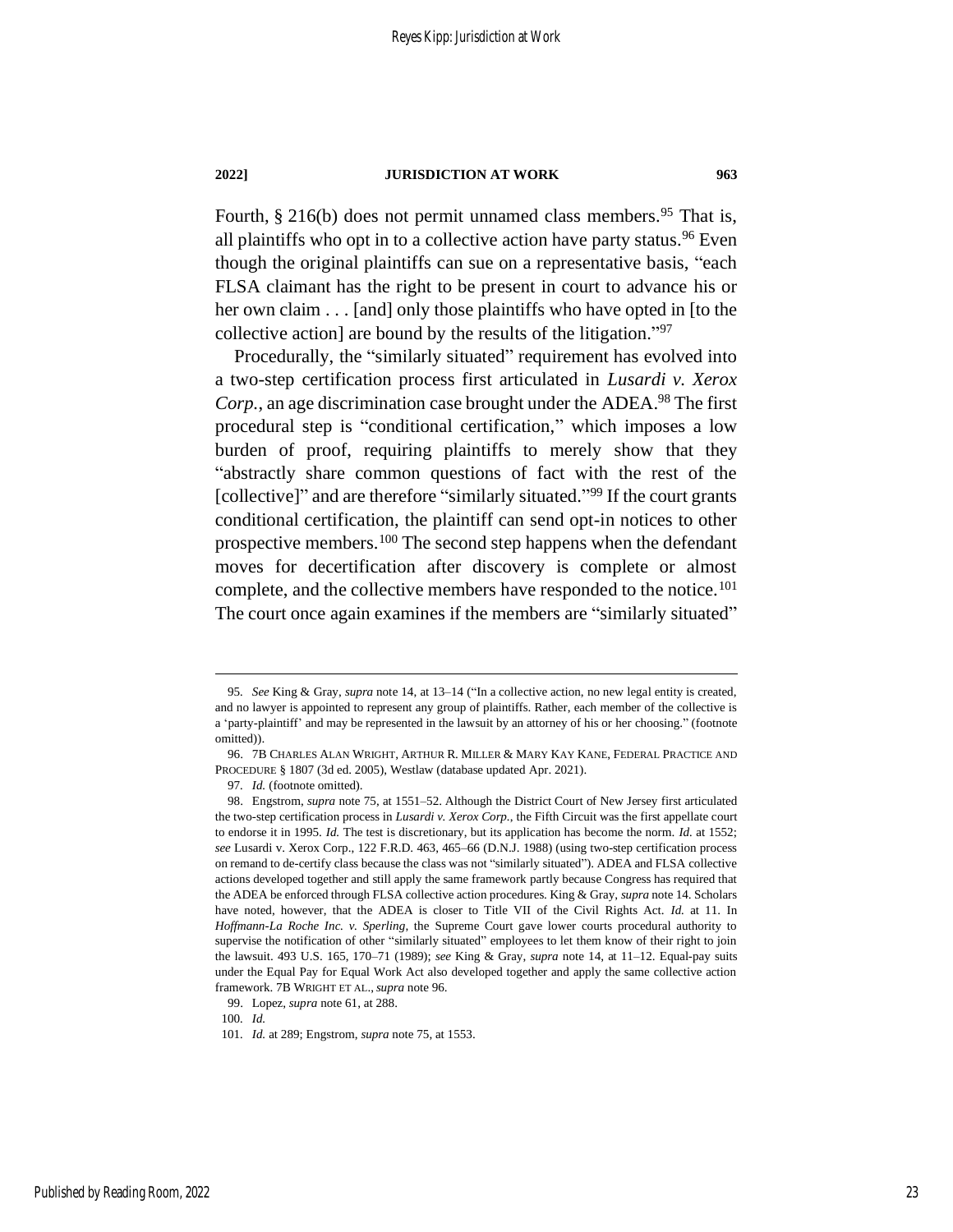Fourth, § 216(b) does not permit unnamed class members.[95] That is, all plaintiffs who opt in to a collective action have party status.[96] Even though the original plaintiffs can sue on a representative basis, "each FLSA claimant has the right to be present in court to advance his or her own claim . . . [and] only those plaintiffs who have opted in [to the collective action] are bound by the results of the litigation."[97]

Procedurally, the "similarly situated" requirement has evolved into a two-step certification process first articulated in *Lusardi v. Xerox Corp.*, an age discrimination case brought under the ADEA.[98] The first procedural step is "conditional certification," which imposes a low burden of proof, requiring plaintiffs to merely show that they "abstractly share common questions of fact with the rest of the [collective]" and are therefore "similarly situated."[99] If the court grants conditional certification, the plaintiff can send opt-in notices to other prospective members.[100] The second step happens when the defendant moves for decertification after discovery is complete or almost complete, and the collective members have responded to the notice.[101] The court once again examines if the members are "similarly situated"

---

95. *See* King & Gray, *supra* note 14, at 13–14 ("In a collective action, no new legal entity is created, and no lawyer is appointed to represent any group of plaintiffs. Rather, each member of the collective is a 'party-plaintiff' and may be represented in the lawsuit by an attorney of his or her choosing." (footnote omitted)).

96. 7B CHARLES ALAN WRIGHT, ARTHUR R. MILLER & MARY KAY KANE, FEDERAL PRACTICE AND PROCEDURE § 1807 (3d ed. 2005), Westlaw (database updated Apr. 2021).

97. *Id.* (footnote omitted).

98. Engstrom, *supra* note 75, at 1551–52. Although the District Court of New Jersey first articulated the two-step certification process in *Lusardi v. Xerox Corp.*, the Fifth Circuit was the first appellate court to endorse it in 1995. *Id.* The test is discretionary, but its application has become the norm. *Id.* at 1552; *see* Lusardi v. Xerox Corp., 122 F.R.D. 463, 465–66 (D.N.J. 1988) (using two-step certification process on remand to de-certify class because the class was not "similarly situated"). ADEA and FLSA collective actions developed together and still apply the same framework partly because Congress has required that the ADEA be enforced through FLSA collective action procedures. King & Gray, *supra* note 14. Scholars have noted, however, that the ADEA is closer to Title VII of the Civil Rights Act. *Id.* at 11. In *Hoffmann-La Roche Inc. v. Sperling*, the Supreme Court gave lower courts procedural authority to supervise the notification of other "similarly situated" employees to let them know of their right to join the lawsuit. 493 U.S. 165, 170–71 (1989); *see* King & Gray, *supra* note 14, at 11–12. Equal-pay suits under the Equal Pay for Equal Work Act also developed together and apply the same collective action framework. 7B WRIGHT ET AL., *supra* note 96.

99. Lopez, *supra* note 61, at 288.

100. *Id.*

101. *Id.* at 289; Engstrom, *supra* note 75, at 1553.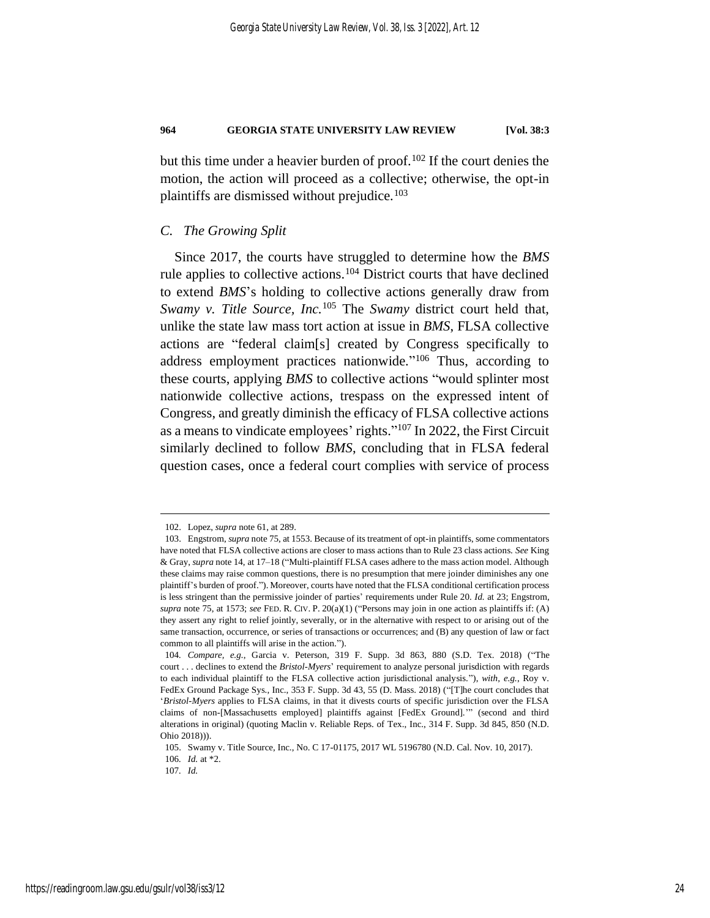but this time under a heavier burden of proof.[102] If the court denies the motion, the action will proceed as a collective; otherwise, the opt-in plaintiffs are dismissed without prejudice.[103]

### *C. The Growing Split*

Since 2017, the courts have struggled to determine how the *BMS* rule applies to collective actions.[104] District courts that have declined to extend *BMS*'s holding to collective actions generally draw from *Swamy v. Title Source, Inc.*[105] The *Swamy* district court held that, unlike the state law mass tort action at issue in *BMS*, FLSA collective actions are "federal claim[s] created by Congress specifically to address employment practices nationwide."[106] Thus, according to these courts, applying *BMS* to collective actions "would splinter most nationwide collective actions, trespass on the expressed intent of Congress, and greatly diminish the efficacy of FLSA collective actions as a means to vindicate employees' rights."[107] In 2022, the First Circuit similarly declined to follow *BMS*, concluding that in FLSA federal question cases, once a federal court complies with service of process

---

102. Lopez, *supra* note 61, at 289.

103. Engstrom, *supra* note 75, at 1553. Because of its treatment of opt-in plaintiffs, some commentators have noted that FLSA collective actions are closer to mass actions than to Rule 23 class actions. *See* King & Gray, *supra* note 14, at 17–18 ("Multi-plaintiff FLSA cases adhere to the mass action model. Although these claims may raise common questions, there is no presumption that mere joinder diminishes any one plaintiff's burden of proof."). Moreover, courts have noted that the FLSA conditional certification process is less stringent than the permissive joinder of parties' requirements under Rule 20. *Id.* at 23; Engstrom, *supra* note 75, at 1573; *see* FED. R. CIV. P. 20(a)(1) ("Persons may join in one action as plaintiffs if: (A) they assert any right to relief jointly, severally, or in the alternative with respect to or arising out of the same transaction, occurrence, or series of transactions or occurrences; and (B) any question of law or fact common to all plaintiffs will arise in the action.").

104. *Compare, e.g.*, Garcia v. Peterson, 319 F. Supp. 3d 863, 880 (S.D. Tex. 2018) ("The court . . . declines to extend the *Bristol-Myers*' requirement to analyze personal jurisdiction with regards to each individual plaintiff to the FLSA collective action jurisdictional analysis."), *with, e.g.*, Roy v. FedEx Ground Package Sys., Inc., 353 F. Supp. 3d 43, 55 (D. Mass. 2018) ("[T]he court concludes that '*Bristol-Myers* applies to FLSA claims, in that it divests courts of specific jurisdiction over the FLSA claims of non-[Massachusetts employed] plaintiffs against [FedEx Ground].'" (second and third alterations in original) (quoting Maclin v. Reliable Reps. of Tex., Inc., 314 F. Supp. 3d 845, 850 (N.D. Ohio 2018))).

105. Swamy v. Title Source, Inc., No. C 17-01175, 2017 WL 5196780 (N.D. Cal. Nov. 10, 2017).

106. *Id.* at *2.

107. *Id.*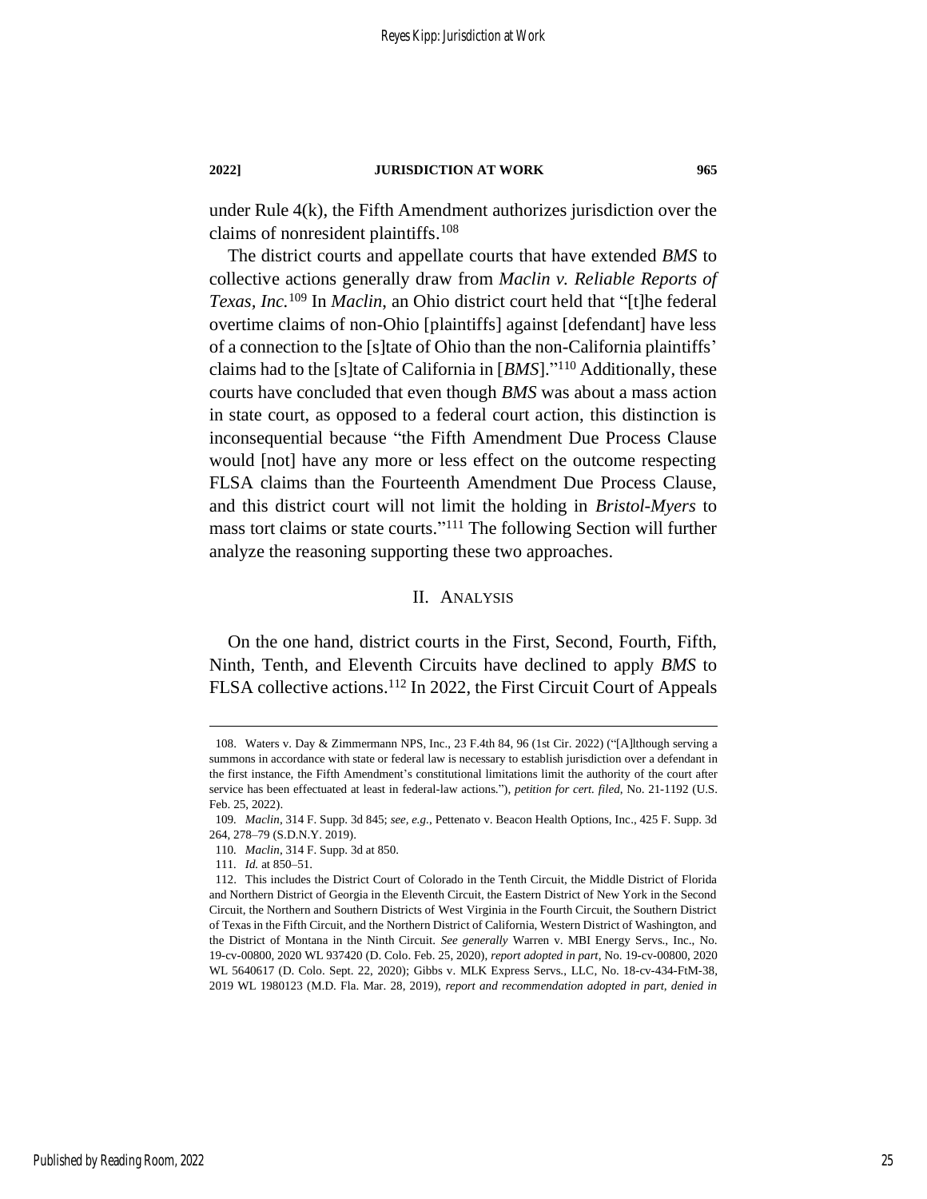under Rule 4(k), the Fifth Amendment authorizes jurisdiction over the claims of nonresident plaintiffs.[108]

The district courts and appellate courts that have extended *BMS* to collective actions generally draw from *Maclin v. Reliable Reports of Texas, Inc.*[109] In *Maclin*, an Ohio district court held that "[t]he federal overtime claims of non-Ohio [plaintiffs] against [defendant] have less of a connection to the [s]tate of Ohio than the non-California plaintiffs' claims had to the [s]tate of California in [*BMS*]."[110] Additionally, these courts have concluded that even though *BMS* was about a mass action in state court, as opposed to a federal court action, this distinction is inconsequential because "the Fifth Amendment Due Process Clause would [not] have any more or less effect on the outcome respecting FLSA claims than the Fourteenth Amendment Due Process Clause, and this district court will not limit the holding in *Bristol-Myers* to mass tort claims or state courts."[111] The following Section will further analyze the reasoning supporting these two approaches.

## II. Analysis

On the one hand, district courts in the First, Second, Fourth, Fifth, Ninth, Tenth, and Eleventh Circuits have declined to apply *BMS* to FLSA collective actions.[112] In 2022, the First Circuit Court of Appeals

---

108. Waters v. Day & Zimmermann NPS, Inc., 23 F.4th 84, 96 (1st Cir. 2022) ("[A]lthough serving a summons in accordance with state or federal law is necessary to establish jurisdiction over a defendant in the first instance, the Fifth Amendment's constitutional limitations limit the authority of the court after service has been effectuated at least in federal-law actions."), *petition for cert. filed*, No. 21-1192 (U.S. Feb. 25, 2022).

109. *Maclin*, 314 F. Supp. 3d 845; *see, e.g.*, Pettenato v. Beacon Health Options, Inc., 425 F. Supp. 3d 264, 278–79 (S.D.N.Y. 2019).

110. *Maclin*, 314 F. Supp. 3d at 850.

111. *Id.* at 850–51.

112. This includes the District Court of Colorado in the Tenth Circuit, the Middle District of Florida and Northern District of Georgia in the Eleventh Circuit, the Eastern District of New York in the Second Circuit, the Northern and Southern Districts of West Virginia in the Fourth Circuit, the Southern District of Texas in the Fifth Circuit, and the Northern District of California, Western District of Washington, and the District of Montana in the Ninth Circuit. *See generally* Warren v. MBI Energy Servs., Inc., No. 19-cv-00800, 2020 WL 937420 (D. Colo. Feb. 25, 2020), *report adopted in part*, No. 19-cv-00800, 2020 WL 5640617 (D. Colo. Sept. 22, 2020); Gibbs v. MLK Express Servs., LLC, No. 18-cv-434-FtM-38, 2019 WL 1980123 (M.D. Fla. Mar. 28, 2019), *report and recommendation adopted in part, denied in*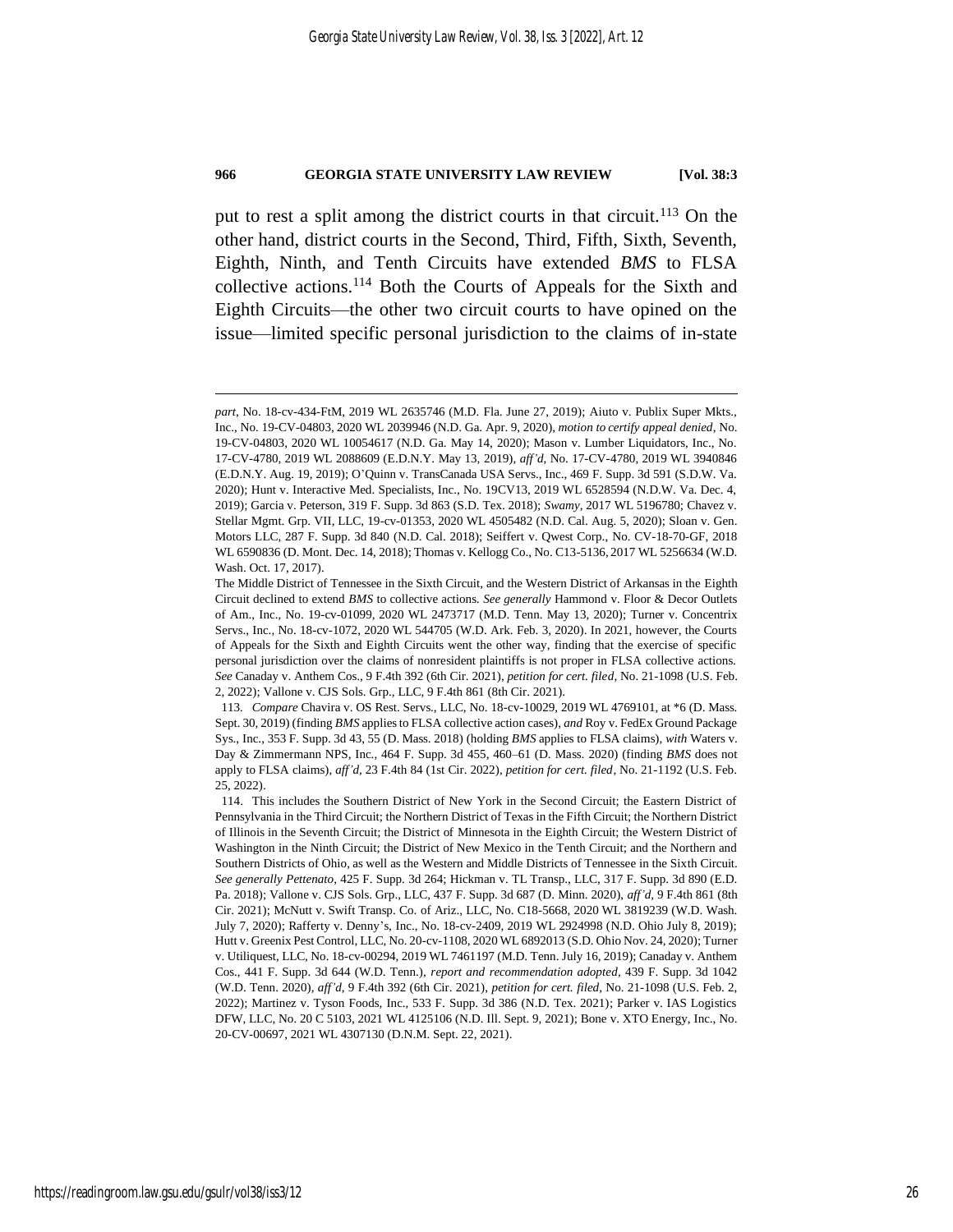put to rest a split among the district courts in that circuit.[113] On the other hand, district courts in the Second, Third, Fifth, Sixth, Seventh, Eighth, Ninth, and Tenth Circuits have extended *BMS* to FLSA collective actions.[114] Both the Courts of Appeals for the Sixth and Eighth Circuits—the other two circuit courts to have opined on the issue—limited specific personal jurisdiction to the claims of in-state

---

*part*, No. 18-cv-434-FtM, 2019 WL 2635746 (M.D. Fla. June 27, 2019); Aiuto v. Publix Super Mkts., Inc., No. 19-CV-04803, 2020 WL 2039946 (N.D. Ga. Apr. 9, 2020), *motion to certify appeal denied*, No. 19-CV-04803, 2020 WL 10054617 (N.D. Ga. May 14, 2020); Mason v. Lumber Liquidators, Inc., No. 17-CV-4780, 2019 WL 2088609 (E.D.N.Y. May 13, 2019), *aff'd*, No. 17-CV-4780, 2019 WL 3940846 (E.D.N.Y. Aug. 19, 2019); O'Quinn v. TransCanada USA Servs., Inc., 469 F. Supp. 3d 591 (S.D.W. Va. 2020); Hunt v. Interactive Med. Specialists, Inc., No. 19CV13, 2019 WL 6528594 (N.D.W. Va. Dec. 4, 2019); Garcia v. Peterson, 319 F. Supp. 3d 863 (S.D. Tex. 2018); *Swamy*, 2017 WL 5196780; Chavez v. Stellar Mgmt. Grp. VII, LLC, 19-cv-01353, 2020 WL 4505482 (N.D. Cal. Aug. 5, 2020); Sloan v. Gen. Motors LLC, 287 F. Supp. 3d 840 (N.D. Cal. 2018); Seiffert v. Qwest Corp., No. CV-18-70-GF, 2018 WL 6590836 (D. Mont. Dec. 14, 2018); Thomas v. Kellogg Co., No. C13-5136, 2017 WL 5256634 (W.D. Wash. Oct. 17, 2017).

The Middle District of Tennessee in the Sixth Circuit, and the Western District of Arkansas in the Eighth Circuit declined to extend *BMS* to collective actions. *See generally* Hammond v. Floor & Decor Outlets of Am., Inc., No. 19-cv-01099, 2020 WL 2473717 (M.D. Tenn. May 13, 2020); Turner v. Concentrix Servs., Inc., No. 18-cv-1072, 2020 WL 544705 (W.D. Ark. Feb. 3, 2020). In 2021, however, the Courts of Appeals for the Sixth and Eighth Circuits went the other way, finding that the exercise of specific personal jurisdiction over the claims of nonresident plaintiffs is not proper in FLSA collective actions. *See* Canaday v. Anthem Cos., 9 F.4th 392 (6th Cir. 2021), *petition for cert. filed*, No. 21-1098 (U.S. Feb. 2, 2022); Vallone v. CJS Sols. Grp., LLC, 9 F.4th 861 (8th Cir. 2021).

113. *Compare* Chavira v. OS Rest. Servs., LLC, No. 18-cv-10029, 2019 WL 4769101, at *6 (D. Mass. Sept. 30, 2019) (finding *BMS* applies to FLSA collective action cases), *and* Roy v. FedEx Ground Package Sys., Inc., 353 F. Supp. 3d 43, 55 (D. Mass. 2018) (holding *BMS* applies to FLSA claims), *with* Waters v. Day & Zimmermann NPS, Inc., 464 F. Supp. 3d 455, 460–61 (D. Mass. 2020) (finding *BMS* does not apply to FLSA claims), *aff'd*, 23 F.4th 84 (1st Cir. 2022), *petition for cert. filed*, No. 21-1192 (U.S. Feb. 25, 2022).

114. This includes the Southern District of New York in the Second Circuit; the Eastern District of Pennsylvania in the Third Circuit; the Northern District of Texas in the Fifth Circuit; the Northern District of Illinois in the Seventh Circuit; the District of Minnesota in the Eighth Circuit; the Western District of Washington in the Ninth Circuit; the District of New Mexico in the Tenth Circuit; and the Northern and Southern Districts of Ohio, as well as the Western and Middle Districts of Tennessee in the Sixth Circuit. *See generally Pettenato*, 425 F. Supp. 3d 264; Hickman v. TL Transp., LLC, 317 F. Supp. 3d 890 (E.D. Pa. 2018); Vallone v. CJS Sols. Grp., LLC, 437 F. Supp. 3d 687 (D. Minn. 2020), *aff'd*, 9 F.4th 861 (8th Cir. 2021); McNutt v. Swift Transp. Co. of Ariz., LLC, No. C18-5668, 2020 WL 3819239 (W.D. Wash. July 7, 2020); Rafferty v. Denny's, Inc., No. 18-cv-2409, 2019 WL 2924998 (N.D. Ohio July 8, 2019); Hutt v. Greenix Pest Control, LLC, No. 20-cv-1108, 2020 WL 6892013 (S.D. Ohio Nov. 24, 2020); Turner v. Utiliquest, LLC, No. 18-cv-00294, 2019 WL 7461197 (M.D. Tenn. July 16, 2019); Canaday v. Anthem Cos., 441 F. Supp. 3d 644 (W.D. Tenn.), *report and recommendation adopted*, 439 F. Supp. 3d 1042 (W.D. Tenn. 2020), *aff'd*, 9 F.4th 392 (6th Cir. 2021), *petition for cert. filed*, No. 21-1098 (U.S. Feb. 2, 2022); Martinez v. Tyson Foods, Inc., 533 F. Supp. 3d 386 (N.D. Tex. 2021); Parker v. IAS Logistics DFW, LLC, No. 20 C 5103, 2021 WL 4125106 (N.D. Ill. Sept. 9, 2021); Bone v. XTO Energy, Inc., No. 20-CV-00697, 2021 WL 4307130 (D.N.M. Sept. 22, 2021).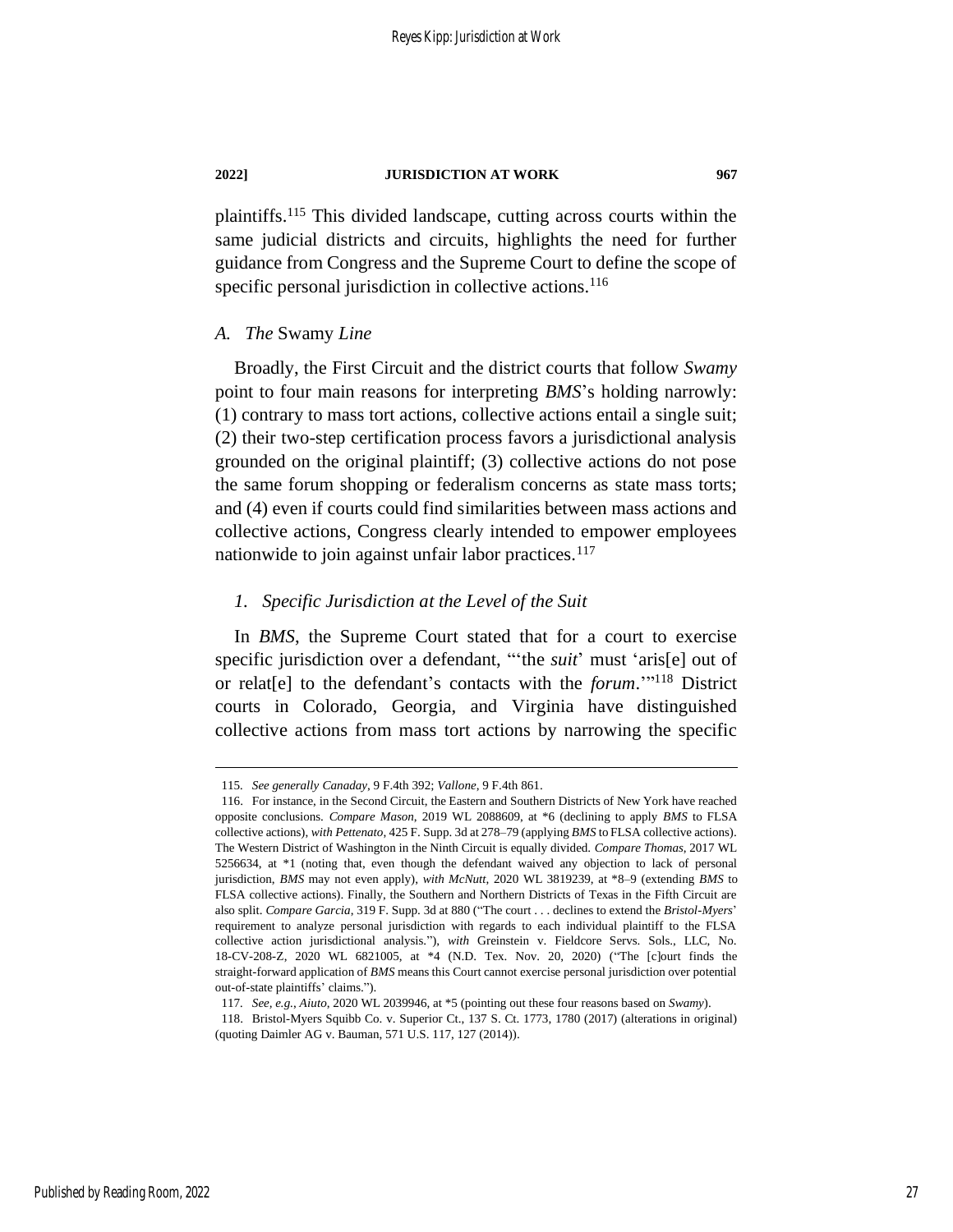plaintiffs.[115] This divided landscape, cutting across courts within the same judicial districts and circuits, highlights the need for further guidance from Congress and the Supreme Court to define the scope of specific personal jurisdiction in collective actions.[116]

### *A. The* Swamy *Line*

Broadly, the First Circuit and the district courts that follow *Swamy* point to four main reasons for interpreting *BMS*'s holding narrowly: (1) contrary to mass tort actions, collective actions entail a single suit; (2) their two-step certification process favors a jurisdictional analysis grounded on the original plaintiff; (3) collective actions do not pose the same forum shopping or federalism concerns as state mass torts; and (4) even if courts could find similarities between mass actions and collective actions, Congress clearly intended to empower employees nationwide to join against unfair labor practices.[117]

#### *1. Specific Jurisdiction at the Level of the Suit*

In *BMS*, the Supreme Court stated that for a court to exercise specific jurisdiction over a defendant, "'the *suit*' must 'aris[e] out of or relat[e] to the defendant's contacts with the *forum*.'"[118] District courts in Colorado, Georgia, and Virginia have distinguished collective actions from mass tort actions by narrowing the specific

---

115. *See generally Canaday*, 9 F.4th 392; *Vallone*, 9 F.4th 861.

116. For instance, in the Second Circuit, the Eastern and Southern Districts of New York have reached opposite conclusions. *Compare Mason*, 2019 WL 2088609, at *6 (declining to apply *BMS* to FLSA collective actions), *with Pettenato*, 425 F. Supp. 3d at 278–79 (applying *BMS* to FLSA collective actions). The Western District of Washington in the Ninth Circuit is equally divided. *Compare Thomas*, 2017 WL 5256634, at *1 (noting that, even though the defendant waived any objection to lack of personal jurisdiction, *BMS* may not even apply), *with McNutt*, 2020 WL 3819239, at *8–9 (extending *BMS* to FLSA collective actions). Finally, the Southern and Northern Districts of Texas in the Fifth Circuit are also split. *Compare Garcia*, 319 F. Supp. 3d at 880 ("The court . . . declines to extend the *Bristol-Myers*' requirement to analyze personal jurisdiction with regards to each individual plaintiff to the FLSA collective action jurisdictional analysis."), *with* Greinstein v. Fieldcore Servs. Sols., LLC, No. 18-CV-208-Z, 2020 WL 6821005, at *4 (N.D. Tex. Nov. 20, 2020) ("The [c]ourt finds the straight-forward application of *BMS* means this Court cannot exercise personal jurisdiction over potential out-of-state plaintiffs' claims.").

117. *See, e.g.*, *Aiuto*, 2020 WL 2039946, at *5 (pointing out these four reasons based on *Swamy*).

118. Bristol-Myers Squibb Co. v. Superior Ct., 137 S. Ct. 1773, 1780 (2017) (alterations in original) (quoting Daimler AG v. Bauman, 571 U.S. 117, 127 (2014)).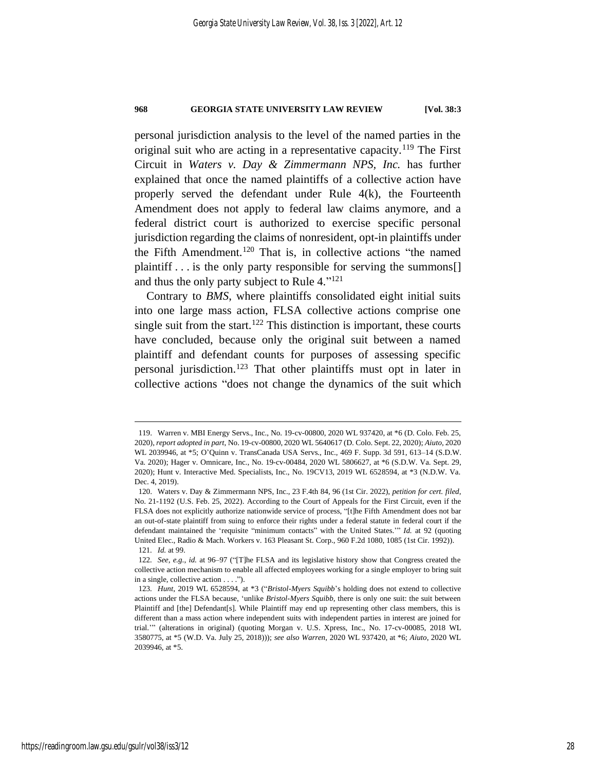personal jurisdiction analysis to the level of the named parties in the original suit who are acting in a representative capacity.[119] The First Circuit in *Waters v. Day & Zimmermann NPS, Inc.* has further explained that once the named plaintiffs of a collective action have properly served the defendant under Rule 4(k), the Fourteenth Amendment does not apply to federal law claims anymore, and a federal district court is authorized to exercise specific personal jurisdiction regarding the claims of nonresident, opt-in plaintiffs under the Fifth Amendment.[120] That is, in collective actions "the named plaintiff . . . is the only party responsible for serving the summons[] and thus the only party subject to Rule 4."[121]

Contrary to *BMS*, where plaintiffs consolidated eight initial suits into one large mass action, FLSA collective actions comprise one single suit from the start.[122] This distinction is important, these courts have concluded, because only the original suit between a named plaintiff and defendant counts for purposes of assessing specific personal jurisdiction.[123] That other plaintiffs must opt in later in collective actions "does not change the dynamics of the suit which

---

119. Warren v. MBI Energy Servs., Inc., No. 19-cv-00800, 2020 WL 937420, at *6 (D. Colo. Feb. 25, 2020), *report adopted in part*, No. 19-cv-00800, 2020 WL 5640617 (D. Colo. Sept. 22, 2020); *Aiuto*, 2020 WL 2039946, at *5; O'Quinn v. TransCanada USA Servs., Inc., 469 F. Supp. 3d 591, 613–14 (S.D.W. Va. 2020); Hager v. Omnicare, Inc., No. 19-cv-00484, 2020 WL 5806627, at *6 (S.D.W. Va. Sept. 29, 2020); Hunt v. Interactive Med. Specialists, Inc., No. 19CV13, 2019 WL 6528594, at *3 (N.D.W. Va. Dec. 4, 2019).

120. Waters v. Day & Zimmermann NPS, Inc., 23 F.4th 84, 96 (1st Cir. 2022), *petition for cert. filed*, No. 21-1192 (U.S. Feb. 25, 2022). According to the Court of Appeals for the First Circuit, even if the FLSA does not explicitly authorize nationwide service of process, "[t]he Fifth Amendment does not bar an out-of-state plaintiff from suing to enforce their rights under a federal statute in federal court if the defendant maintained the 'requisite "minimum contacts" with the United States.'" *Id.* at 92 (quoting United Elec., Radio & Mach. Workers v. 163 Pleasant St. Corp., 960 F.2d 1080, 1085 (1st Cir. 1992)).

121. *Id.* at 99.

122. *See, e.g.*, *id.* at 96–97 ("[T]he FLSA and its legislative history show that Congress created the collective action mechanism to enable all affected employees working for a single employer to bring suit in a single, collective action . . . .").

123. *Hunt*, 2019 WL 6528594, at *3 ("*Bristol-Myers Squibb*'s holding does not extend to collective actions under the FLSA because, 'unlike *Bristol-Myers Squibb*, there is only one suit: the suit between Plaintiff and [the] Defendant[s]. While Plaintiff may end up representing other class members, this is different than a mass action where independent suits with independent parties in interest are joined for trial.'" (alterations in original) (quoting Morgan v. U.S. Xpress, Inc., No. 17-cv-00085, 2018 WL 3580775, at *5 (W.D. Va. July 25, 2018))); *see also Warren*, 2020 WL 937420, at *6; *Aiuto*, 2020 WL 2039946, at *5.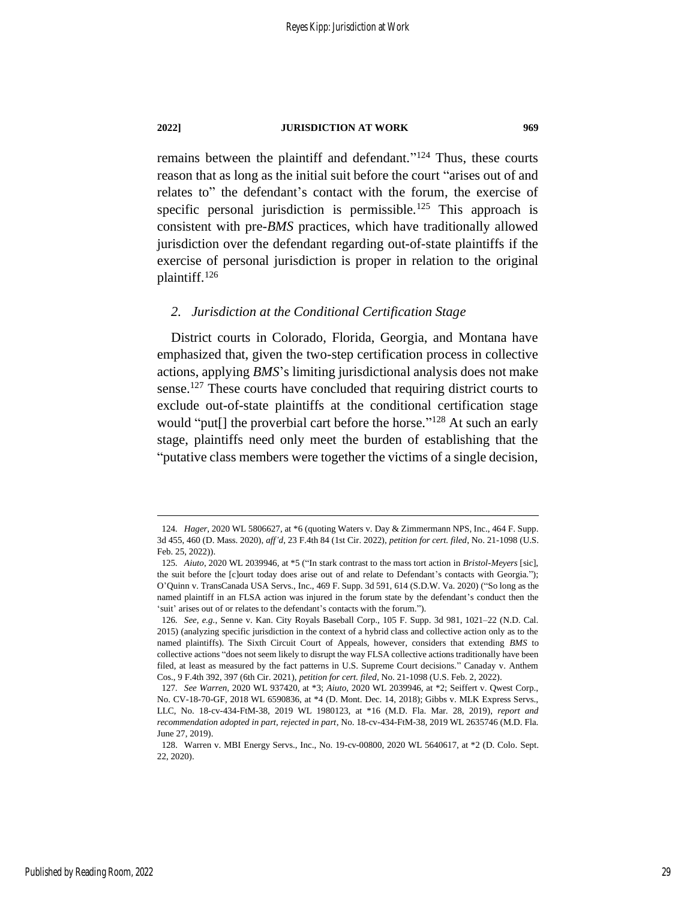remains between the plaintiff and defendant."[124] Thus, these courts reason that as long as the initial suit before the court "arises out of and relates to" the defendant's contact with the forum, the exercise of specific personal jurisdiction is permissible.[125] This approach is consistent with pre-*BMS* practices, which have traditionally allowed jurisdiction over the defendant regarding out-of-state plaintiffs if the exercise of personal jurisdiction is proper in relation to the original plaintiff.[126]

### *2. Jurisdiction at the Conditional Certification Stage*

District courts in Colorado, Florida, Georgia, and Montana have emphasized that, given the two-step certification process in collective actions, applying *BMS*'s limiting jurisdictional analysis does not make sense.[127] These courts have concluded that requiring district courts to exclude out-of-state plaintiffs at the conditional certification stage would "put[] the proverbial cart before the horse."[128] At such an early stage, plaintiffs need only meet the burden of establishing that the "putative class members were together the victims of a single decision,

---

124. *Hager*, 2020 WL 5806627, at *6 (quoting Waters v. Day & Zimmermann NPS, Inc., 464 F. Supp. 3d 455, 460 (D. Mass. 2020), *aff'd*, 23 F.4th 84 (1st Cir. 2022), *petition for cert. filed*, No. 21-1098 (U.S. Feb. 25, 2022)).

125. *Aiuto*, 2020 WL 2039946, at *5 ("In stark contrast to the mass tort action in *Bristol-Meyers* [sic], the suit before the [c]ourt today does arise out of and relate to Defendant's contacts with Georgia."); O'Quinn v. TransCanada USA Servs., Inc., 469 F. Supp. 3d 591, 614 (S.D.W. Va. 2020) ("So long as the named plaintiff in an FLSA action was injured in the forum state by the defendant's conduct then the 'suit' arises out of or relates to the defendant's contacts with the forum.").

126. *See, e.g.*, Senne v. Kan. City Royals Baseball Corp., 105 F. Supp. 3d 981, 1021–22 (N.D. Cal. 2015) (analyzing specific jurisdiction in the context of a hybrid class and collective action only as to the named plaintiffs). The Sixth Circuit Court of Appeals, however, considers that extending *BMS* to collective actions "does not seem likely to disrupt the way FLSA collective actions traditionally have been filed, at least as measured by the fact patterns in U.S. Supreme Court decisions." Canaday v. Anthem Cos., 9 F.4th 392, 397 (6th Cir. 2021), *petition for cert. filed*, No. 21-1098 (U.S. Feb. 2, 2022).

127. *See Warren*, 2020 WL 937420, at *3; *Aiuto*, 2020 WL 2039946, at *2; Seiffert v. Qwest Corp., No. CV-18-70-GF, 2018 WL 6590836, at *4 (D. Mont. Dec. 14, 2018); Gibbs v. MLK Express Servs., LLC, No. 18-cv-434-FtM-38, 2019 WL 1980123, at *16 (M.D. Fla. Mar. 28, 2019), *report and recommendation adopted in part, rejected in part*, No. 18-cv-434-FtM-38, 2019 WL 2635746 (M.D. Fla. June 27, 2019).

128. Warren v. MBI Energy Servs., Inc., No. 19-cv-00800, 2020 WL 5640617, at *2 (D. Colo. Sept. 22, 2020).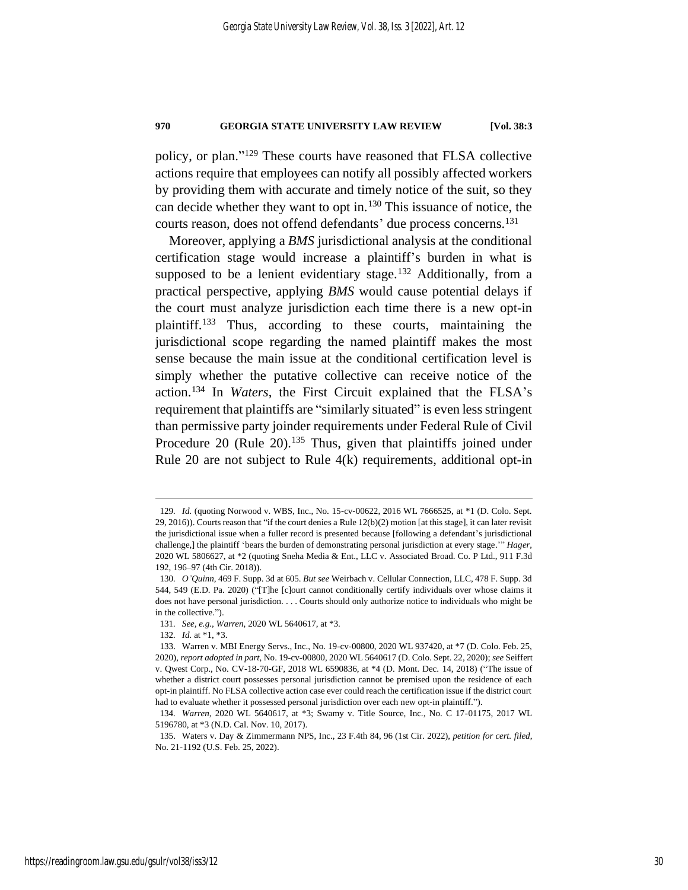policy, or plan."[129] These courts have reasoned that FLSA collective actions require that employees can notify all possibly affected workers by providing them with accurate and timely notice of the suit, so they can decide whether they want to opt in.[130] This issuance of notice, the courts reason, does not offend defendants' due process concerns.[131]

Moreover, applying a *BMS* jurisdictional analysis at the conditional certification stage would increase a plaintiff's burden in what is supposed to be a lenient evidentiary stage.[132] Additionally, from a practical perspective, applying *BMS* would cause potential delays if the court must analyze jurisdiction each time there is a new opt-in plaintiff.[133] Thus, according to these courts, maintaining the jurisdictional scope regarding the named plaintiff makes the most sense because the main issue at the conditional certification level is simply whether the putative collective can receive notice of the action.[134] In *Waters*, the First Circuit explained that the FLSA's requirement that plaintiffs are "similarly situated" is even less stringent than permissive party joinder requirements under Federal Rule of Civil Procedure 20 (Rule 20).[135] Thus, given that plaintiffs joined under Rule 20 are not subject to Rule 4(k) requirements, additional opt-in

---

129. *Id.* (quoting Norwood v. WBS, Inc., No. 15-cv-00622, 2016 WL 7666525, at *1 (D. Colo. Sept. 29, 2016)). Courts reason that "if the court denies a Rule 12(b)(2) motion [at this stage], it can later revisit the jurisdictional issue when a fuller record is presented because [following a defendant's jurisdictional challenge,] the plaintiff 'bears the burden of demonstrating personal jurisdiction at every stage.'" *Hager*, 2020 WL 5806627, at *2 (quoting Sneha Media & Ent., LLC v. Associated Broad. Co. P Ltd., 911 F.3d 192, 196–97 (4th Cir. 2018)).

130. *O'Quinn*, 469 F. Supp. 3d at 605. *But see* Weirbach v. Cellular Connection, LLC, 478 F. Supp. 3d 544, 549 (E.D. Pa. 2020) ("[T]he [c]ourt cannot conditionally certify individuals over whose claims it does not have personal jurisdiction. . . . Courts should only authorize notice to individuals who might be in the collective.").

131. *See, e.g.*, *Warren*, 2020 WL 5640617, at *3.

132. *Id.* at *1, *3.

133. Warren v. MBI Energy Servs., Inc., No. 19-cv-00800, 2020 WL 937420, at *7 (D. Colo. Feb. 25, 2020), *report adopted in part*, No. 19-cv-00800, 2020 WL 5640617 (D. Colo. Sept. 22, 2020); *see* Seiffert v. Qwest Corp., No. CV-18-70-GF, 2018 WL 6590836, at *4 (D. Mont. Dec. 14, 2018) ("The issue of whether a district court possesses personal jurisdiction cannot be premised upon the residence of each opt-in plaintiff. No FLSA collective action case ever could reach the certification issue if the district court had to evaluate whether it possessed personal jurisdiction over each new opt-in plaintiff.").

134. *Warren*, 2020 WL 5640617, at *3; Swamy v. Title Source, Inc., No. C 17-01175, 2017 WL 5196780, at *3 (N.D. Cal. Nov. 10, 2017).

135. Waters v. Day & Zimmermann NPS, Inc., 23 F.4th 84, 96 (1st Cir. 2022), *petition for cert. filed*, No. 21-1192 (U.S. Feb. 25, 2022).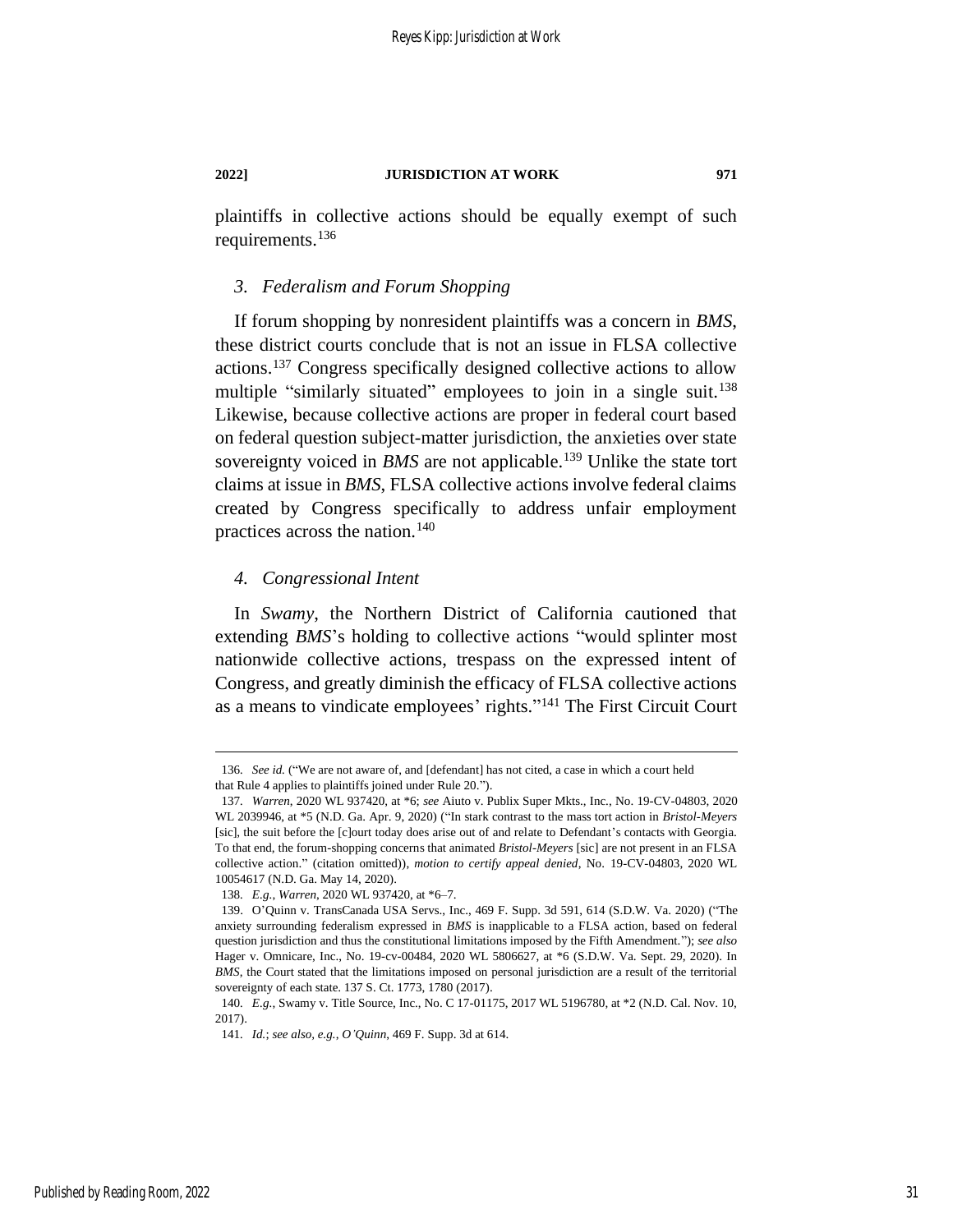plaintiffs in collective actions should be equally exempt of such requirements.[136]

### *3. Federalism and Forum Shopping*

If forum shopping by nonresident plaintiffs was a concern in *BMS*, these district courts conclude that is not an issue in FLSA collective actions.[137] Congress specifically designed collective actions to allow multiple "similarly situated" employees to join in a single suit.[138] Likewise, because collective actions are proper in federal court based on federal question subject-matter jurisdiction, the anxieties over state sovereignty voiced in *BMS* are not applicable.[139] Unlike the state tort claims at issue in *BMS*, FLSA collective actions involve federal claims created by Congress specifically to address unfair employment practices across the nation.[140]

### *4. Congressional Intent*

In *Swamy*, the Northern District of California cautioned that extending *BMS*'s holding to collective actions "would splinter most nationwide collective actions, trespass on the expressed intent of Congress, and greatly diminish the efficacy of FLSA collective actions as a means to vindicate employees' rights."[141] The First Circuit Court

---

136. *See id.* ("We are not aware of, and [defendant] has not cited, a case in which a court held that Rule 4 applies to plaintiffs joined under Rule 20.").

137. *Warren*, 2020 WL 937420, at *6; *see* Aiuto v. Publix Super Mkts., Inc., No. 19-CV-04803, 2020 WL 2039946, at *5 (N.D. Ga. Apr. 9, 2020) ("In stark contrast to the mass tort action in *Bristol-Meyers* [sic], the suit before the [c]ourt today does arise out of and relate to Defendant's contacts with Georgia. To that end, the forum-shopping concerns that animated *Bristol-Meyers* [sic] are not present in an FLSA collective action." (citation omitted)), *motion to certify appeal denied*, No. 19-CV-04803, 2020 WL 10054617 (N.D. Ga. May 14, 2020).

138. *E.g.*, *Warren*, 2020 WL 937420, at *6–7.

139. O'Quinn v. TransCanada USA Servs., Inc., 469 F. Supp. 3d 591, 614 (S.D.W. Va. 2020) ("The anxiety surrounding federalism expressed in *BMS* is inapplicable to a FLSA action, based on federal question jurisdiction and thus the constitutional limitations imposed by the Fifth Amendment."); *see also* Hager v. Omnicare, Inc., No. 19-cv-00484, 2020 WL 5806627, at *6 (S.D.W. Va. Sept. 29, 2020). In *BMS*, the Court stated that the limitations imposed on personal jurisdiction are a result of the territorial sovereignty of each state. 137 S. Ct. 1773, 1780 (2017).

140. *E.g.*, Swamy v. Title Source, Inc., No. C 17-01175, 2017 WL 5196780, at *2 (N.D. Cal. Nov. 10, 2017).

141. *Id.*; *see also, e.g.*, *O'Quinn*, 469 F. Supp. 3d at 614.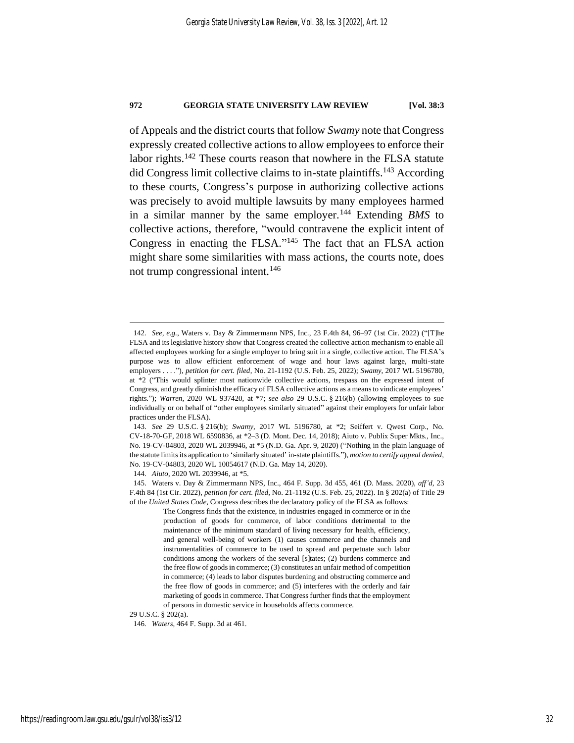of Appeals and the district courts that follow *Swamy* note that Congress expressly created collective actions to allow employees to enforce their labor rights.[142] These courts reason that nowhere in the FLSA statute did Congress limit collective claims to in-state plaintiffs.[143] According to these courts, Congress's purpose in authorizing collective actions was precisely to avoid multiple lawsuits by many employees harmed in a similar manner by the same employer.[144] Extending *BMS* to collective actions, therefore, "would contravene the explicit intent of Congress in enacting the FLSA."[145] The fact that an FLSA action might share some similarities with mass actions, the courts note, does not trump congressional intent.[146]

---

142. *See, e.g.*, Waters v. Day & Zimmermann NPS, Inc., 23 F.4th 84, 96–97 (1st Cir. 2022) ("[T]he FLSA and its legislative history show that Congress created the collective action mechanism to enable all affected employees working for a single employer to bring suit in a single, collective action. The FLSA's purpose was to allow efficient enforcement of wage and hour laws against large, multi-state employers . . . ."), *petition for cert. filed*, No. 21-1192 (U.S. Feb. 25, 2022); *Swamy*, 2017 WL 5196780, at *2 ("This would splinter most nationwide collective actions, trespass on the expressed intent of Congress, and greatly diminish the efficacy of FLSA collective actions as a means to vindicate employees' rights."); *Warren*, 2020 WL 937420, at *7; *see also* 29 U.S.C. § 216(b) (allowing employees to sue individually or on behalf of "other employees similarly situated" against their employers for unfair labor practices under the FLSA).

143. *See* 29 U.S.C. § 216(b); *Swamy*, 2017 WL 5196780, at *2; Seiffert v. Qwest Corp., No. CV-18-70-GF, 2018 WL 6590836, at *2–3 (D. Mont. Dec. 14, 2018); Aiuto v. Publix Super Mkts., Inc., No. 19-CV-04803, 2020 WL 2039946, at *5 (N.D. Ga. Apr. 9, 2020) ("Nothing in the plain language of the statute limits its application to 'similarly situated' in-state plaintiffs."), *motion to certify appeal denied*, No. 19-CV-04803, 2020 WL 10054617 (N.D. Ga. May 14, 2020).

144. *Aiuto*, 2020 WL 2039946, at *5.

145. Waters v. Day & Zimmermann NPS, Inc., 464 F. Supp. 3d 455, 461 (D. Mass. 2020), *aff'd*, 23 F.4th 84 (1st Cir. 2022), *petition for cert. filed*, No. 21-1192 (U.S. Feb. 25, 2022). In § 202(a) of Title 29 of the *United States Code*, Congress describes the declaratory policy of the FLSA as follows:

> The Congress finds that the existence, in industries engaged in commerce or in the production of goods for commerce, of labor conditions detrimental to the maintenance of the minimum standard of living necessary for health, efficiency, and general well-being of workers (1) causes commerce and the channels and instrumentalities of commerce to be used to spread and perpetuate such labor conditions among the workers of the several [s]tates; (2) burdens commerce and the free flow of goods in commerce; (3) constitutes an unfair method of competition in commerce; (4) leads to labor disputes burdening and obstructing commerce and the free flow of goods in commerce; and (5) interferes with the orderly and fair marketing of goods in commerce. That Congress further finds that the employment of persons in domestic service in households affects commerce.

29 U.S.C. § 202(a).

146. *Waters*, 464 F. Supp. 3d at 461.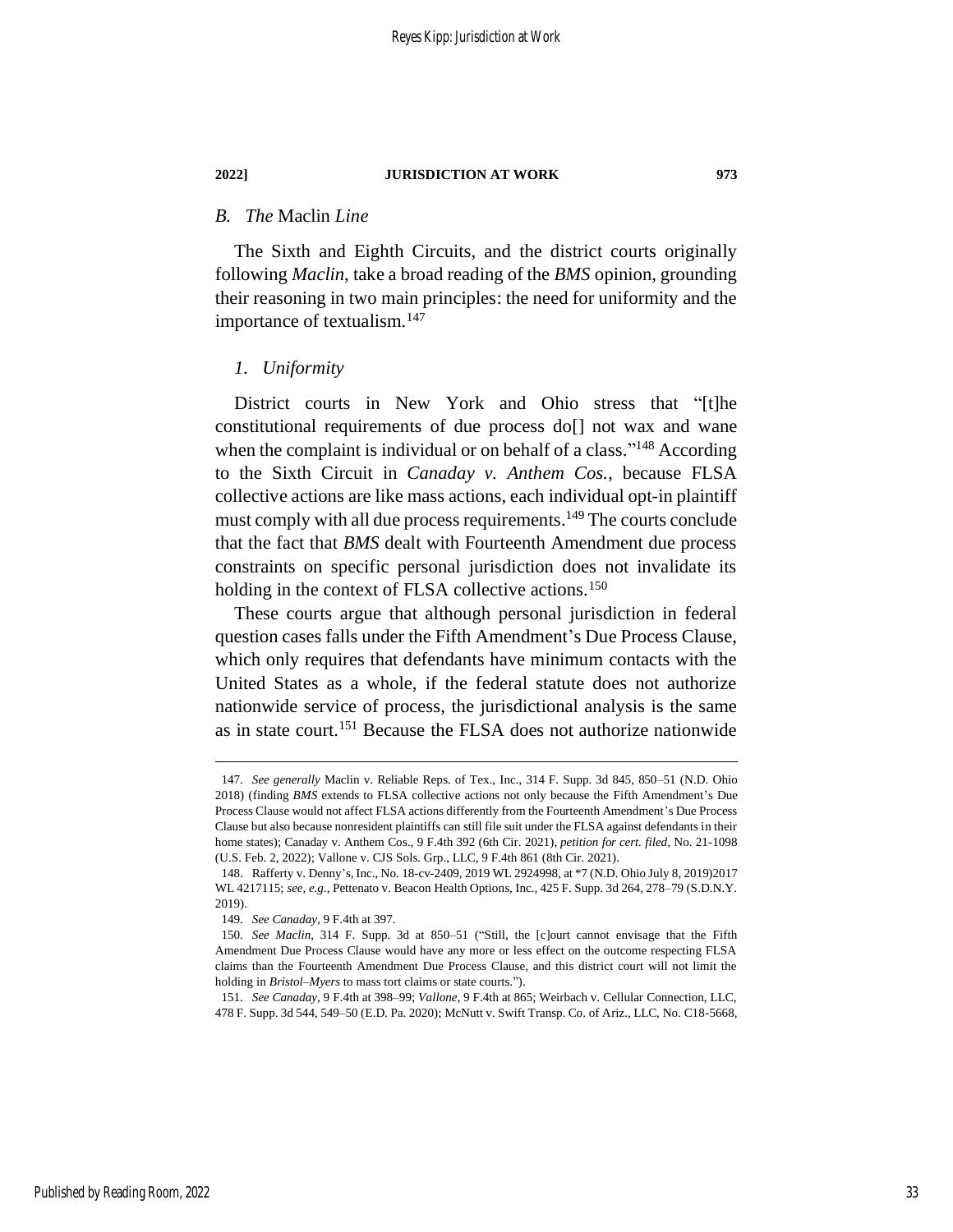## B. *The* Maclin *Line*

The Sixth and Eighth Circuits, and the district courts originally following *Maclin*, take a broad reading of the *BMS* opinion, grounding their reasoning in two main principles: the need for uniformity and the importance of textualism.[147]

### *1. Uniformity*

District courts in New York and Ohio stress that "[t]he constitutional requirements of due process do[] not wax and wane when the complaint is individual or on behalf of a class."[148] According to the Sixth Circuit in *Canaday v. Anthem Cos.*, because FLSA collective actions are like mass actions, each individual opt-in plaintiff must comply with all due process requirements.[149] The courts conclude that the fact that *BMS* dealt with Fourteenth Amendment due process constraints on specific personal jurisdiction does not invalidate its holding in the context of FLSA collective actions.[150]

These courts argue that although personal jurisdiction in federal question cases falls under the Fifth Amendment's Due Process Clause, which only requires that defendants have minimum contacts with the United States as a whole, if the federal statute does not authorize nationwide service of process, the jurisdictional analysis is the same as in state court.[151] Because the FLSA does not authorize nationwide

---

147. *See generally* Maclin v. Reliable Reps. of Tex., Inc., 314 F. Supp. 3d 845, 850–51 (N.D. Ohio 2018) (finding *BMS* extends to FLSA collective actions not only because the Fifth Amendment's Due Process Clause would not affect FLSA actions differently from the Fourteenth Amendment's Due Process Clause but also because nonresident plaintiffs can still file suit under the FLSA against defendants in their home states); Canaday v. Anthem Cos., 9 F.4th 392 (6th Cir. 2021), *petition for cert. filed*, No. 21-1098 (U.S. Feb. 2, 2022); Vallone v. CJS Sols. Grp., LLC, 9 F.4th 861 (8th Cir. 2021).

148. Rafferty v. Denny's, Inc., No. 18-cv-2409, 2019 WL 2924998, at *7 (N.D. Ohio July 8, 2019)2017 WL 4217115; *see, e.g.*, Pettenato v. Beacon Health Options, Inc., 425 F. Supp. 3d 264, 278–79 (S.D.N.Y. 2019).

149. *See Canaday*, 9 F.4th at 397.

150. *See Maclin*, 314 F. Supp. 3d at 850–51 ("Still, the [c]ourt cannot envisage that the Fifth Amendment Due Process Clause would have any more or less effect on the outcome respecting FLSA claims than the Fourteenth Amendment Due Process Clause, and this district court will not limit the holding in *Bristol–Myers* to mass tort claims or state courts.").

151. *See Canaday*, 9 F.4th at 398–99; *Vallone*, 9 F.4th at 865; Weirbach v. Cellular Connection, LLC, 478 F. Supp. 3d 544, 549–50 (E.D. Pa. 2020); McNutt v. Swift Transp. Co. of Ariz., LLC, No. C18-5668,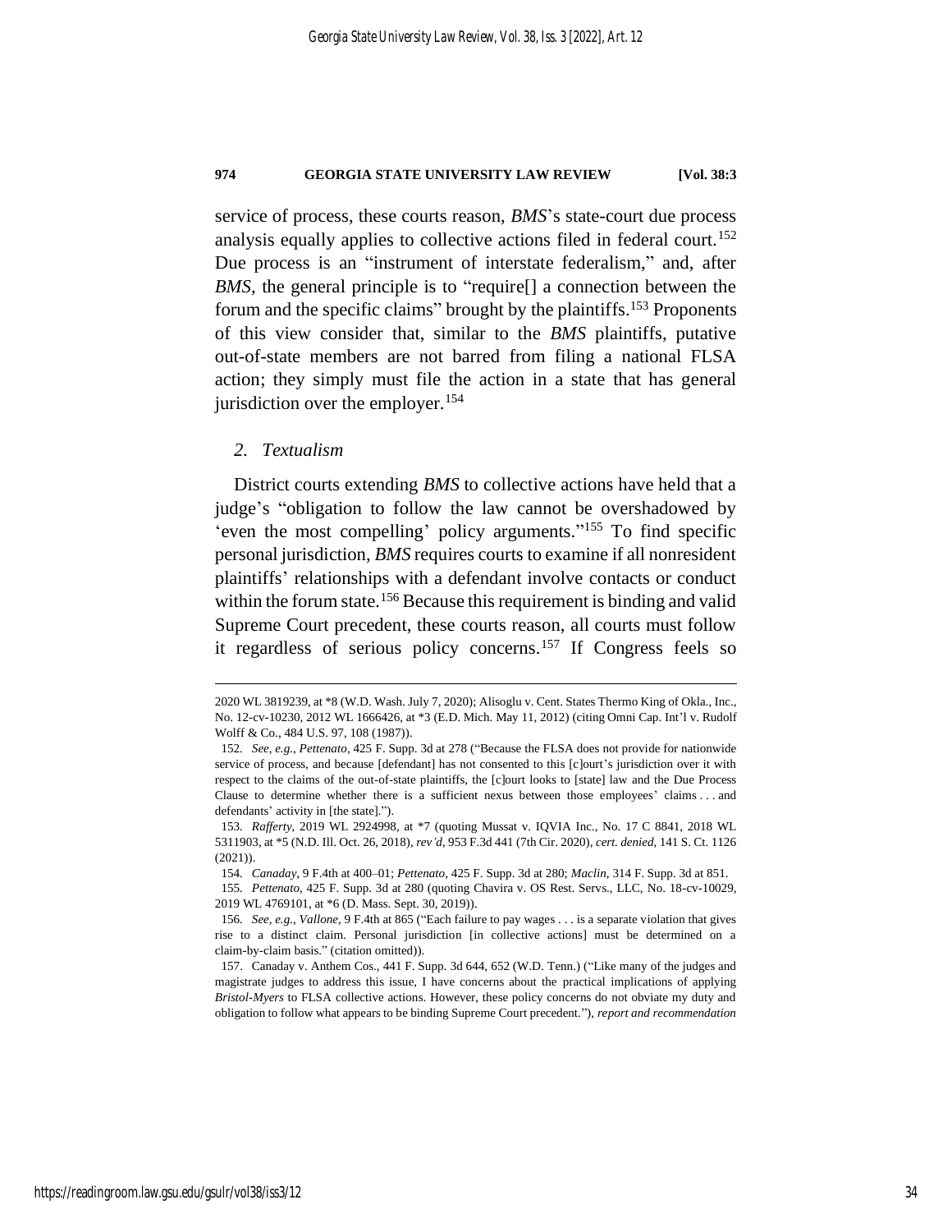service of process, these courts reason, *BMS*'s state-court due process analysis equally applies to collective actions filed in federal court.[152] Due process is an "instrument of interstate federalism," and, after *BMS*, the general principle is to "require[] a connection between the forum and the specific claims" brought by the plaintiffs.[153] Proponents of this view consider that, similar to the *BMS* plaintiffs, putative out-of-state members are not barred from filing a national FLSA action; they simply must file the action in a state that has general jurisdiction over the employer.[154]

### *2. Textualism*

District courts extending *BMS* to collective actions have held that a judge's "obligation to follow the law cannot be overshadowed by 'even the most compelling' policy arguments."[155] To find specific personal jurisdiction, *BMS* requires courts to examine if all nonresident plaintiffs' relationships with a defendant involve contacts or conduct within the forum state.[156] Because this requirement is binding and valid Supreme Court precedent, these courts reason, all courts must follow it regardless of serious policy concerns.[157] If Congress feels so

---

2020 WL 3819239, at *8 (W.D. Wash. July 7, 2020); Alisoglu v. Cent. States Thermo King of Okla., Inc., No. 12-cv-10230, 2012 WL 1666426, at *3 (E.D. Mich. May 11, 2012) (citing Omni Cap. Int'l v. Rudolf Wolff & Co., 484 U.S. 97, 108 (1987)).

152. *See, e.g.*, *Pettenato*, 425 F. Supp. 3d at 278 ("Because the FLSA does not provide for nationwide service of process, and because [defendant] has not consented to this [c]ourt's jurisdiction over it with respect to the claims of the out-of-state plaintiffs, the [c]ourt looks to [state] law and the Due Process Clause to determine whether there is a sufficient nexus between those employees' claims . . . and defendants' activity in [the state].").

153. *Rafferty*, 2019 WL 2924998, at *7 (quoting Mussat v. IQVIA Inc., No. 17 C 8841, 2018 WL 5311903, at *5 (N.D. Ill. Oct. 26, 2018), *rev'd*, 953 F.3d 441 (7th Cir. 2020), *cert. denied*, 141 S. Ct. 1126 (2021)).

154. *Canaday*, 9 F.4th at 400–01; *Pettenato*, 425 F. Supp. 3d at 280; *Maclin*, 314 F. Supp. 3d at 851.

155. *Pettenato*, 425 F. Supp. 3d at 280 (quoting Chavira v. OS Rest. Servs., LLC, No. 18-cv-10029, 2019 WL 4769101, at *6 (D. Mass. Sept. 30, 2019)).

156. *See, e.g.*, *Vallone*, 9 F.4th at 865 ("Each failure to pay wages . . . is a separate violation that gives rise to a distinct claim. Personal jurisdiction [in collective actions] must be determined on a claim-by-claim basis." (citation omitted)).

157. Canaday v. Anthem Cos., 441 F. Supp. 3d 644, 652 (W.D. Tenn.) ("Like many of the judges and magistrate judges to address this issue, I have concerns about the practical implications of applying *Bristol-Myers* to FLSA collective actions. However, these policy concerns do not obviate my duty and obligation to follow what appears to be binding Supreme Court precedent."), *report and recommendation*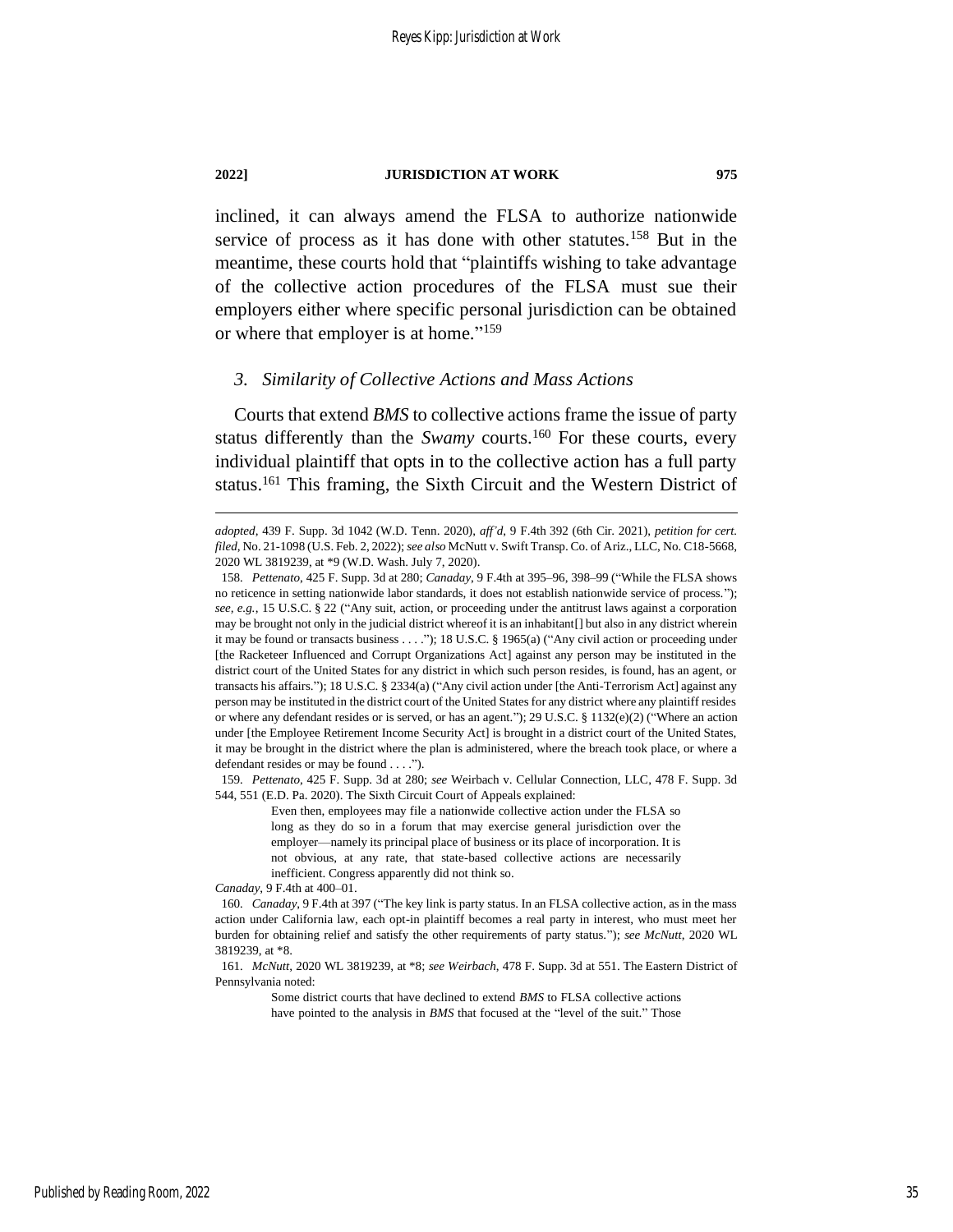inclined, it can always amend the FLSA to authorize nationwide service of process as it has done with other statutes.[158] But in the meantime, these courts hold that "plaintiffs wishing to take advantage of the collective action procedures of the FLSA must sue their employers either where specific personal jurisdiction can be obtained or where that employer is at home."[159]

### *3. Similarity of Collective Actions and Mass Actions*

Courts that extend *BMS* to collective actions frame the issue of party status differently than the *Swamy* courts.[160] For these courts, every individual plaintiff that opts in to the collective action has a full party status.[161] This framing, the Sixth Circuit and the Western District of

---

*adopted*, 439 F. Supp. 3d 1042 (W.D. Tenn. 2020), *aff'd*, 9 F.4th 392 (6th Cir. 2021), *petition for cert. filed*, No. 21-1098 (U.S. Feb. 2, 2022); *see also* McNutt v. Swift Transp. Co. of Ariz., LLC, No. C18-5668, 2020 WL 3819239, at *9 (W.D. Wash. July 7, 2020).

158. *Pettenato*, 425 F. Supp. 3d at 280; *Canaday*, 9 F.4th at 395–96, 398–99 ("While the FLSA shows no reticence in setting nationwide labor standards, it does not establish nationwide service of process."); *see, e.g.*, 15 U.S.C. § 22 ("Any suit, action, or proceeding under the antitrust laws against a corporation may be brought not only in the judicial district whereof it is an inhabitant[] but also in any district wherein it may be found or transacts business . . . ."); 18 U.S.C. § 1965(a) ("Any civil action or proceeding under [the Racketeer Influenced and Corrupt Organizations Act] against any person may be instituted in the district court of the United States for any district in which such person resides, is found, has an agent, or transacts his affairs."); 18 U.S.C. § 2334(a) ("Any civil action under [the Anti-Terrorism Act] against any person may be instituted in the district court of the United States for any district where any plaintiff resides or where any defendant resides or is served, or has an agent."); 29 U.S.C. § 1132(e)(2) ("Where an action under [the Employee Retirement Income Security Act] is brought in a district court of the United States, it may be brought in the district where the plan is administered, where the breach took place, or where a defendant resides or may be found . . . .").

159. *Pettenato*, 425 F. Supp. 3d at 280; *see* Weirbach v. Cellular Connection, LLC, 478 F. Supp. 3d 544, 551 (E.D. Pa. 2020). The Sixth Circuit Court of Appeals explained:

> Even then, employees may file a nationwide collective action under the FLSA so long as they do so in a forum that may exercise general jurisdiction over the employer—namely its principal place of business or its place of incorporation. It is not obvious, at any rate, that state-based collective actions are necessarily inefficient. Congress apparently did not think so.

*Canaday*, 9 F.4th at 400–01.

160. *Canaday*, 9 F.4th at 397 ("The key link is party status. In an FLSA collective action, as in the mass action under California law, each opt-in plaintiff becomes a real party in interest, who must meet her burden for obtaining relief and satisfy the other requirements of party status."); *see McNutt*, 2020 WL 3819239, at *8.

161. *McNutt*, 2020 WL 3819239, at *8; *see Weirbach*, 478 F. Supp. 3d at 551. The Eastern District of Pennsylvania noted:

> Some district courts that have declined to extend *BMS* to FLSA collective actions have pointed to the analysis in *BMS* that focused at the "level of the suit." Those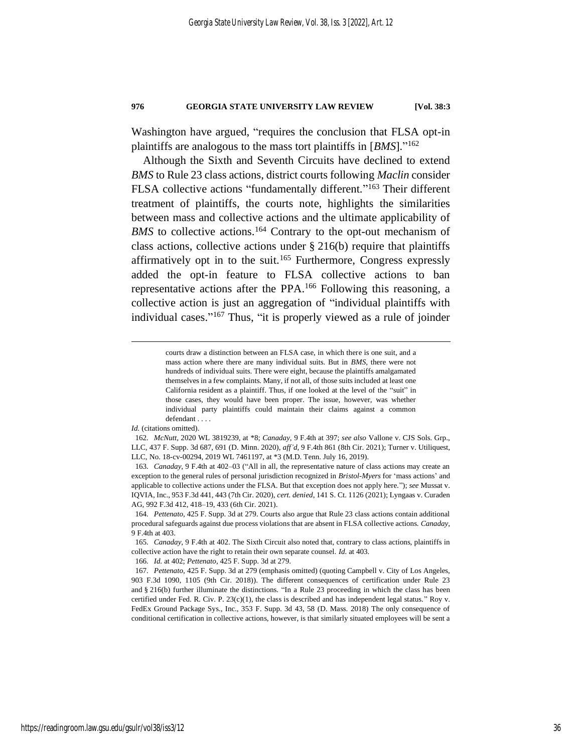Washington have argued, "requires the conclusion that FLSA opt-in plaintiffs are analogous to the mass tort plaintiffs in [*BMS*]."[162]

Although the Sixth and Seventh Circuits have declined to extend *BMS* to Rule 23 class actions, district courts following *Maclin* consider FLSA collective actions "fundamentally different."[163] Their different treatment of plaintiffs, the courts note, highlights the similarities between mass and collective actions and the ultimate applicability of *BMS* to collective actions.[164] Contrary to the opt-out mechanism of class actions, collective actions under § 216(b) require that plaintiffs affirmatively opt in to the suit.[165] Furthermore, Congress expressly added the opt-in feature to FLSA collective actions to ban representative actions after the PPA.[166] Following this reasoning, a collective action is just an aggregation of "individual plaintiffs with individual cases."[167] Thus, "it is properly viewed as a rule of joinder

> courts draw a distinction between an FLSA case, in which there is one suit, and a mass action where there are many individual suits. But in *BMS*, there were not hundreds of individual suits. There were eight, because the plaintiffs amalgamated themselves in a few complaints. Many, if not all, of those suits included at least one California resident as a plaintiff. Thus, if one looked at the level of the "suit" in those cases, they would have been proper. The issue, however, was whether individual party plaintiffs could maintain their claims against a common defendant . . . .

*Id.* (citations omitted).

162. *McNutt*, 2020 WL 3819239, at *8; *Canaday*, 9 F.4th at 397; *see also* Vallone v. CJS Sols. Grp., LLC, 437 F. Supp. 3d 687, 691 (D. Minn. 2020), *aff'd*, 9 F.4th 861 (8th Cir. 2021); Turner v. Utiliquest, LLC, No. 18-cv-00294, 2019 WL 7461197, at *3 (M.D. Tenn. July 16, 2019).

163. *Canaday*, 9 F.4th at 402–03 ("All in all, the representative nature of class actions may create an exception to the general rules of personal jurisdiction recognized in *Bristol-Myers* for 'mass actions' and applicable to collective actions under the FLSA. But that exception does not apply here."); *see* Mussat v. IQVIA, Inc., 953 F.3d 441, 443 (7th Cir. 2020), *cert. denied*, 141 S. Ct. 1126 (2021); Lyngaas v. Curaden AG, 992 F.3d 412, 418–19, 433 (6th Cir. 2021).

164. *Pettenato*, 425 F. Supp. 3d at 279. Courts also argue that Rule 23 class actions contain additional procedural safeguards against due process violations that are absent in FLSA collective actions. *Canaday*, 9 F.4th at 403.

165. *Canaday*, 9 F.4th at 402. The Sixth Circuit also noted that, contrary to class actions, plaintiffs in collective action have the right to retain their own separate counsel. *Id.* at 403.

166. *Id.* at 402; *Pettenato*, 425 F. Supp. 3d at 279.

167. *Pettenato*, 425 F. Supp. 3d at 279 (emphasis omitted) (quoting Campbell v. City of Los Angeles, 903 F.3d 1090, 1105 (9th Cir. 2018)). The different consequences of certification under Rule 23 and § 216(b) further illuminate the distinctions. "In a Rule 23 proceeding in which the class has been certified under Fed. R. Civ. P. 23(c)(1), the class is described and has independent legal status." Roy v. FedEx Ground Package Sys., Inc., 353 F. Supp. 3d 43, 58 (D. Mass. 2018) The only consequence of conditional certification in collective actions, however, is that similarly situated employees will be sent a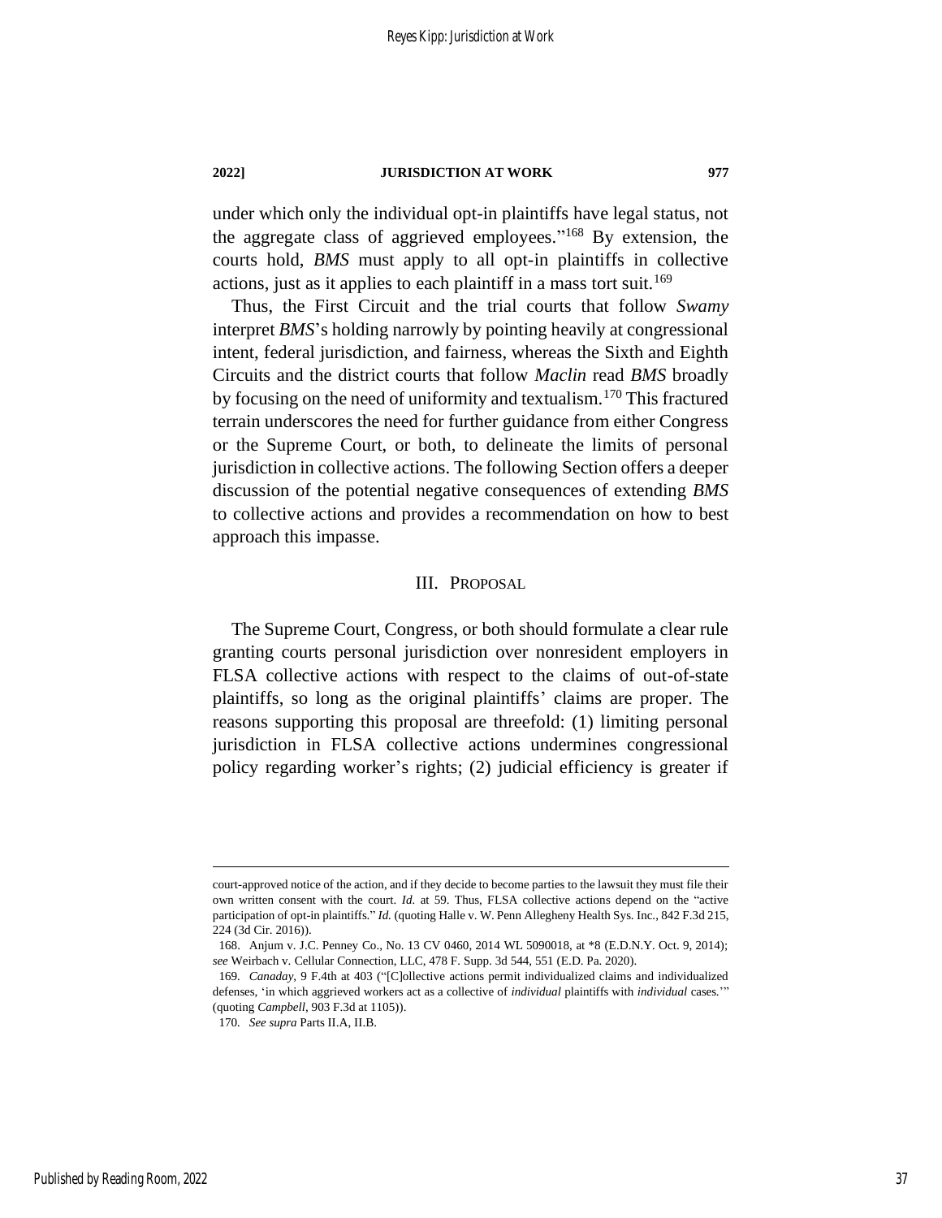under which only the individual opt-in plaintiffs have legal status, not the aggregate class of aggrieved employees."[168] By extension, the courts hold, *BMS* must apply to all opt-in plaintiffs in collective actions, just as it applies to each plaintiff in a mass tort suit.[169]

Thus, the First Circuit and the trial courts that follow *Swamy* interpret *BMS*'s holding narrowly by pointing heavily at congressional intent, federal jurisdiction, and fairness, whereas the Sixth and Eighth Circuits and the district courts that follow *Maclin* read *BMS* broadly by focusing on the need of uniformity and textualism.[170] This fractured terrain underscores the need for further guidance from either Congress or the Supreme Court, or both, to delineate the limits of personal jurisdiction in collective actions. The following Section offers a deeper discussion of the potential negative consequences of extending *BMS* to collective actions and provides a recommendation on how to best approach this impasse.

## III. Proposal

The Supreme Court, Congress, or both should formulate a clear rule granting courts personal jurisdiction over nonresident employers in FLSA collective actions with respect to the claims of out-of-state plaintiffs, so long as the original plaintiffs' claims are proper. The reasons supporting this proposal are threefold: (1) limiting personal jurisdiction in FLSA collective actions undermines congressional policy regarding worker's rights; (2) judicial efficiency is greater if

---

court-approved notice of the action, and if they decide to become parties to the lawsuit they must file their own written consent with the court. *Id.* at 59. Thus, FLSA collective actions depend on the "active participation of opt-in plaintiffs." *Id.* (quoting Halle v. W. Penn Allegheny Health Sys. Inc., 842 F.3d 215, 224 (3d Cir. 2016)).

168. Anjum v. J.C. Penney Co., No. 13 CV 0460, 2014 WL 5090018, at *8 (E.D.N.Y. Oct. 9, 2014); *see* Weirbach v. Cellular Connection, LLC, 478 F. Supp. 3d 544, 551 (E.D. Pa. 2020).

169. *Canaday*, 9 F.4th at 403 ("[C]ollective actions permit individualized claims and individualized defenses, 'in which aggrieved workers act as a collective of *individual* plaintiffs with *individual* cases.'" (quoting *Campbell*, 903 F.3d at 1105)).

170. *See supra* Parts II.A, II.B.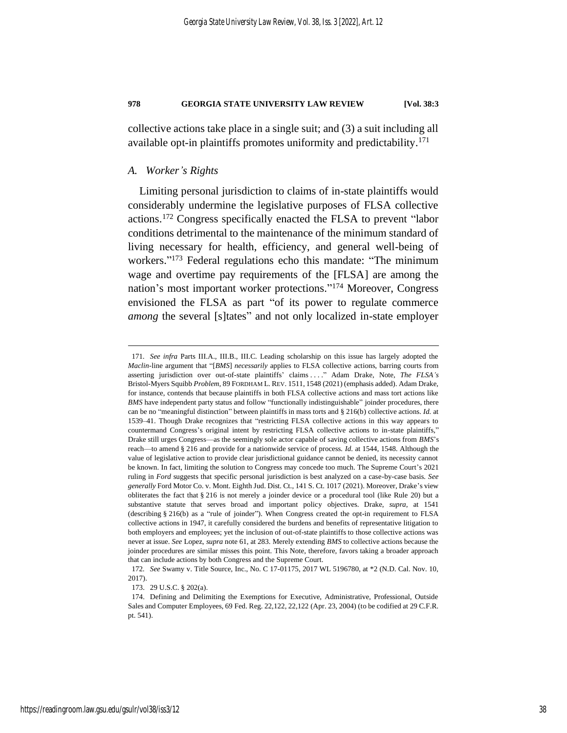collective actions take place in a single suit; and (3) a suit including all available opt-in plaintiffs promotes uniformity and predictability.[171]

### *A. Worker's Rights*

Limiting personal jurisdiction to claims of in-state plaintiffs would considerably undermine the legislative purposes of FLSA collective actions.[172] Congress specifically enacted the FLSA to prevent "labor conditions detrimental to the maintenance of the minimum standard of living necessary for health, efficiency, and general well-being of workers."[173] Federal regulations echo this mandate: "The minimum wage and overtime pay requirements of the [FLSA] are among the nation's most important worker protections."[174] Moreover, Congress envisioned the FLSA as part "of its power to regulate commerce *among* the several [s]tates" and not only localized in-state employer

---

171. *See infra* Parts III.A., III.B., III.C. Leading scholarship on this issue has largely adopted the *Maclin*-line argument that "[*BMS*] *necessarily* applies to FLSA collective actions, barring courts from asserting jurisdiction over out-of-state plaintiffs' claims . . . ." Adam Drake, Note, *The FLSA's* Bristol-Myers Squibb *Problem*, 89 FORDHAM L. REV. 1511, 1548 (2021) (emphasis added). Adam Drake, for instance, contends that because plaintiffs in both FLSA collective actions and mass tort actions like *BMS* have independent party status and follow "functionally indistinguishable" joinder procedures, there can be no "meaningful distinction" between plaintiffs in mass torts and § 216(b) collective actions. *Id.* at 1539–41. Though Drake recognizes that "restricting FLSA collective actions in this way appears to countermand Congress's original intent by restricting FLSA collective actions to in-state plaintiffs," Drake still urges Congress—as the seemingly sole actor capable of saving collective actions from *BMS*'s reach—to amend § 216 and provide for a nationwide service of process. *Id.* at 1544, 1548. Although the value of legislative action to provide clear jurisdictional guidance cannot be denied, its necessity cannot be known. In fact, limiting the solution to Congress may concede too much. The Supreme Court's 2021 ruling in *Ford* suggests that specific personal jurisdiction is best analyzed on a case-by-case basis. *See generally* Ford Motor Co. v. Mont. Eighth Jud. Dist. Ct., 141 S. Ct. 1017 (2021). Moreover, Drake's view obliterates the fact that § 216 is not merely a joinder device or a procedural tool (like Rule 20) but a substantive statute that serves broad and important policy objectives. Drake, *supra*, at 1541 (describing § 216(b) as a "rule of joinder"). When Congress created the opt-in requirement to FLSA collective actions in 1947, it carefully considered the burdens and benefits of representative litigation to both employers and employees; yet the inclusion of out-of-state plaintiffs to those collective actions was never at issue. *See* Lopez, *supra* note 61, at 283. Merely extending *BMS* to collective actions because the joinder procedures are similar misses this point. This Note, therefore, favors taking a broader approach that can include actions by both Congress and the Supreme Court.

172. *See* Swamy v. Title Source, Inc., No. C 17-01175, 2017 WL 5196780, at *2 (N.D. Cal. Nov. 10, 2017).

173. 29 U.S.C. § 202(a).

174. Defining and Delimiting the Exemptions for Executive, Administrative, Professional, Outside Sales and Computer Employees, 69 Fed. Reg. 22,122, 22,122 (Apr. 23, 2004) (to be codified at 29 C.F.R. pt. 541).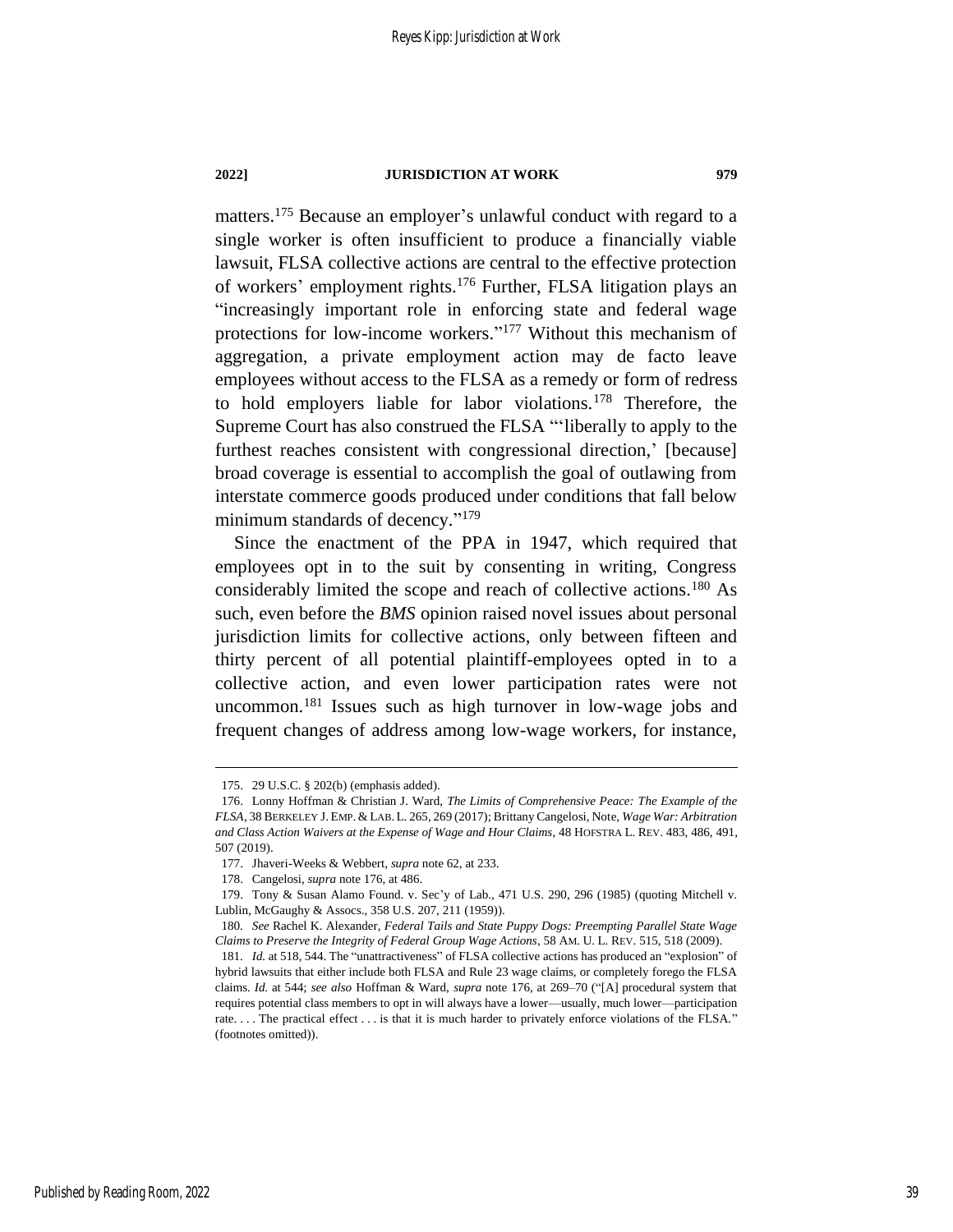matters.[175] Because an employer's unlawful conduct with regard to a single worker is often insufficient to produce a financially viable lawsuit, FLSA collective actions are central to the effective protection of workers' employment rights.[176] Further, FLSA litigation plays an "increasingly important role in enforcing state and federal wage protections for low-income workers."[177] Without this mechanism of aggregation, a private employment action may de facto leave employees without access to the FLSA as a remedy or form of redress to hold employers liable for labor violations.[178] Therefore, the Supreme Court has also construed the FLSA "'liberally to apply to the furthest reaches consistent with congressional direction,' [because] broad coverage is essential to accomplish the goal of outlawing from interstate commerce goods produced under conditions that fall below minimum standards of decency."[179]

Since the enactment of the PPA in 1947, which required that employees opt in to the suit by consenting in writing, Congress considerably limited the scope and reach of collective actions.[180] As such, even before the *BMS* opinion raised novel issues about personal jurisdiction limits for collective actions, only between fifteen and thirty percent of all potential plaintiff-employees opted in to a collective action, and even lower participation rates were not uncommon.[181] Issues such as high turnover in low-wage jobs and frequent changes of address among low-wage workers, for instance,

---

175. 29 U.S.C. § 202(b) (emphasis added).

176. Lonny Hoffman & Christian J. Ward, *The Limits of Comprehensive Peace: The Example of the FLSA*, 38 BERKELEY J. EMP. & LAB. L. 265, 269 (2017); Brittany Cangelosi, Note, *Wage War: Arbitration and Class Action Waivers at the Expense of Wage and Hour Claims*, 48 HOFSTRA L. REV. 483, 486, 491, 507 (2019).

177. Jhaveri-Weeks & Webbert, *supra* note 62, at 233.

178. Cangelosi, *supra* note 176, at 486.

179. Tony & Susan Alamo Found. v. Sec'y of Lab., 471 U.S. 290, 296 (1985) (quoting Mitchell v. Lublin, McGaughy & Assocs., 358 U.S. 207, 211 (1959)).

180. *See* Rachel K. Alexander, *Federal Tails and State Puppy Dogs: Preempting Parallel State Wage Claims to Preserve the Integrity of Federal Group Wage Actions*, 58 AM. U. L. REV. 515, 518 (2009).

181. *Id.* at 518, 544. The "unattractiveness" of FLSA collective actions has produced an "explosion" of hybrid lawsuits that either include both FLSA and Rule 23 wage claims, or completely forego the FLSA claims. *Id.* at 544; *see also* Hoffman & Ward, *supra* note 176, at 269–70 ("[A] procedural system that requires potential class members to opt in will always have a lower—usually, much lower—participation rate. . . . The practical effect . . . is that it is much harder to privately enforce violations of the FLSA." (footnotes omitted)).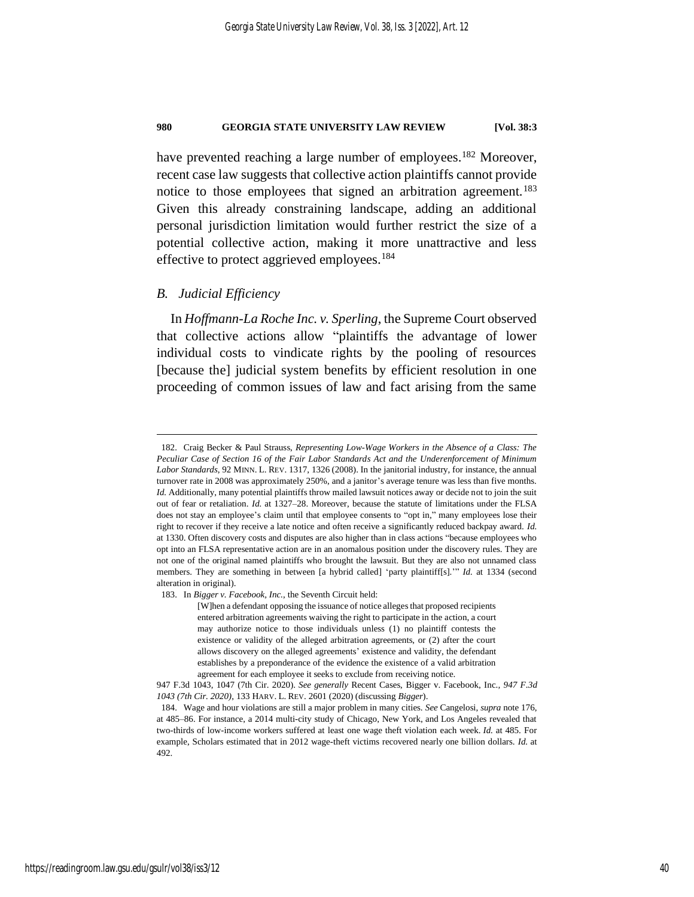have prevented reaching a large number of employees.[182] Moreover, recent case law suggests that collective action plaintiffs cannot provide notice to those employees that signed an arbitration agreement.[183] Given this already constraining landscape, adding an additional personal jurisdiction limitation would further restrict the size of a potential collective action, making it more unattractive and less effective to protect aggrieved employees.[184]

### *B. Judicial Efficiency*

In *Hoffmann-La Roche Inc. v. Sperling*, the Supreme Court observed that collective actions allow "plaintiffs the advantage of lower individual costs to vindicate rights by the pooling of resources [because the] judicial system benefits by efficient resolution in one proceeding of common issues of law and fact arising from the same

---

182. Craig Becker & Paul Strauss, *Representing Low-Wage Workers in the Absence of a Class: The Peculiar Case of Section 16 of the Fair Labor Standards Act and the Underenforcement of Minimum Labor Standards*, 92 MINN. L. REV. 1317, 1326 (2008). In the janitorial industry, for instance, the annual turnover rate in 2008 was approximately 250%, and a janitor's average tenure was less than five months. *Id.* Additionally, many potential plaintiffs throw mailed lawsuit notices away or decide not to join the suit out of fear or retaliation. *Id.* at 1327–28. Moreover, because the statute of limitations under the FLSA does not stay an employee's claim until that employee consents to "opt in," many employees lose their right to recover if they receive a late notice and often receive a significantly reduced backpay award. *Id.* at 1330. Often discovery costs and disputes are also higher than in class actions "because employees who opt into an FLSA representative action are in an anomalous position under the discovery rules. They are not one of the original named plaintiffs who brought the lawsuit. But they are also not unnamed class members. They are something in between [a hybrid called] 'party plaintiff[s].'" *Id.* at 1334 (second alteration in original).

183. In *Bigger v. Facebook, Inc.*, the Seventh Circuit held:

> [W]hen a defendant opposing the issuance of notice alleges that proposed recipients entered arbitration agreements waiving the right to participate in the action, a court may authorize notice to those individuals unless (1) no plaintiff contests the existence or validity of the alleged arbitration agreements, or (2) after the court allows discovery on the alleged agreements' existence and validity, the defendant establishes by a preponderance of the evidence the existence of a valid arbitration agreement for each employee it seeks to exclude from receiving notice.

947 F.3d 1043, 1047 (7th Cir. 2020). *See generally* Recent Cases, Bigger v. Facebook, Inc., *947 F.3d 1043 (7th Cir. 2020)*, 133 HARV. L. REV. 2601 (2020) (discussing *Bigger*).

184. Wage and hour violations are still a major problem in many cities. *See* Cangelosi, *supra* note 176, at 485–86. For instance, a 2014 multi-city study of Chicago, New York, and Los Angeles revealed that two-thirds of low-income workers suffered at least one wage theft violation each week. *Id.* at 485. For example, Scholars estimated that in 2012 wage-theft victims recovered nearly one billion dollars. *Id.* at 492.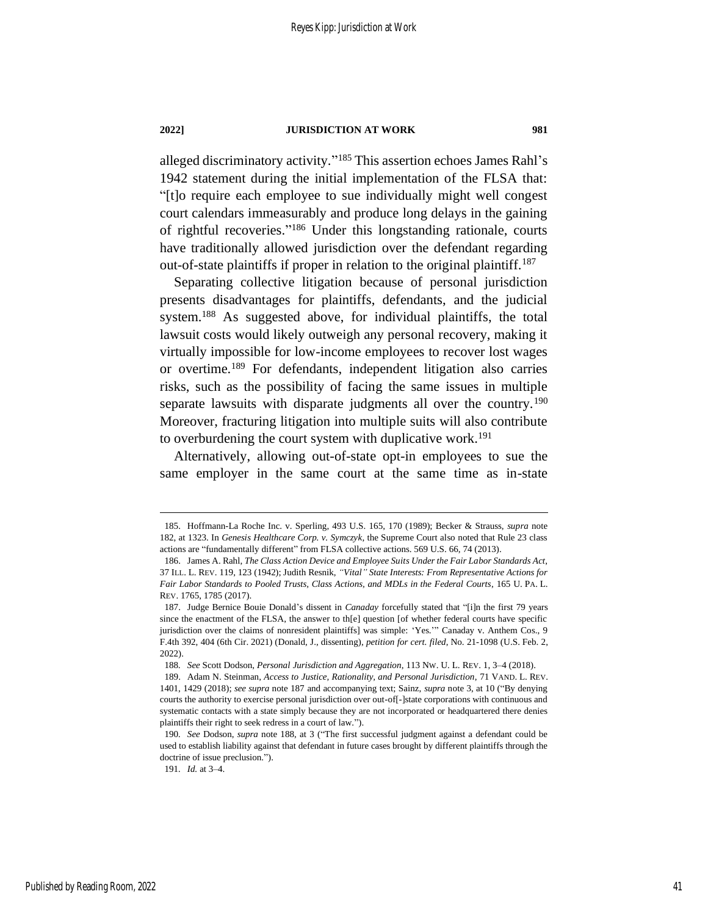alleged discriminatory activity."[185] This assertion echoes James Rahl's 1942 statement during the initial implementation of the FLSA that: "[t]o require each employee to sue individually might well congest court calendars immeasurably and produce long delays in the gaining of rightful recoveries."[186] Under this longstanding rationale, courts have traditionally allowed jurisdiction over the defendant regarding out-of-state plaintiffs if proper in relation to the original plaintiff.[187]

Separating collective litigation because of personal jurisdiction presents disadvantages for plaintiffs, defendants, and the judicial system.[188] As suggested above, for individual plaintiffs, the total lawsuit costs would likely outweigh any personal recovery, making it virtually impossible for low-income employees to recover lost wages or overtime.[189] For defendants, independent litigation also carries risks, such as the possibility of facing the same issues in multiple separate lawsuits with disparate judgments all over the country.[190] Moreover, fracturing litigation into multiple suits will also contribute to overburdening the court system with duplicative work.[191]

Alternatively, allowing out-of-state opt-in employees to sue the same employer in the same court at the same time as in-state

---

185. Hoffmann-La Roche Inc. v. Sperling, 493 U.S. 165, 170 (1989); Becker & Strauss, *supra* note 182, at 1323. In *Genesis Healthcare Corp. v. Symczyk*, the Supreme Court also noted that Rule 23 class actions are "fundamentally different" from FLSA collective actions. 569 U.S. 66, 74 (2013).

186. James A. Rahl, *The Class Action Device and Employee Suits Under the Fair Labor Standards Act*, 37 ILL. L. REV. 119, 123 (1942); Judith Resnik, *"Vital" State Interests: From Representative Actions for Fair Labor Standards to Pooled Trusts, Class Actions, and MDLs in the Federal Courts*, 165 U. PA. L. REV. 1765, 1785 (2017).

187. Judge Bernice Bouie Donald's dissent in *Canaday* forcefully stated that "[i]n the first 79 years since the enactment of the FLSA, the answer to th[e] question [of whether federal courts have specific jurisdiction over the claims of nonresident plaintiffs] was simple: 'Yes.'" Canaday v. Anthem Cos., 9 F.4th 392, 404 (6th Cir. 2021) (Donald, J., dissenting), *petition for cert. filed*, No. 21-1098 (U.S. Feb. 2, 2022).

188. *See* Scott Dodson, *Personal Jurisdiction and Aggregation*, 113 NW. U. L. REV. 1, 3–4 (2018).

189. Adam N. Steinman, *Access to Justice, Rationality, and Personal Jurisdiction*, 71 VAND. L. REV. 1401, 1429 (2018); *see supra* note 187 and accompanying text; Sainz, *supra* note 3, at 10 ("By denying courts the authority to exercise personal jurisdiction over out-of[-]state corporations with continuous and systematic contacts with a state simply because they are not incorporated or headquartered there denies plaintiffs their right to seek redress in a court of law.").

190. *See* Dodson, *supra* note 188, at 3 ("The first successful judgment against a defendant could be used to establish liability against that defendant in future cases brought by different plaintiffs through the doctrine of issue preclusion.").

191. *Id.* at 3–4.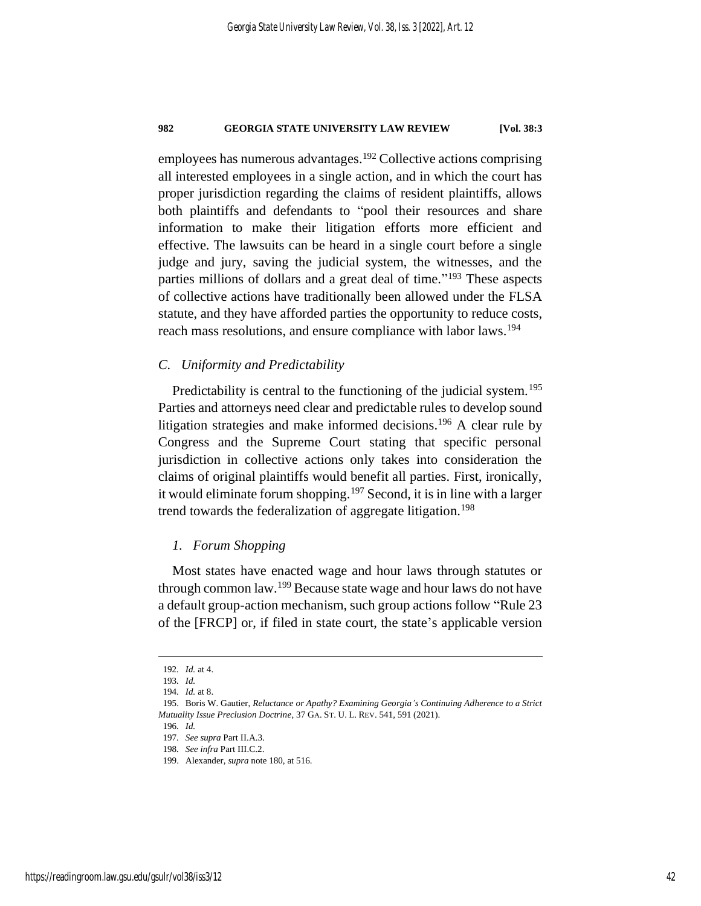employees has numerous advantages.[192] Collective actions comprising all interested employees in a single action, and in which the court has proper jurisdiction regarding the claims of resident plaintiffs, allows both plaintiffs and defendants to "pool their resources and share information to make their litigation efforts more efficient and effective. The lawsuits can be heard in a single court before a single judge and jury, saving the judicial system, the witnesses, and the parties millions of dollars and a great deal of time."[193] These aspects of collective actions have traditionally been allowed under the FLSA statute, and they have afforded parties the opportunity to reduce costs, reach mass resolutions, and ensure compliance with labor laws.[194]

### *C. Uniformity and Predictability*

Predictability is central to the functioning of the judicial system.[195] Parties and attorneys need clear and predictable rules to develop sound litigation strategies and make informed decisions.[196] A clear rule by Congress and the Supreme Court stating that specific personal jurisdiction in collective actions only takes into consideration the claims of original plaintiffs would benefit all parties. First, ironically, it would eliminate forum shopping.[197] Second, it is in line with a larger trend towards the federalization of aggregate litigation.[198]

#### *1. Forum Shopping*

Most states have enacted wage and hour laws through statutes or through common law.[199] Because state wage and hour laws do not have a default group-action mechanism, such group actions follow "Rule 23 of the [FRCP] or, if filed in state court, the state's applicable version

---

192. *Id.* at 4.

193. *Id.*

194. *Id.* at 8.

195. Boris W. Gautier, *Reluctance or Apathy? Examining Georgia's Continuing Adherence to a Strict Mutuality Issue Preclusion Doctrine*, 37 GA. ST. U. L. REV. 541, 591 (2021).

196. *Id.*

197. *See supra* Part II.A.3.

198. *See infra* Part III.C.2.

199. Alexander, *supra* note 180, at 516.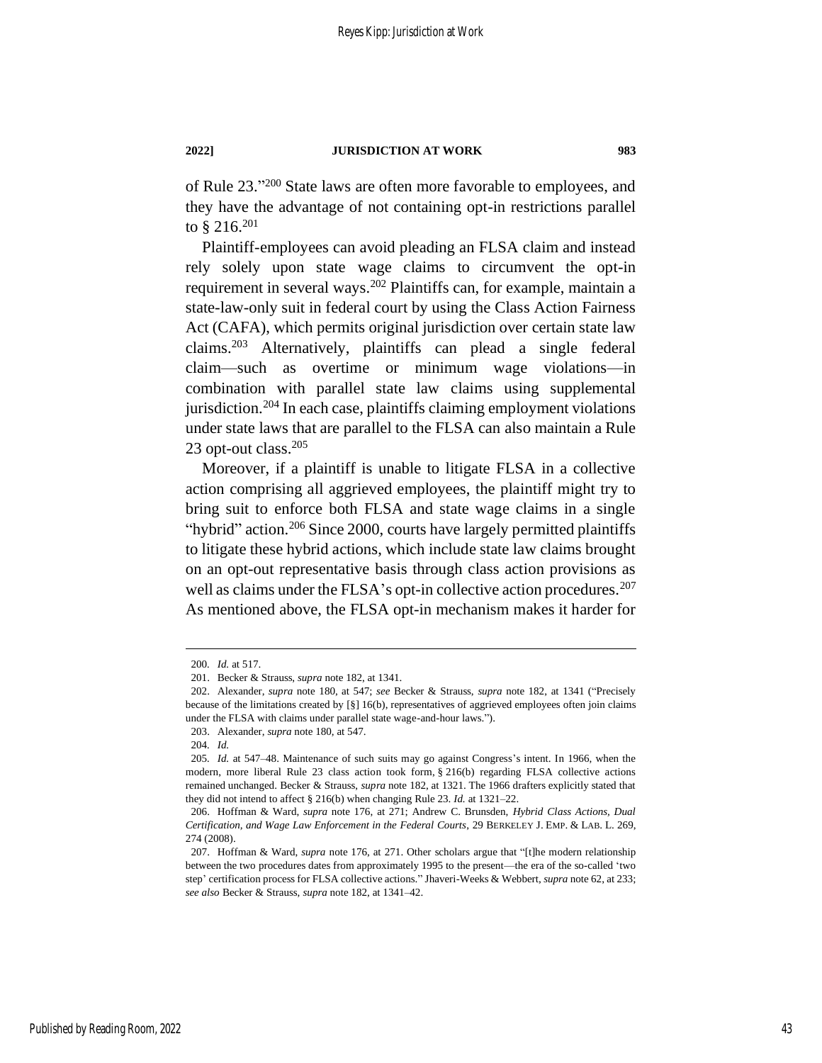of Rule 23."[200] State laws are often more favorable to employees, and they have the advantage of not containing opt-in restrictions parallel to § 216.[201]

Plaintiff-employees can avoid pleading an FLSA claim and instead rely solely upon state wage claims to circumvent the opt-in requirement in several ways.[202] Plaintiffs can, for example, maintain a state-law-only suit in federal court by using the Class Action Fairness Act (CAFA), which permits original jurisdiction over certain state law claims.[203] Alternatively, plaintiffs can plead a single federal claim—such as overtime or minimum wage violations—in combination with parallel state law claims using supplemental jurisdiction.[204] In each case, plaintiffs claiming employment violations under state laws that are parallel to the FLSA can also maintain a Rule 23 opt-out class.[205]

Moreover, if a plaintiff is unable to litigate FLSA in a collective action comprising all aggrieved employees, the plaintiff might try to bring suit to enforce both FLSA and state wage claims in a single "hybrid" action.[206] Since 2000, courts have largely permitted plaintiffs to litigate these hybrid actions, which include state law claims brought on an opt-out representative basis through class action provisions as well as claims under the FLSA's opt-in collective action procedures.[207] As mentioned above, the FLSA opt-in mechanism makes it harder for

---

200. *Id.* at 517.

201. Becker & Strauss, *supra* note 182, at 1341.

202. Alexander, *supra* note 180, at 547; *see* Becker & Strauss, *supra* note 182, at 1341 ("Precisely because of the limitations created by [§] 16(b), representatives of aggrieved employees often join claims under the FLSA with claims under parallel state wage-and-hour laws.").

203. Alexander, *supra* note 180, at 547.

204. *Id.*

205. *Id.* at 547–48. Maintenance of such suits may go against Congress's intent. In 1966, when the modern, more liberal Rule 23 class action took form, § 216(b) regarding FLSA collective actions remained unchanged. Becker & Strauss, *supra* note 182, at 1321. The 1966 drafters explicitly stated that they did not intend to affect § 216(b) when changing Rule 23. *Id.* at 1321–22.

206. Hoffman & Ward, *supra* note 176, at 271; Andrew C. Brunsden, *Hybrid Class Actions, Dual Certification, and Wage Law Enforcement in the Federal Courts*, 29 BERKELEY J. EMP. & LAB. L. 269, 274 (2008).

207. Hoffman & Ward, *supra* note 176, at 271. Other scholars argue that "[t]he modern relationship between the two procedures dates from approximately 1995 to the present—the era of the so-called 'two step' certification process for FLSA collective actions." Jhaveri-Weeks & Webbert, *supra* note 62, at 233; *see also* Becker & Strauss, *supra* note 182, at 1341–42.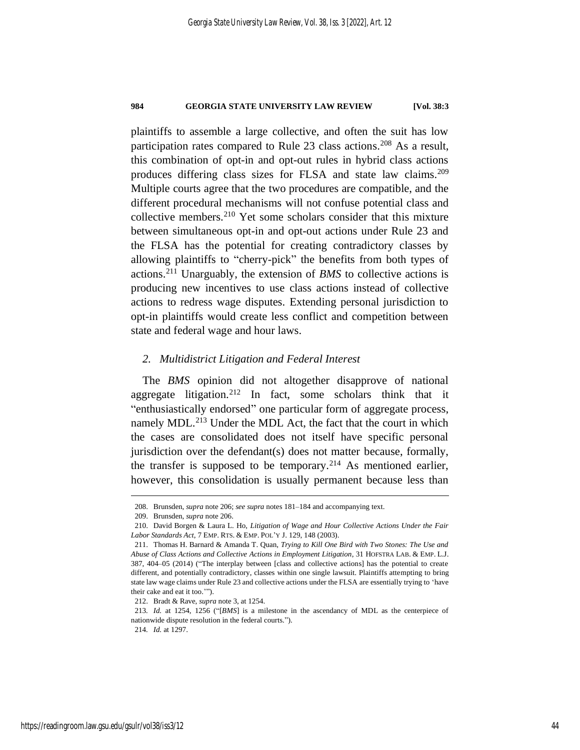plaintiffs to assemble a large collective, and often the suit has low participation rates compared to Rule 23 class actions.[208] As a result, this combination of opt-in and opt-out rules in hybrid class actions produces differing class sizes for FLSA and state law claims.[209] Multiple courts agree that the two procedures are compatible, and the different procedural mechanisms will not confuse potential class and collective members.[210] Yet some scholars consider that this mixture between simultaneous opt-in and opt-out actions under Rule 23 and the FLSA has the potential for creating contradictory classes by allowing plaintiffs to "cherry-pick" the benefits from both types of actions.[211] Unarguably, the extension of *BMS* to collective actions is producing new incentives to use class actions instead of collective actions to redress wage disputes. Extending personal jurisdiction to opt-in plaintiffs would create less conflict and competition between state and federal wage and hour laws.

### *2. Multidistrict Litigation and Federal Interest*

The *BMS* opinion did not altogether disapprove of national aggregate litigation.[212] In fact, some scholars think that it "enthusiastically endorsed" one particular form of aggregate process, namely MDL.[213] Under the MDL Act, the fact that the court in which the cases are consolidated does not itself have specific personal jurisdiction over the defendant(s) does not matter because, formally, the transfer is supposed to be temporary.[214] As mentioned earlier, however, this consolidation is usually permanent because less than

---

208. Brunsden, *supra* note 206; *see supra* notes 181–184 and accompanying text.

209. Brunsden, *supra* note 206.

210. David Borgen & Laura L. Ho, *Litigation of Wage and Hour Collective Actions Under the Fair Labor Standards Act*, 7 EMP. RTS. & EMP. POL'Y J. 129, 148 (2003).

211. Thomas H. Barnard & Amanda T. Quan, *Trying to Kill One Bird with Two Stones: The Use and Abuse of Class Actions and Collective Actions in Employment Litigation*, 31 HOFSTRA LAB. & EMP. L.J. 387, 404–05 (2014) ("The interplay between [class and collective actions] has the potential to create different, and potentially contradictory, classes within one single lawsuit. Plaintiffs attempting to bring state law wage claims under Rule 23 and collective actions under the FLSA are essentially trying to 'have their cake and eat it too.'").

212. Bradt & Rave, *supra* note 3, at 1254.

213. *Id.* at 1254, 1256 ("[*BMS*] is a milestone in the ascendancy of MDL as the centerpiece of nationwide dispute resolution in the federal courts.").

214. *Id.* at 1297.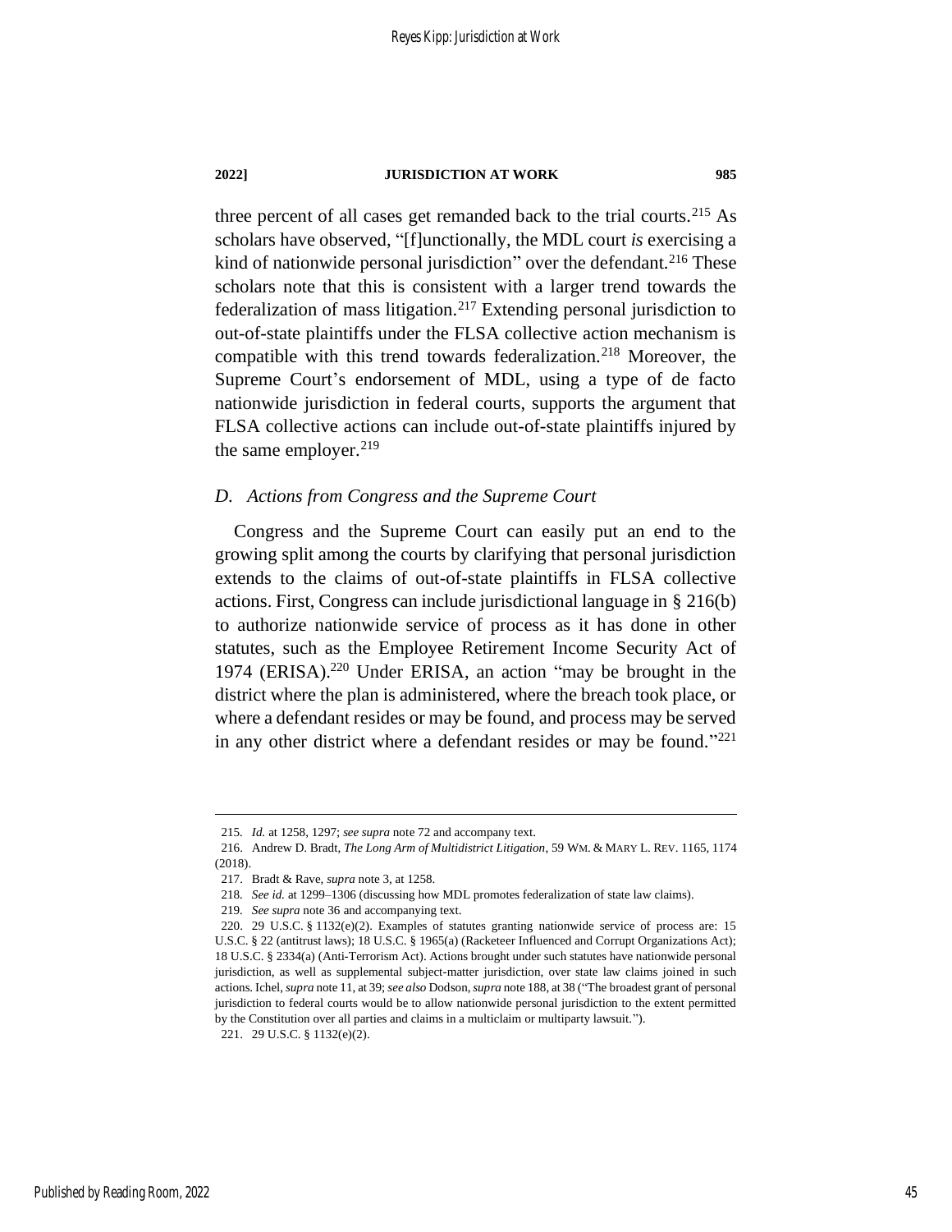three percent of all cases get remanded back to the trial courts.[215] As scholars have observed, "[f]unctionally, the MDL court *is* exercising a kind of nationwide personal jurisdiction" over the defendant.[216] These scholars note that this is consistent with a larger trend towards the federalization of mass litigation.[217] Extending personal jurisdiction to out-of-state plaintiffs under the FLSA collective action mechanism is compatible with this trend towards federalization.[218] Moreover, the Supreme Court's endorsement of MDL, using a type of de facto nationwide jurisdiction in federal courts, supports the argument that FLSA collective actions can include out-of-state plaintiffs injured by the same employer.[219]

### *D. Actions from Congress and the Supreme Court*

Congress and the Supreme Court can easily put an end to the growing split among the courts by clarifying that personal jurisdiction extends to the claims of out-of-state plaintiffs in FLSA collective actions. First, Congress can include jurisdictional language in § 216(b) to authorize nationwide service of process as it has done in other statutes, such as the Employee Retirement Income Security Act of 1974 (ERISA).[220] Under ERISA, an action "may be brought in the district where the plan is administered, where the breach took place, or where a defendant resides or may be found, and process may be served in any other district where a defendant resides or may be found."[221]

---

215. *Id.* at 1258, 1297; *see supra* note 72 and accompany text.

216. Andrew D. Bradt, *The Long Arm of Multidistrict Litigation*, 59 WM. & MARY L. REV. 1165, 1174 (2018).

217. Bradt & Rave, *supra* note 3, at 1258.

218. *See id.* at 1299–1306 (discussing how MDL promotes federalization of state law claims).

219. *See supra* note 36 and accompanying text.

220. 29 U.S.C. § 1132(e)(2). Examples of statutes granting nationwide service of process are: 15 U.S.C. § 22 (antitrust laws); 18 U.S.C. § 1965(a) (Racketeer Influenced and Corrupt Organizations Act); 18 U.S.C. § 2334(a) (Anti-Terrorism Act). Actions brought under such statutes have nationwide personal jurisdiction, as well as supplemental subject-matter jurisdiction, over state law claims joined in such actions. Ichel, *supra* note 11, at 39; *see also* Dodson, *supra* note 188, at 38 ("The broadest grant of personal jurisdiction to federal courts would be to allow nationwide personal jurisdiction to the extent permitted by the Constitution over all parties and claims in a multiclaim or multiparty lawsuit.").

221. 29 U.S.C. § 1132(e)(2).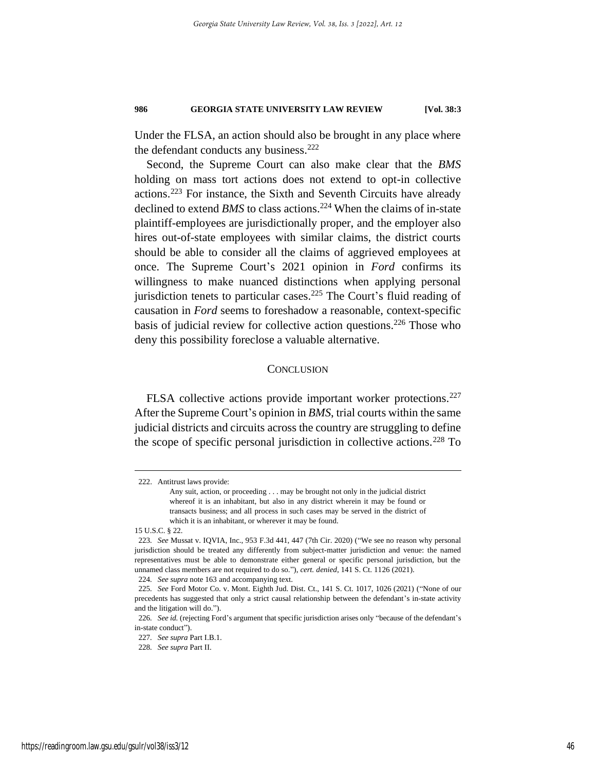Under the FLSA, an action should also be brought in any place where the defendant conducts any business.[222]

Second, the Supreme Court can also make clear that the *BMS* holding on mass tort actions does not extend to opt-in collective actions.[223] For instance, the Sixth and Seventh Circuits have already declined to extend *BMS* to class actions.[224] When the claims of in-state plaintiff-employees are jurisdictionally proper, and the employer also hires out-of-state employees with similar claims, the district courts should be able to consider all the claims of aggrieved employees at once. The Supreme Court's 2021 opinion in *Ford* confirms its willingness to make nuanced distinctions when applying personal jurisdiction tenets to particular cases.[225] The Court's fluid reading of causation in *Ford* seems to foreshadow a reasonable, context-specific basis of judicial review for collective action questions.[226] Those who deny this possibility foreclose a valuable alternative.

## CONCLUSION

FLSA collective actions provide important worker protections.[227] After the Supreme Court's opinion in *BMS*, trial courts within the same judicial districts and circuits across the country are struggling to define the scope of specific personal jurisdiction in collective actions.[228] To

---

222. Antitrust laws provide:

> Any suit, action, or proceeding . . . may be brought not only in the judicial district whereof it is an inhabitant, but also in any district wherein it may be found or transacts business; and all process in such cases may be served in the district of which it is an inhabitant, or wherever it may be found.

15 U.S.C. § 22.

223. *See* Mussat v. IQVIA, Inc., 953 F.3d 441, 447 (7th Cir. 2020) ("We see no reason why personal jurisdiction should be treated any differently from subject-matter jurisdiction and venue: the named representatives must be able to demonstrate either general or specific personal jurisdiction, but the unnamed class members are not required to do so."), *cert. denied*, 141 S. Ct. 1126 (2021).

224. *See supra* note 163 and accompanying text.

225. *See* Ford Motor Co. v. Mont. Eighth Jud. Dist. Ct., 141 S. Ct. 1017, 1026 (2021) ("None of our precedents has suggested that only a strict causal relationship between the defendant's in-state activity and the litigation will do.").

226. *See id.* (rejecting Ford's argument that specific jurisdiction arises only "because of the defendant's in-state conduct").

227. *See supra* Part I.B.1.

228. *See supra* Part II.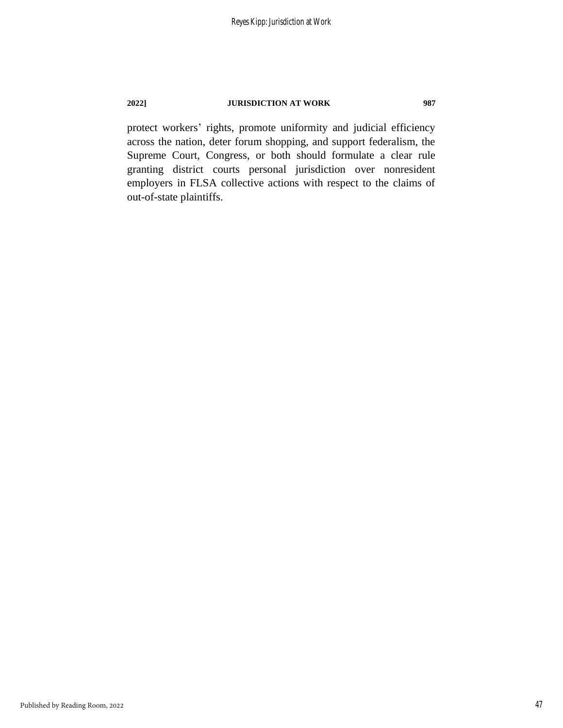protect workers' rights, promote uniformity and judicial efficiency across the nation, deter forum shopping, and support federalism, the Supreme Court, Congress, or both should formulate a clear rule granting district courts personal jurisdiction over nonresident employers in FLSA collective actions with respect to the claims of out-of-state plaintiffs.